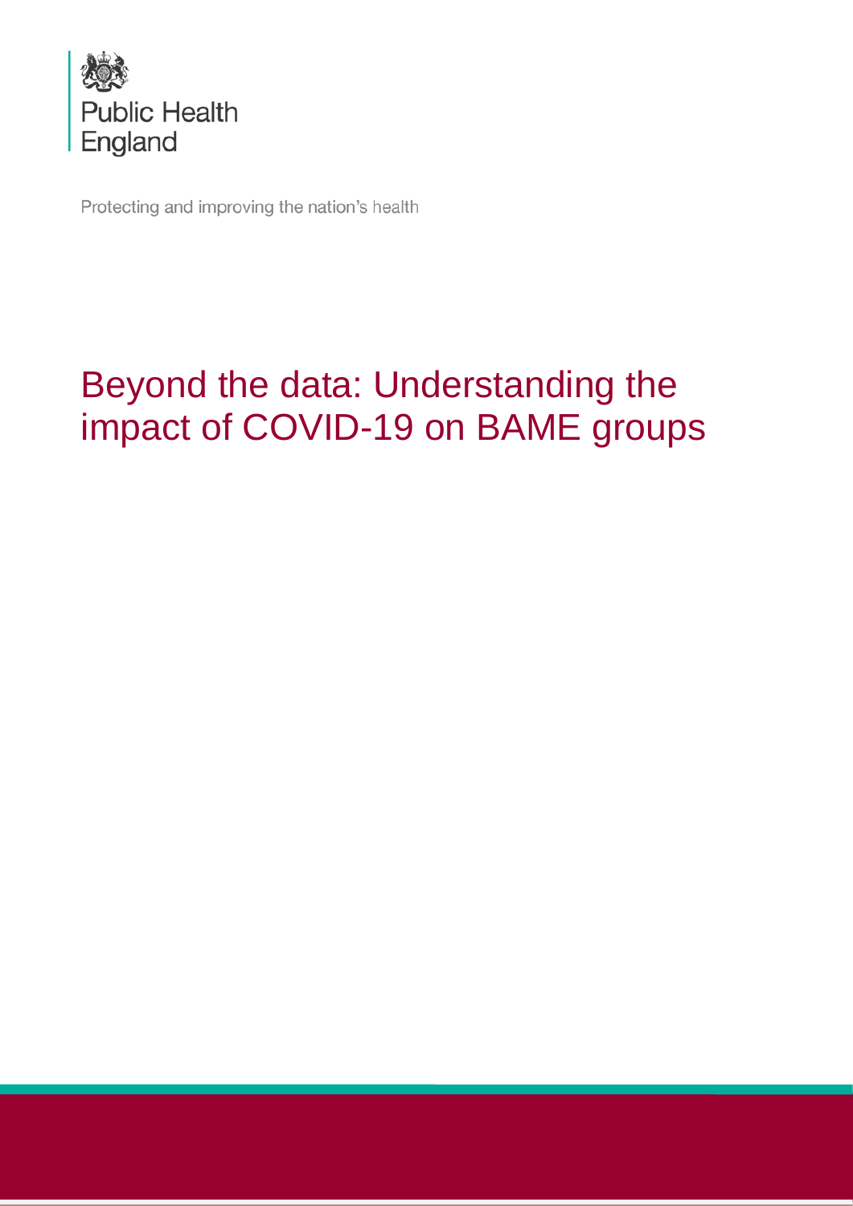Public Health England

Protecting and improving the nation's health

# Beyond the data: Understanding the impact of COVID-19 on BAME groups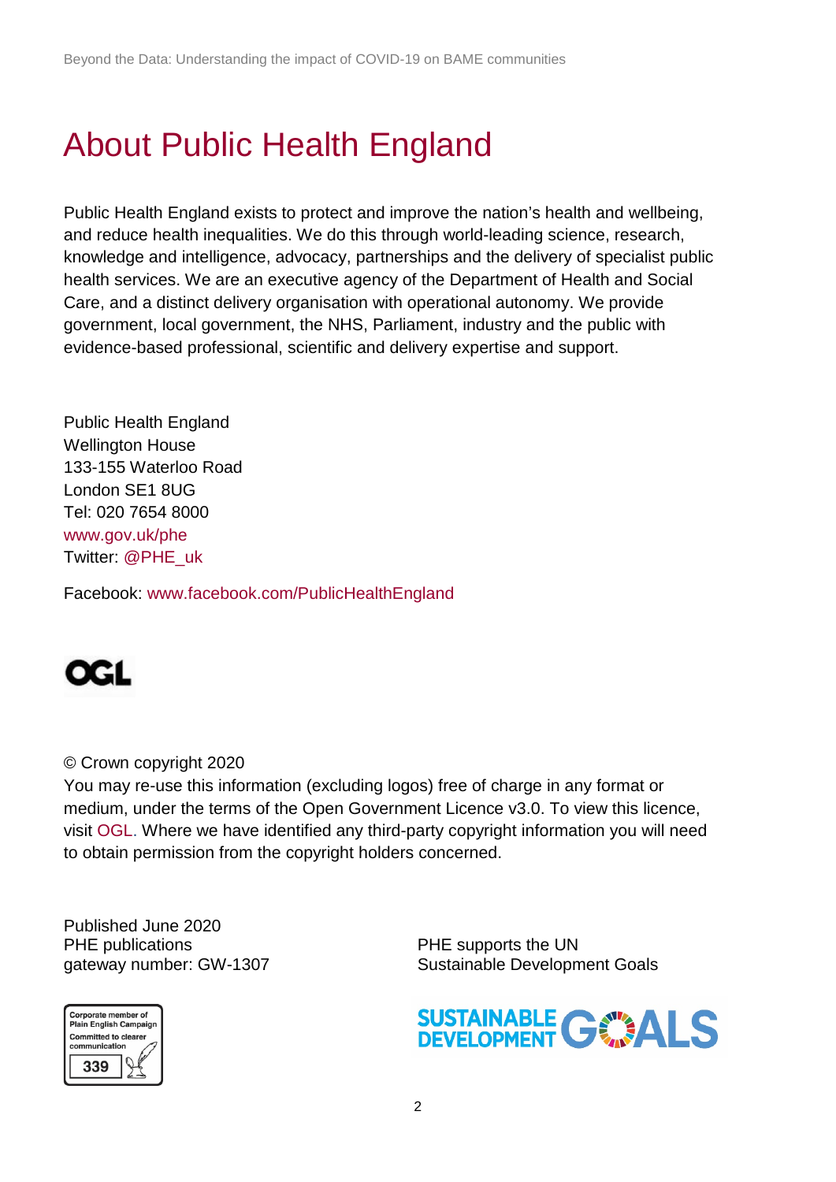# About Public Health England

Public Health England exists to protect and improve the nation's health and wellbeing, and reduce health inequalities. We do this through world-leading science, research, knowledge and intelligence, advocacy, partnerships and the delivery of specialist public health services. We are an executive agency of the Department of Health and Social Care, and a distinct delivery organisation with operational autonomy. We provide government, local government, the NHS, Parliament, industry and the public with evidence-based professional, scientific and delivery expertise and support.

Public Health England
Wellington House
133-155 Waterloo Road
London SE1 8UG
Tel: 020 7654 8000
www.gov.uk/phe
Twitter: @PHE_uk

Facebook: www.facebook.com/PublicHealthEngland

© Crown copyright 2020
You may re-use this information (excluding logos) free of charge in any format or medium, under the terms of the Open Government Licence v3.0. To view this licence, visit OGL. Where we have identified any third-party copyright information you will need to obtain permission from the copyright holders concerned.

Published June 2020
PHE publications
gateway number: GW-1307

PHE supports the UN
Sustainable Development Goals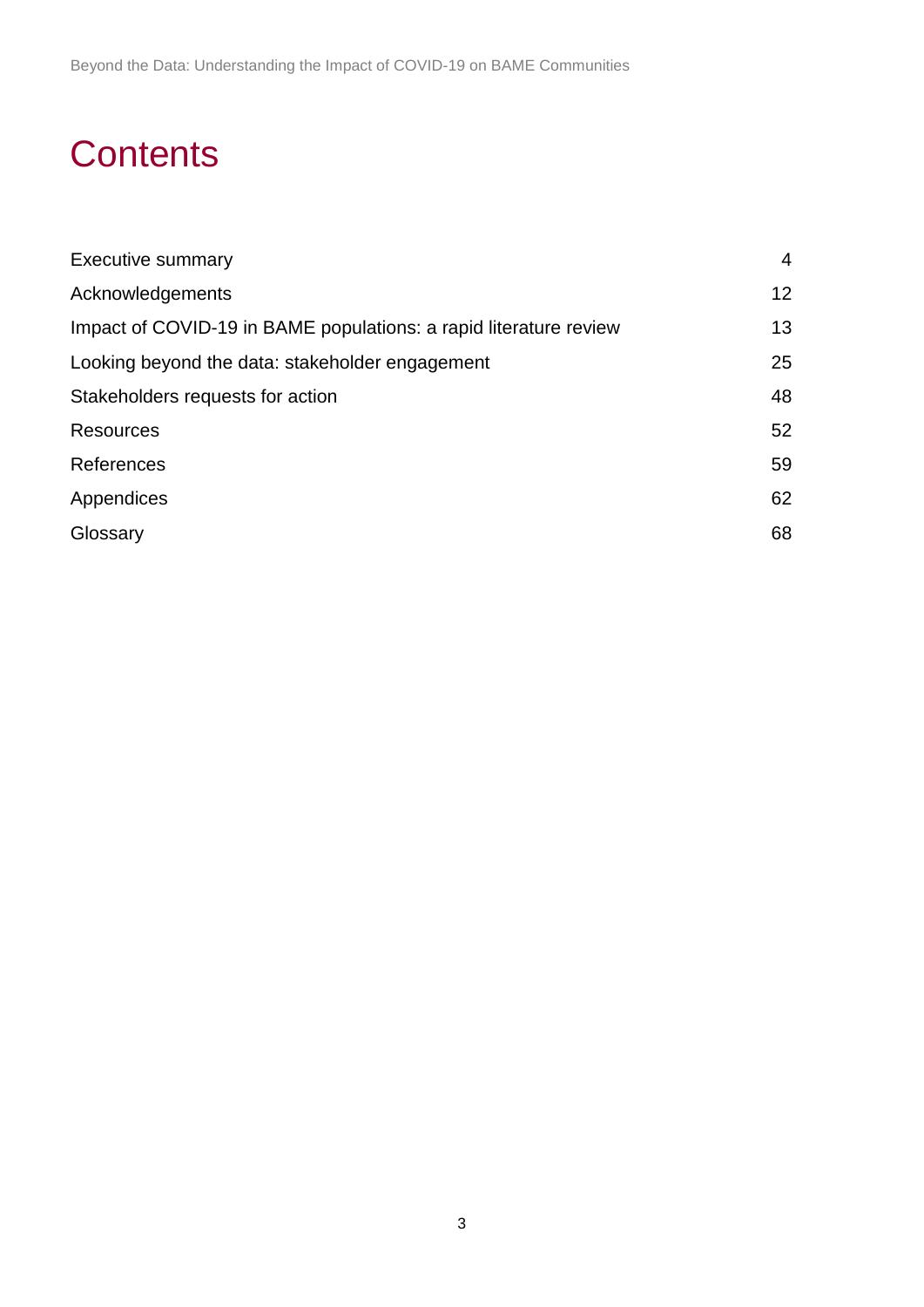# Contents

| | |
|---|---|
| Executive summary | 4 |
| Acknowledgements | 12 |
| Impact of COVID-19 in BAME populations: a rapid literature review | 13 |
| Looking beyond the data: stakeholder engagement | 25 |
| Stakeholders requests for action | 48 |
| Resources | 52 |
| References | 59 |
| Appendices | 62 |
| Glossary | 68 |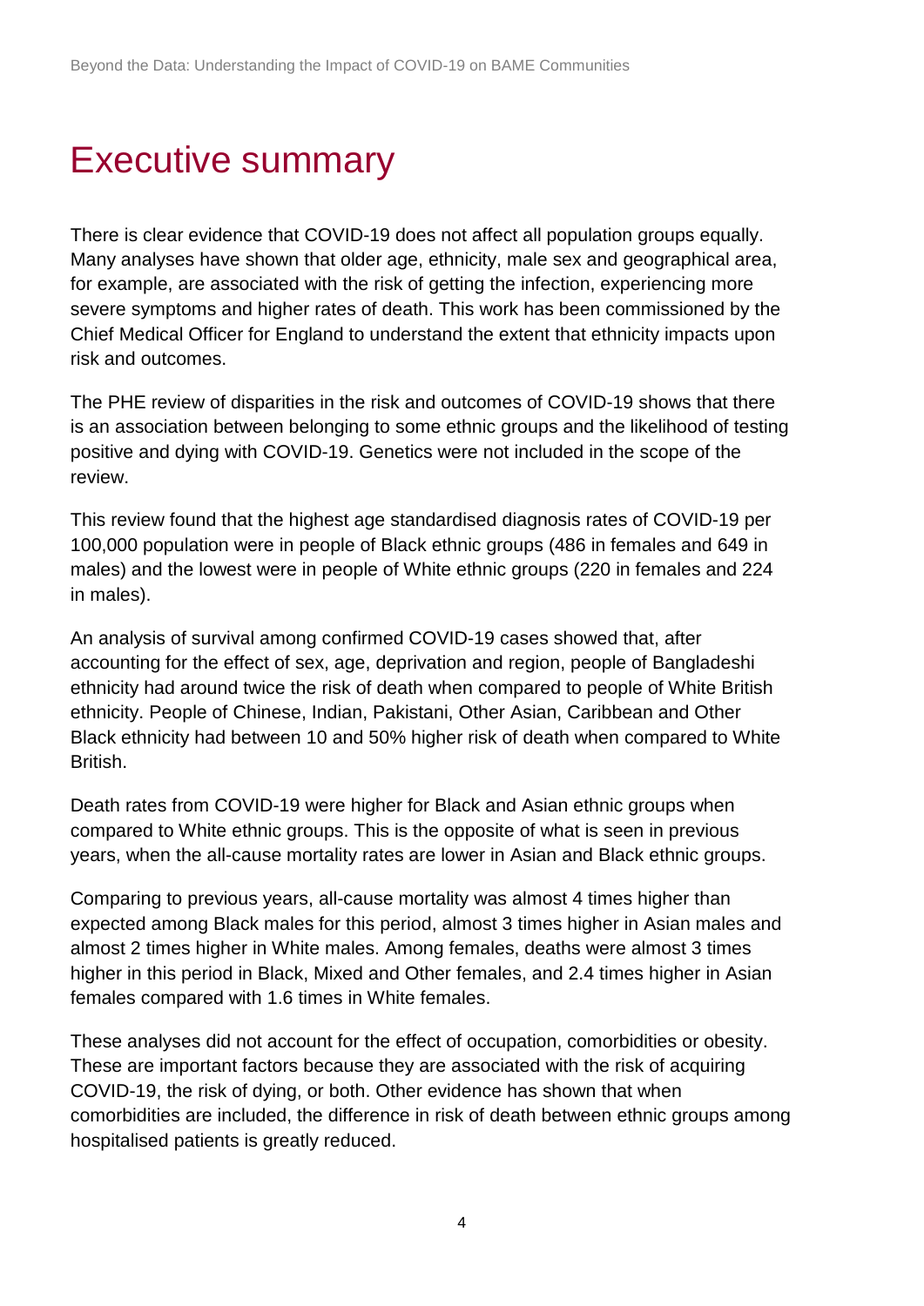# Executive summary

There is clear evidence that COVID-19 does not affect all population groups equally. Many analyses have shown that older age, ethnicity, male sex and geographical area, for example, are associated with the risk of getting the infection, experiencing more severe symptoms and higher rates of death. This work has been commissioned by the Chief Medical Officer for England to understand the extent that ethnicity impacts upon risk and outcomes.

The PHE review of disparities in the risk and outcomes of COVID-19 shows that there is an association between belonging to some ethnic groups and the likelihood of testing positive and dying with COVID-19. Genetics were not included in the scope of the review.

This review found that the highest age standardised diagnosis rates of COVID-19 per 100,000 population were in people of Black ethnic groups (486 in females and 649 in males) and the lowest were in people of White ethnic groups (220 in females and 224 in males).

An analysis of survival among confirmed COVID-19 cases showed that, after accounting for the effect of sex, age, deprivation and region, people of Bangladeshi ethnicity had around twice the risk of death when compared to people of White British ethnicity. People of Chinese, Indian, Pakistani, Other Asian, Caribbean and Other Black ethnicity had between 10 and 50% higher risk of death when compared to White British.

Death rates from COVID-19 were higher for Black and Asian ethnic groups when compared to White ethnic groups. This is the opposite of what is seen in previous years, when the all-cause mortality rates are lower in Asian and Black ethnic groups.

Comparing to previous years, all-cause mortality was almost 4 times higher than expected among Black males for this period, almost 3 times higher in Asian males and almost 2 times higher in White males. Among females, deaths were almost 3 times higher in this period in Black, Mixed and Other females, and 2.4 times higher in Asian females compared with 1.6 times in White females.

These analyses did not account for the effect of occupation, comorbidities or obesity. These are important factors because they are associated with the risk of acquiring COVID-19, the risk of dying, or both. Other evidence has shown that when comorbidities are included, the difference in risk of death between ethnic groups among hospitalised patients is greatly reduced.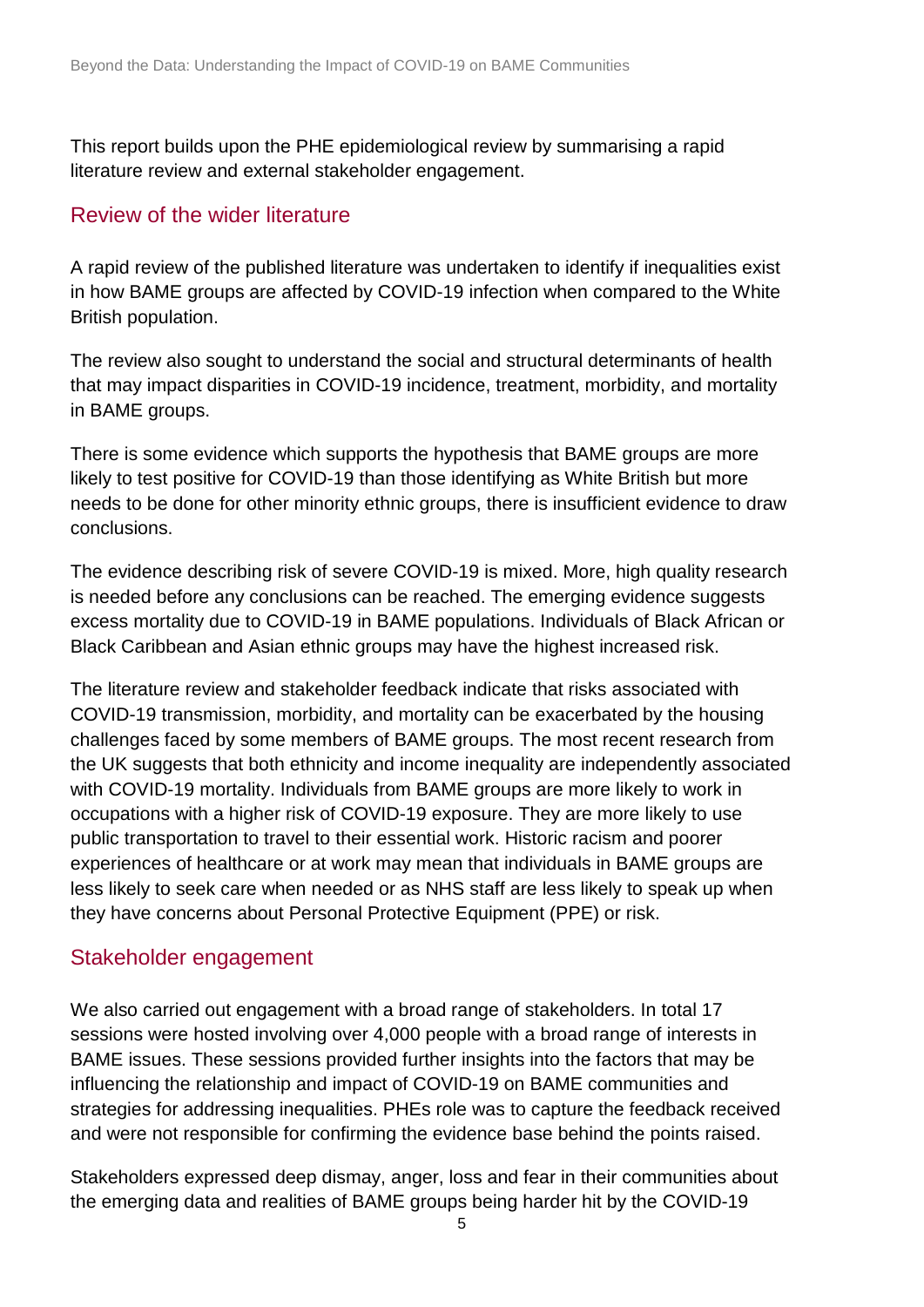This report builds upon the PHE epidemiological review by summarising a rapid literature review and external stakeholder engagement.

## Review of the wider literature

A rapid review of the published literature was undertaken to identify if inequalities exist in how BAME groups are affected by COVID-19 infection when compared to the White British population.

The review also sought to understand the social and structural determinants of health that may impact disparities in COVID-19 incidence, treatment, morbidity, and mortality in BAME groups.

There is some evidence which supports the hypothesis that BAME groups are more likely to test positive for COVID-19 than those identifying as White British but more needs to be done for other minority ethnic groups, there is insufficient evidence to draw conclusions.

The evidence describing risk of severe COVID-19 is mixed. More, high quality research is needed before any conclusions can be reached. The emerging evidence suggests excess mortality due to COVID-19 in BAME populations. Individuals of Black African or Black Caribbean and Asian ethnic groups may have the highest increased risk.

The literature review and stakeholder feedback indicate that risks associated with COVID-19 transmission, morbidity, and mortality can be exacerbated by the housing challenges faced by some members of BAME groups. The most recent research from the UK suggests that both ethnicity and income inequality are independently associated with COVID-19 mortality. Individuals from BAME groups are more likely to work in occupations with a higher risk of COVID-19 exposure. They are more likely to use public transportation to travel to their essential work. Historic racism and poorer experiences of healthcare or at work may mean that individuals in BAME groups are less likely to seek care when needed or as NHS staff are less likely to speak up when they have concerns about Personal Protective Equipment (PPE) or risk.

## Stakeholder engagement

We also carried out engagement with a broad range of stakeholders. In total 17 sessions were hosted involving over 4,000 people with a broad range of interests in BAME issues. These sessions provided further insights into the factors that may be influencing the relationship and impact of COVID-19 on BAME communities and strategies for addressing inequalities. PHEs role was to capture the feedback received and were not responsible for confirming the evidence base behind the points raised.

Stakeholders expressed deep dismay, anger, loss and fear in their communities about the emerging data and realities of BAME groups being harder hit by the COVID-19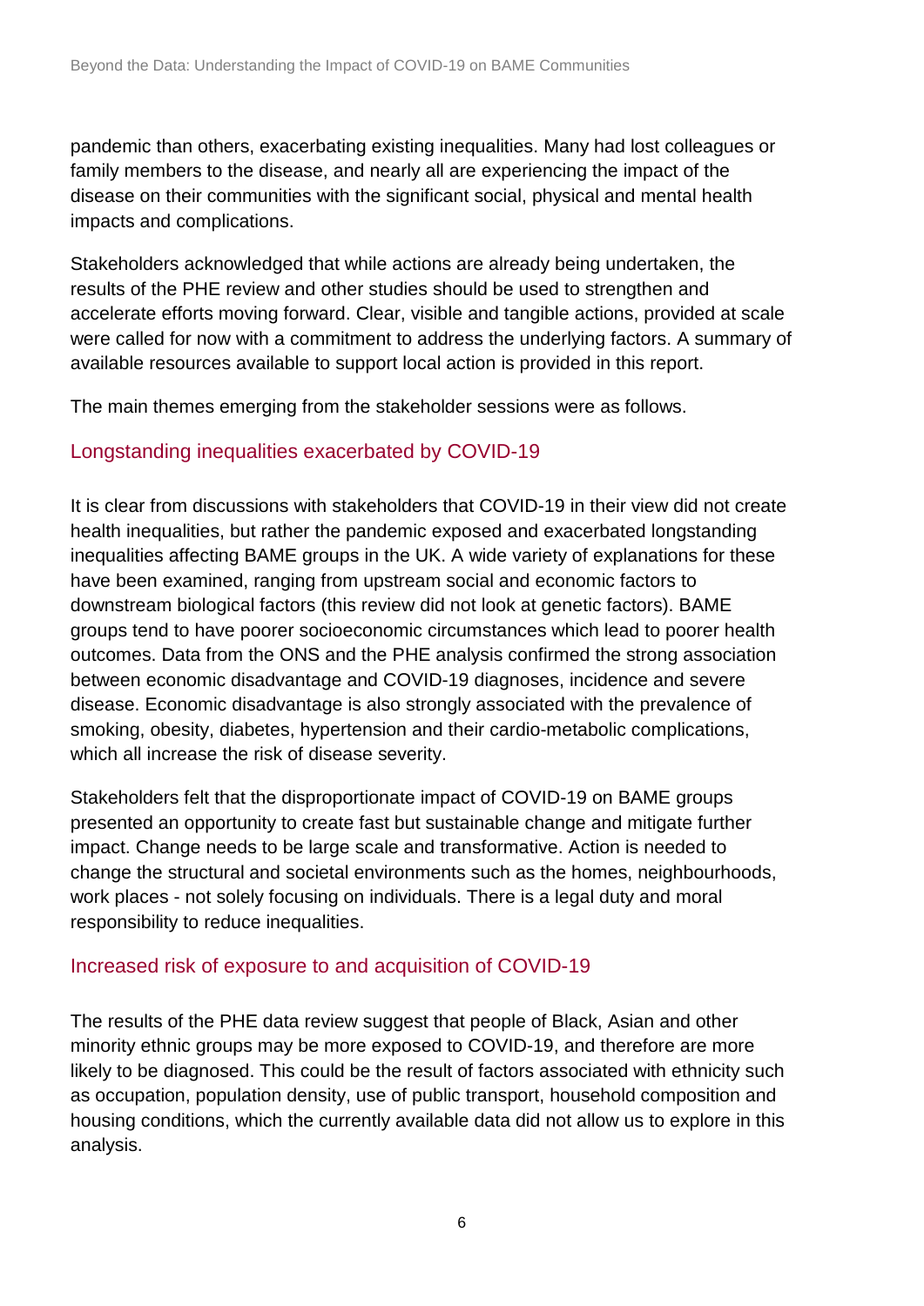pandemic than others, exacerbating existing inequalities. Many had lost colleagues or family members to the disease, and nearly all are experiencing the impact of the disease on their communities with the significant social, physical and mental health impacts and complications.

Stakeholders acknowledged that while actions are already being undertaken, the results of the PHE review and other studies should be used to strengthen and accelerate efforts moving forward. Clear, visible and tangible actions, provided at scale were called for now with a commitment to address the underlying factors. A summary of available resources available to support local action is provided in this report.

The main themes emerging from the stakeholder sessions were as follows.

## Longstanding inequalities exacerbated by COVID-19

It is clear from discussions with stakeholders that COVID-19 in their view did not create health inequalities, but rather the pandemic exposed and exacerbated longstanding inequalities affecting BAME groups in the UK. A wide variety of explanations for these have been examined, ranging from upstream social and economic factors to downstream biological factors (this review did not look at genetic factors). BAME groups tend to have poorer socioeconomic circumstances which lead to poorer health outcomes. Data from the ONS and the PHE analysis confirmed the strong association between economic disadvantage and COVID-19 diagnoses, incidence and severe disease. Economic disadvantage is also strongly associated with the prevalence of smoking, obesity, diabetes, hypertension and their cardio-metabolic complications, which all increase the risk of disease severity.

Stakeholders felt that the disproportionate impact of COVID-19 on BAME groups presented an opportunity to create fast but sustainable change and mitigate further impact. Change needs to be large scale and transformative. Action is needed to change the structural and societal environments such as the homes, neighbourhoods, work places - not solely focusing on individuals. There is a legal duty and moral responsibility to reduce inequalities.

## Increased risk of exposure to and acquisition of COVID-19

The results of the PHE data review suggest that people of Black, Asian and other minority ethnic groups may be more exposed to COVID-19, and therefore are more likely to be diagnosed. This could be the result of factors associated with ethnicity such as occupation, population density, use of public transport, household composition and housing conditions, which the currently available data did not allow us to explore in this analysis.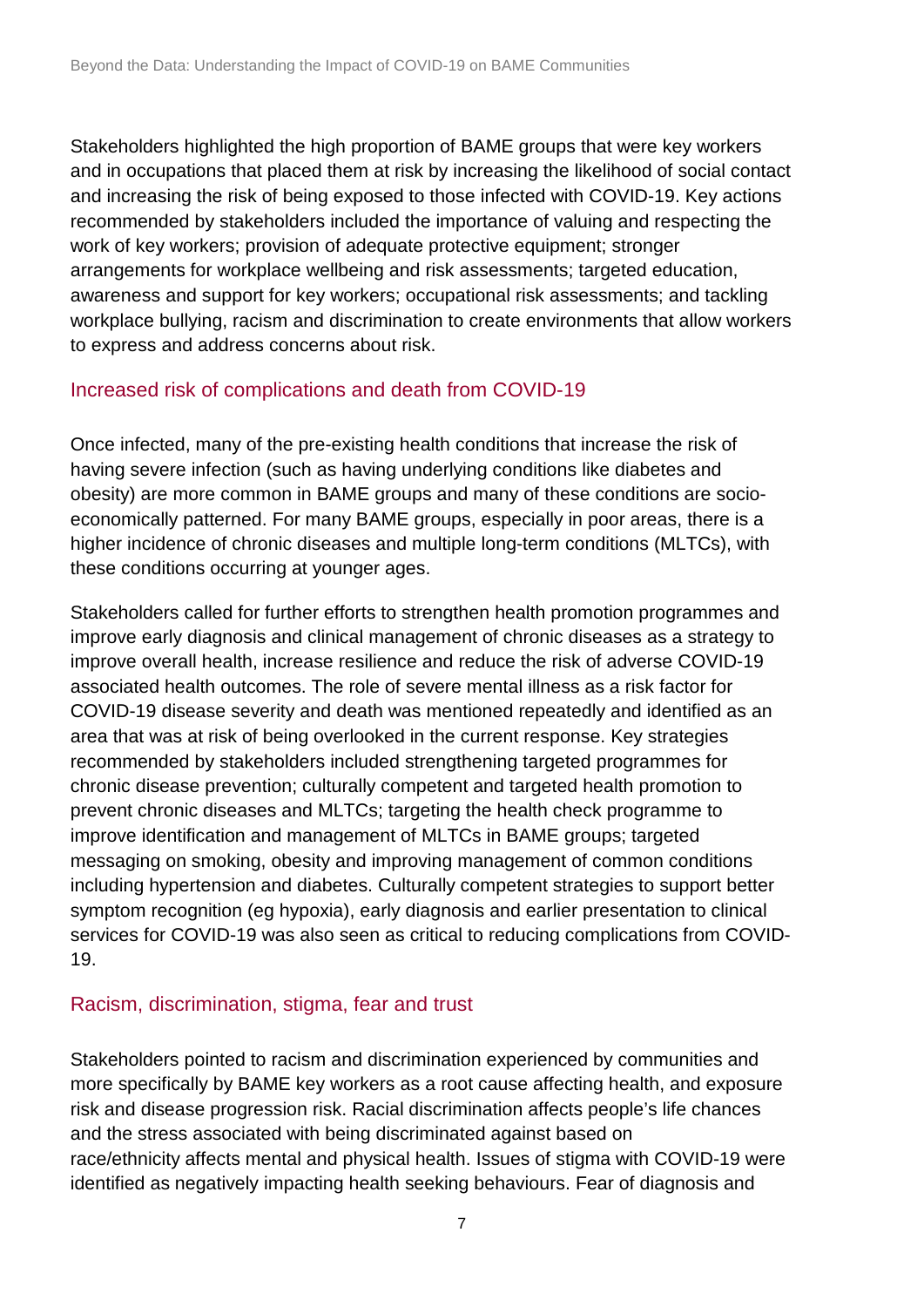Stakeholders highlighted the high proportion of BAME groups that were key workers and in occupations that placed them at risk by increasing the likelihood of social contact and increasing the risk of being exposed to those infected with COVID-19. Key actions recommended by stakeholders included the importance of valuing and respecting the work of key workers; provision of adequate protective equipment; stronger arrangements for workplace wellbeing and risk assessments; targeted education, awareness and support for key workers; occupational risk assessments; and tackling workplace bullying, racism and discrimination to create environments that allow workers to express and address concerns about risk.

### Increased risk of complications and death from COVID-19

Once infected, many of the pre-existing health conditions that increase the risk of having severe infection (such as having underlying conditions like diabetes and obesity) are more common in BAME groups and many of these conditions are socio-economically patterned. For many BAME groups, especially in poor areas, there is a higher incidence of chronic diseases and multiple long-term conditions (MLTCs), with these conditions occurring at younger ages.

Stakeholders called for further efforts to strengthen health promotion programmes and improve early diagnosis and clinical management of chronic diseases as a strategy to improve overall health, increase resilience and reduce the risk of adverse COVID-19 associated health outcomes. The role of severe mental illness as a risk factor for COVID-19 disease severity and death was mentioned repeatedly and identified as an area that was at risk of being overlooked in the current response. Key strategies recommended by stakeholders included strengthening targeted programmes for chronic disease prevention; culturally competent and targeted health promotion to prevent chronic diseases and MLTCs; targeting the health check programme to improve identification and management of MLTCs in BAME groups; targeted messaging on smoking, obesity and improving management of common conditions including hypertension and diabetes. Culturally competent strategies to support better symptom recognition (eg hypoxia), early diagnosis and earlier presentation to clinical services for COVID-19 was also seen as critical to reducing complications from COVID-19.

### Racism, discrimination, stigma, fear and trust

Stakeholders pointed to racism and discrimination experienced by communities and more specifically by BAME key workers as a root cause affecting health, and exposure risk and disease progression risk. Racial discrimination affects people's life chances and the stress associated with being discriminated against based on race/ethnicity affects mental and physical health. Issues of stigma with COVID-19 were identified as negatively impacting health seeking behaviours. Fear of diagnosis and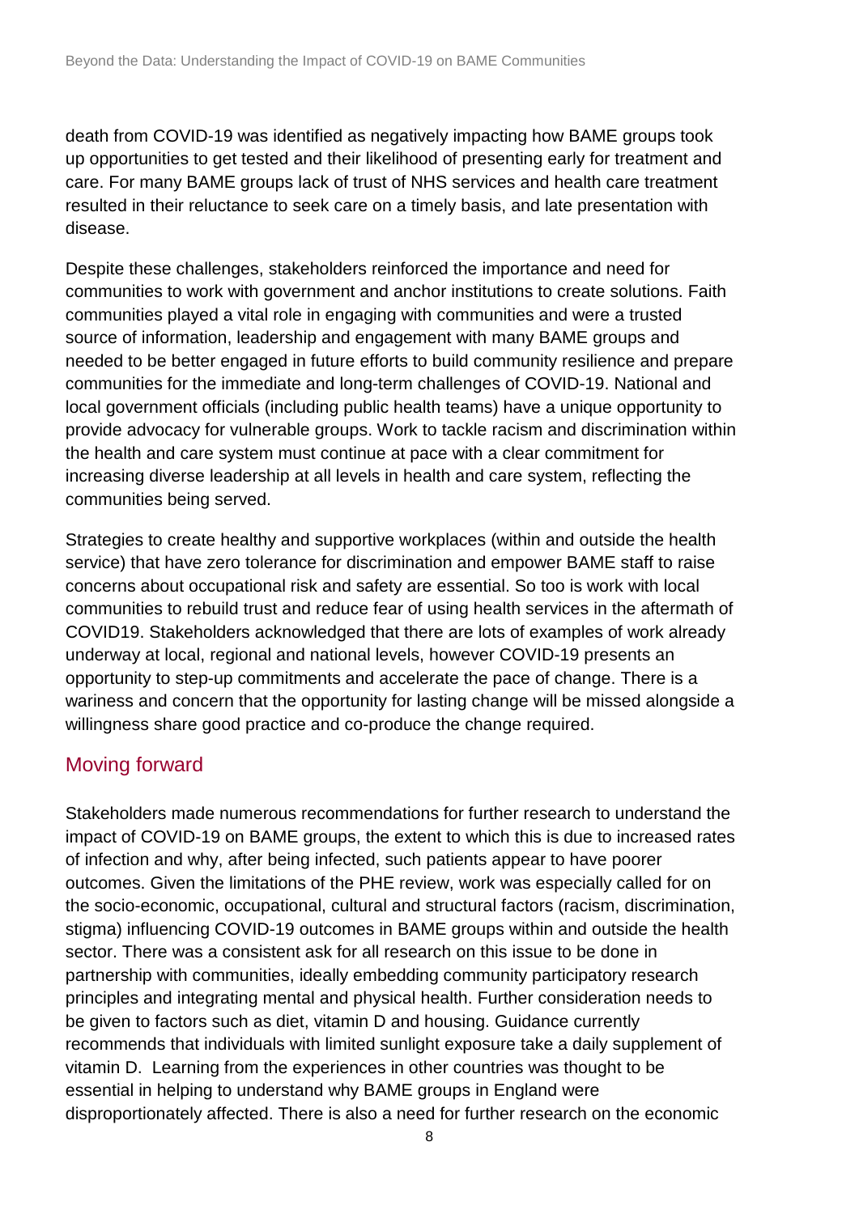death from COVID-19 was identified as negatively impacting how BAME groups took up opportunities to get tested and their likelihood of presenting early for treatment and care. For many BAME groups lack of trust of NHS services and health care treatment resulted in their reluctance to seek care on a timely basis, and late presentation with disease.

Despite these challenges, stakeholders reinforced the importance and need for communities to work with government and anchor institutions to create solutions. Faith communities played a vital role in engaging with communities and were a trusted source of information, leadership and engagement with many BAME groups and needed to be better engaged in future efforts to build community resilience and prepare communities for the immediate and long-term challenges of COVID-19. National and local government officials (including public health teams) have a unique opportunity to provide advocacy for vulnerable groups. Work to tackle racism and discrimination within the health and care system must continue at pace with a clear commitment for increasing diverse leadership at all levels in health and care system, reflecting the communities being served.

Strategies to create healthy and supportive workplaces (within and outside the health service) that have zero tolerance for discrimination and empower BAME staff to raise concerns about occupational risk and safety are essential. So too is work with local communities to rebuild trust and reduce fear of using health services in the aftermath of COVID19. Stakeholders acknowledged that there are lots of examples of work already underway at local, regional and national levels, however COVID-19 presents an opportunity to step-up commitments and accelerate the pace of change. There is a wariness and concern that the opportunity for lasting change will be missed alongside a willingness share good practice and co-produce the change required.

## Moving forward

Stakeholders made numerous recommendations for further research to understand the impact of COVID-19 on BAME groups, the extent to which this is due to increased rates of infection and why, after being infected, such patients appear to have poorer outcomes. Given the limitations of the PHE review, work was especially called for on the socio-economic, occupational, cultural and structural factors (racism, discrimination, stigma) influencing COVID-19 outcomes in BAME groups within and outside the health sector. There was a consistent ask for all research on this issue to be done in partnership with communities, ideally embedding community participatory research principles and integrating mental and physical health. Further consideration needs to be given to factors such as diet, vitamin D and housing. Guidance currently recommends that individuals with limited sunlight exposure take a daily supplement of vitamin D. Learning from the experiences in other countries was thought to be essential in helping to understand why BAME groups in England were disproportionately affected. There is also a need for further research on the economic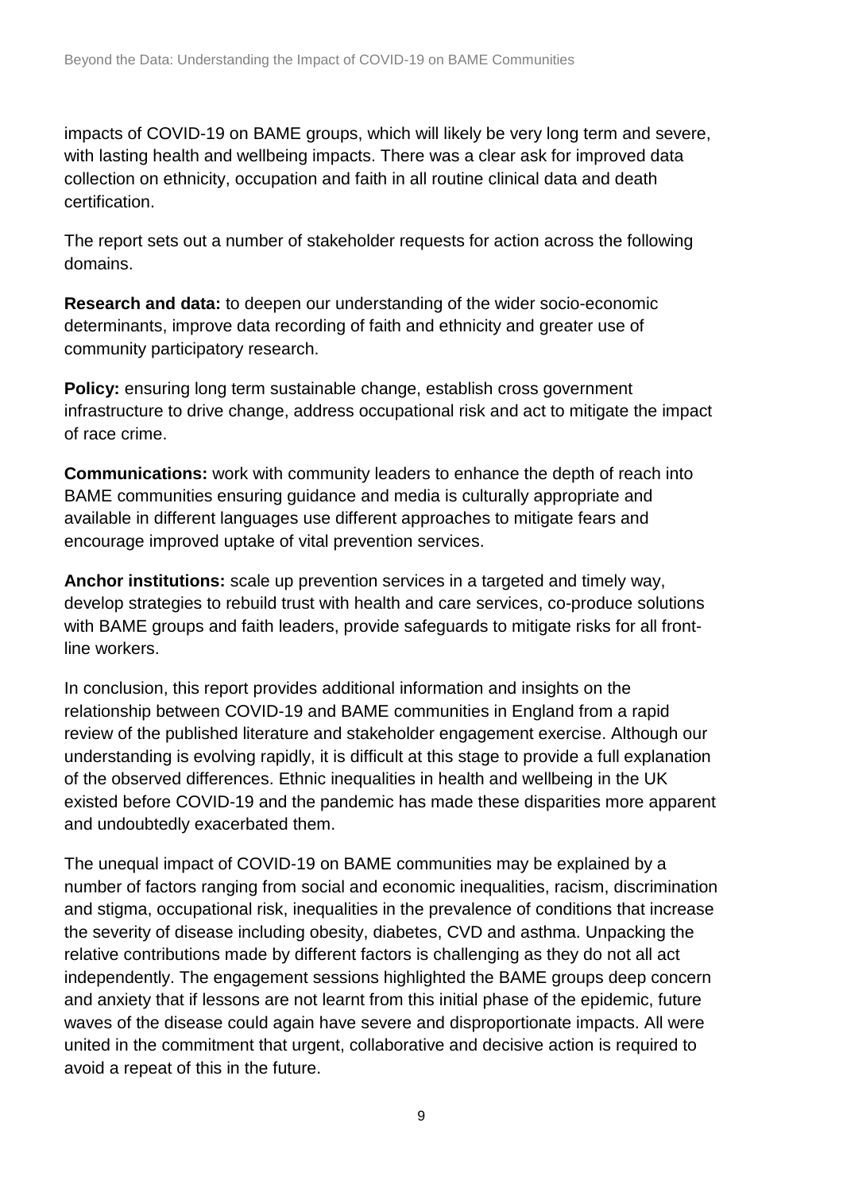impacts of COVID-19 on BAME groups, which will likely be very long term and severe, with lasting health and wellbeing impacts. There was a clear ask for improved data collection on ethnicity, occupation and faith in all routine clinical data and death certification.

The report sets out a number of stakeholder requests for action across the following domains.

**Research and data:** to deepen our understanding of the wider socio-economic determinants, improve data recording of faith and ethnicity and greater use of community participatory research.

**Policy:** ensuring long term sustainable change, establish cross government infrastructure to drive change, address occupational risk and act to mitigate the impact of race crime.

**Communications:** work with community leaders to enhance the depth of reach into BAME communities ensuring guidance and media is culturally appropriate and available in different languages use different approaches to mitigate fears and encourage improved uptake of vital prevention services.

**Anchor institutions:** scale up prevention services in a targeted and timely way, develop strategies to rebuild trust with health and care services, co-produce solutions with BAME groups and faith leaders, provide safeguards to mitigate risks for all front-line workers.

In conclusion, this report provides additional information and insights on the relationship between COVID-19 and BAME communities in England from a rapid review of the published literature and stakeholder engagement exercise. Although our understanding is evolving rapidly, it is difficult at this stage to provide a full explanation of the observed differences. Ethnic inequalities in health and wellbeing in the UK existed before COVID-19 and the pandemic has made these disparities more apparent and undoubtedly exacerbated them.

The unequal impact of COVID-19 on BAME communities may be explained by a number of factors ranging from social and economic inequalities, racism, discrimination and stigma, occupational risk, inequalities in the prevalence of conditions that increase the severity of disease including obesity, diabetes, CVD and asthma. Unpacking the relative contributions made by different factors is challenging as they do not all act independently. The engagement sessions highlighted the BAME groups deep concern and anxiety that if lessons are not learnt from this initial phase of the epidemic, future waves of the disease could again have severe and disproportionate impacts. All were united in the commitment that urgent, collaborative and decisive action is required to avoid a repeat of this in the future.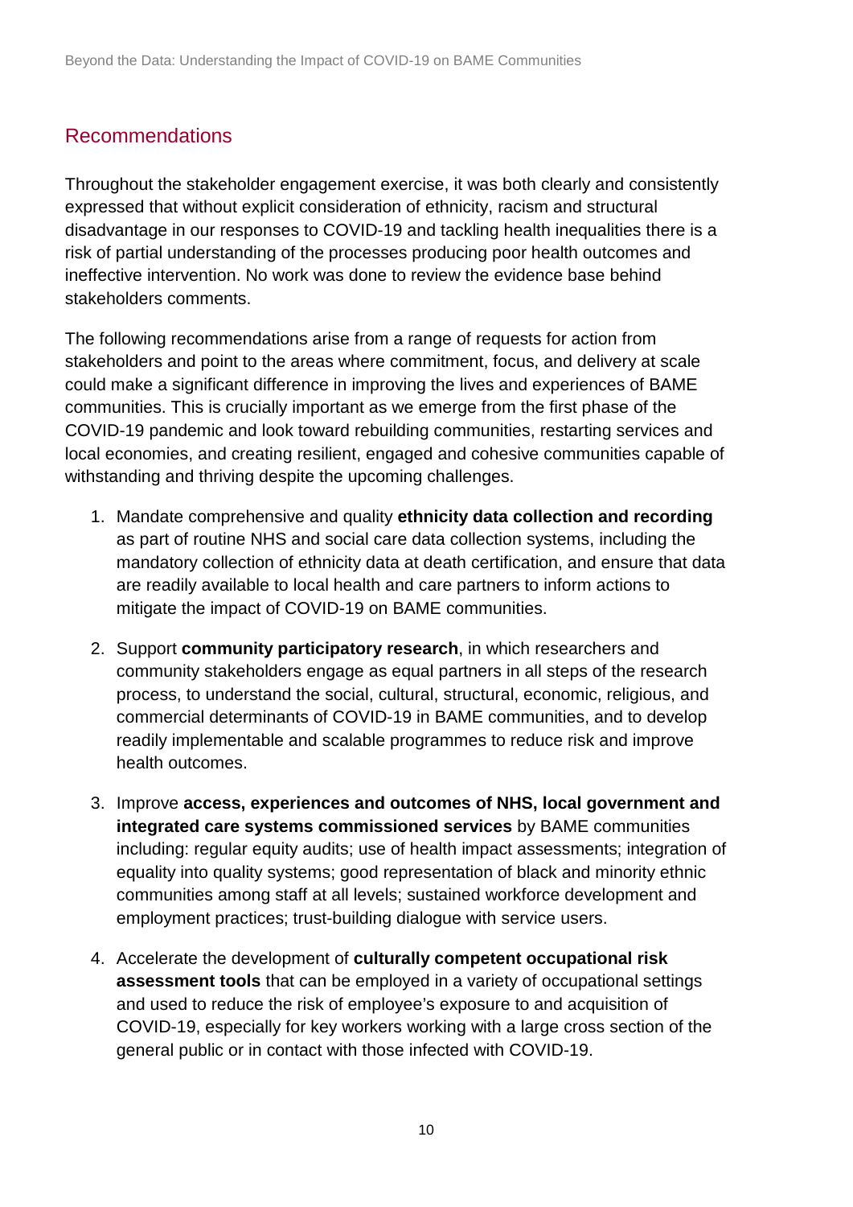## Recommendations

Throughout the stakeholder engagement exercise, it was both clearly and consistently expressed that without explicit consideration of ethnicity, racism and structural disadvantage in our responses to COVID-19 and tackling health inequalities there is a risk of partial understanding of the processes producing poor health outcomes and ineffective intervention. No work was done to review the evidence base behind stakeholders comments.

The following recommendations arise from a range of requests for action from stakeholders and point to the areas where commitment, focus, and delivery at scale could make a significant difference in improving the lives and experiences of BAME communities. This is crucially important as we emerge from the first phase of the COVID-19 pandemic and look toward rebuilding communities, restarting services and local economies, and creating resilient, engaged and cohesive communities capable of withstanding and thriving despite the upcoming challenges.

1. Mandate comprehensive and quality **ethnicity data collection and recording** as part of routine NHS and social care data collection systems, including the mandatory collection of ethnicity data at death certification, and ensure that data are readily available to local health and care partners to inform actions to mitigate the impact of COVID-19 on BAME communities.
2. Support **community participatory research**, in which researchers and community stakeholders engage as equal partners in all steps of the research process, to understand the social, cultural, structural, economic, religious, and commercial determinants of COVID-19 in BAME communities, and to develop readily implementable and scalable programmes to reduce risk and improve health outcomes.
3. Improve **access, experiences and outcomes of NHS, local government and integrated care systems commissioned services** by BAME communities including: regular equity audits; use of health impact assessments; integration of equality into quality systems; good representation of black and minority ethnic communities among staff at all levels; sustained workforce development and employment practices; trust-building dialogue with service users.
4. Accelerate the development of **culturally competent occupational risk assessment tools** that can be employed in a variety of occupational settings and used to reduce the risk of employee's exposure to and acquisition of COVID-19, especially for key workers working with a large cross section of the general public or in contact with those infected with COVID-19.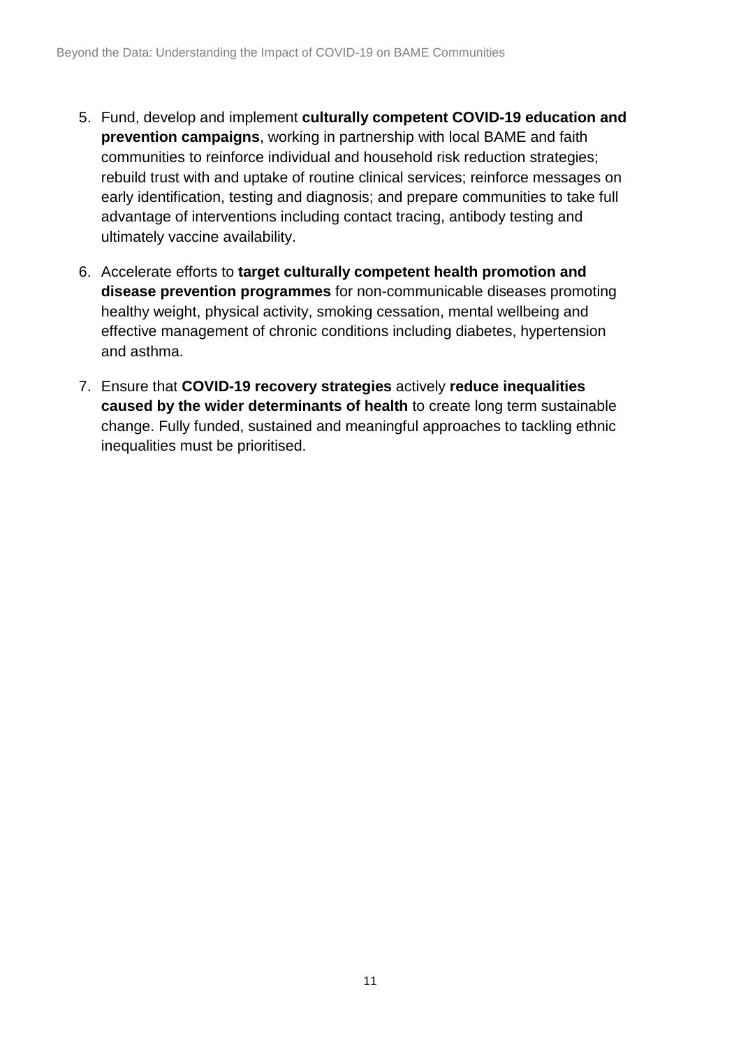5. Fund, develop and implement **culturally competent COVID-19 education and prevention campaigns**, working in partnership with local BAME and faith communities to reinforce individual and household risk reduction strategies; rebuild trust with and uptake of routine clinical services; reinforce messages on early identification, testing and diagnosis; and prepare communities to take full advantage of interventions including contact tracing, antibody testing and ultimately vaccine availability.

6. Accelerate efforts to **target culturally competent health promotion and disease prevention programmes** for non-communicable diseases promoting healthy weight, physical activity, smoking cessation, mental wellbeing and effective management of chronic conditions including diabetes, hypertension and asthma.

7. Ensure that **COVID-19 recovery strategies** actively **reduce inequalities caused by the wider determinants of health** to create long term sustainable change. Fully funded, sustained and meaningful approaches to tackling ethnic inequalities must be prioritised.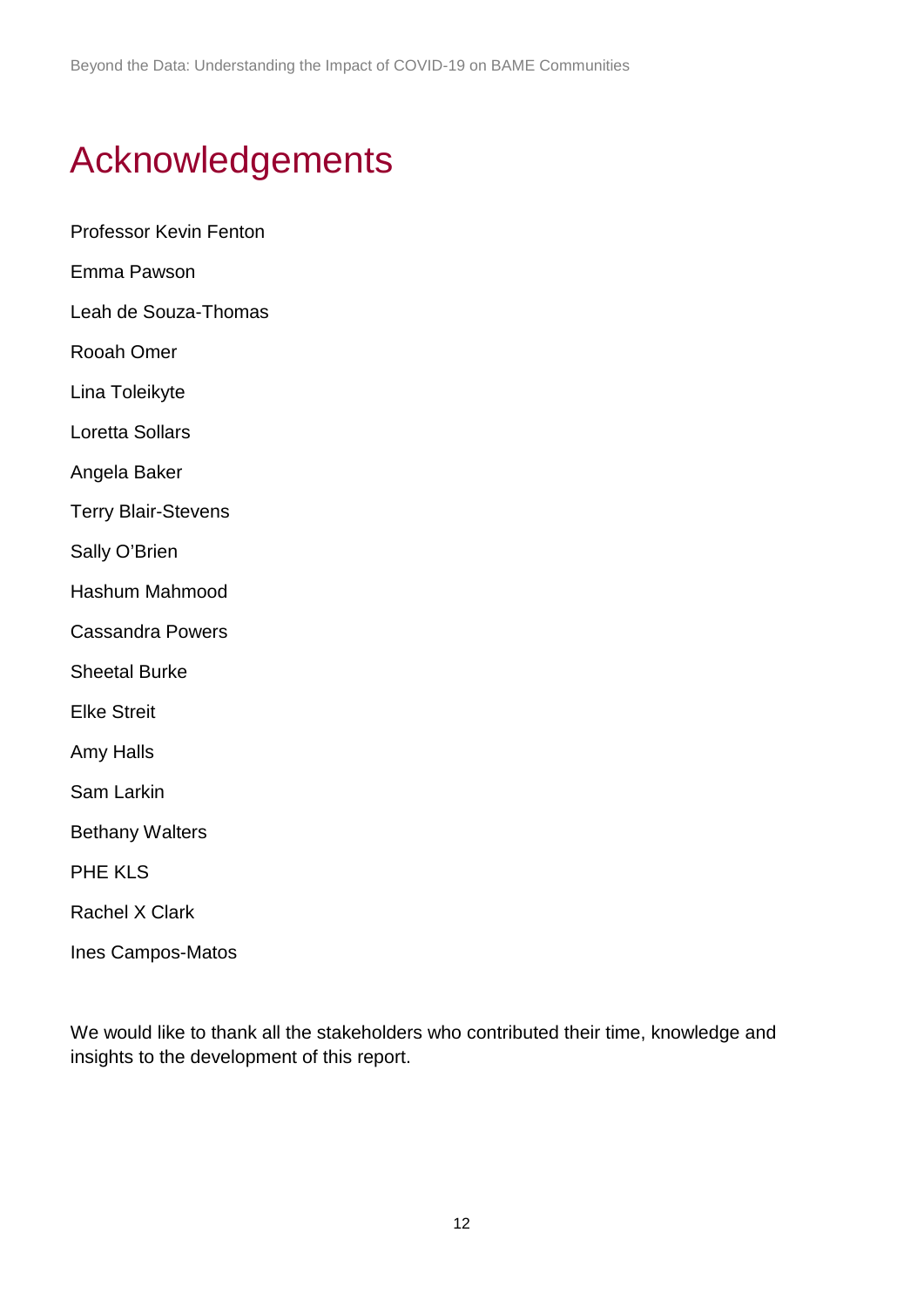# Acknowledgements

Professor Kevin Fenton

Emma Pawson

Leah de Souza-Thomas

Rooah Omer

Lina Toleikyte

Loretta Sollars

Angela Baker

Terry Blair-Stevens

Sally O'Brien

Hashum Mahmood

Cassandra Powers

Sheetal Burke

Elke Streit

Amy Halls

Sam Larkin

Bethany Walters

PHE KLS

Rachel X Clark

Ines Campos-Matos

We would like to thank all the stakeholders who contributed their time, knowledge and insights to the development of this report.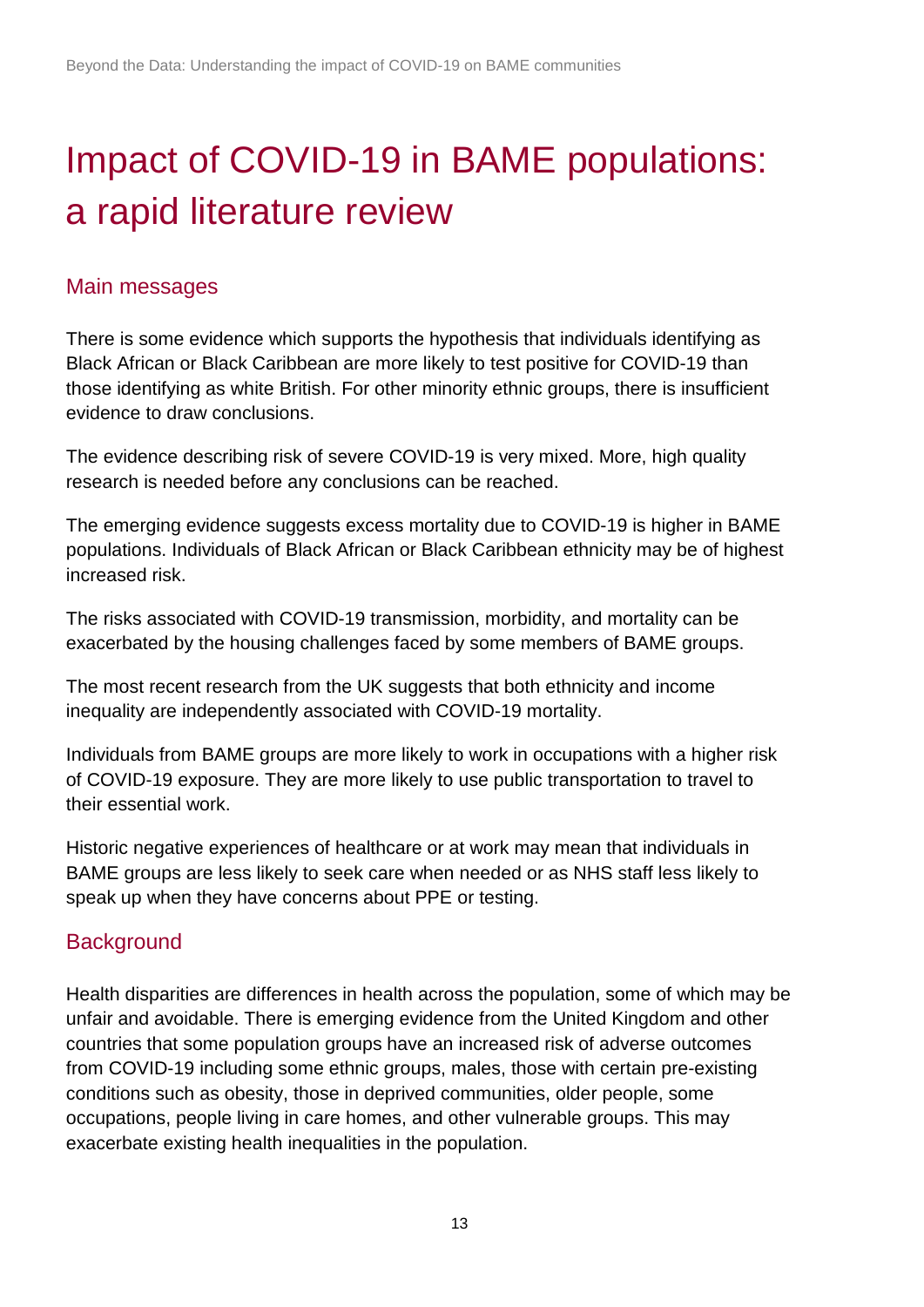# Impact of COVID-19 in BAME populations: a rapid literature review

## Main messages

There is some evidence which supports the hypothesis that individuals identifying as Black African or Black Caribbean are more likely to test positive for COVID-19 than those identifying as white British. For other minority ethnic groups, there is insufficient evidence to draw conclusions.

The evidence describing risk of severe COVID-19 is very mixed. More, high quality research is needed before any conclusions can be reached.

The emerging evidence suggests excess mortality due to COVID-19 is higher in BAME populations. Individuals of Black African or Black Caribbean ethnicity may be of highest increased risk.

The risks associated with COVID-19 transmission, morbidity, and mortality can be exacerbated by the housing challenges faced by some members of BAME groups.

The most recent research from the UK suggests that both ethnicity and income inequality are independently associated with COVID-19 mortality.

Individuals from BAME groups are more likely to work in occupations with a higher risk of COVID-19 exposure. They are more likely to use public transportation to travel to their essential work.

Historic negative experiences of healthcare or at work may mean that individuals in BAME groups are less likely to seek care when needed or as NHS staff less likely to speak up when they have concerns about PPE or testing.

## Background

Health disparities are differences in health across the population, some of which may be unfair and avoidable. There is emerging evidence from the United Kingdom and other countries that some population groups have an increased risk of adverse outcomes from COVID-19 including some ethnic groups, males, those with certain pre-existing conditions such as obesity, those in deprived communities, older people, some occupations, people living in care homes, and other vulnerable groups. This may exacerbate existing health inequalities in the population.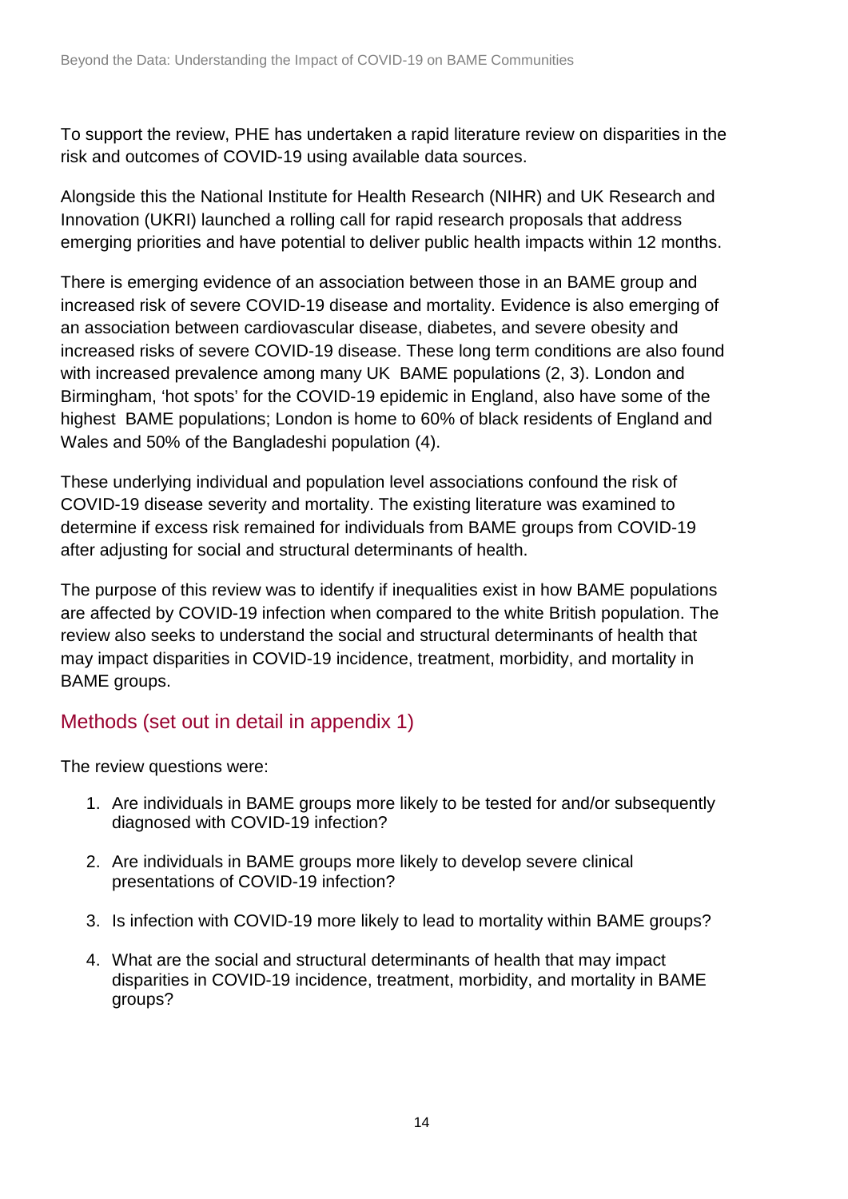To support the review, PHE has undertaken a rapid literature review on disparities in the risk and outcomes of COVID-19 using available data sources.

Alongside this the National Institute for Health Research (NIHR) and UK Research and Innovation (UKRI) launched a rolling call for rapid research proposals that address emerging priorities and have potential to deliver public health impacts within 12 months.

There is emerging evidence of an association between those in an BAME group and increased risk of severe COVID-19 disease and mortality. Evidence is also emerging of an association between cardiovascular disease, diabetes, and severe obesity and increased risks of severe COVID-19 disease. These long term conditions are also found with increased prevalence among many UK BAME populations (2, 3). London and Birmingham, 'hot spots' for the COVID-19 epidemic in England, also have some of the highest BAME populations; London is home to 60% of black residents of England and Wales and 50% of the Bangladeshi population (4).

These underlying individual and population level associations confound the risk of COVID-19 disease severity and mortality. The existing literature was examined to determine if excess risk remained for individuals from BAME groups from COVID-19 after adjusting for social and structural determinants of health.

The purpose of this review was to identify if inequalities exist in how BAME populations are affected by COVID-19 infection when compared to the white British population. The review also seeks to understand the social and structural determinants of health that may impact disparities in COVID-19 incidence, treatment, morbidity, and mortality in BAME groups.

## Methods (set out in detail in appendix 1)

The review questions were:

1. Are individuals in BAME groups more likely to be tested for and/or subsequently diagnosed with COVID-19 infection?
2. Are individuals in BAME groups more likely to develop severe clinical presentations of COVID-19 infection?
3. Is infection with COVID-19 more likely to lead to mortality within BAME groups?
4. What are the social and structural determinants of health that may impact disparities in COVID-19 incidence, treatment, morbidity, and mortality in BAME groups?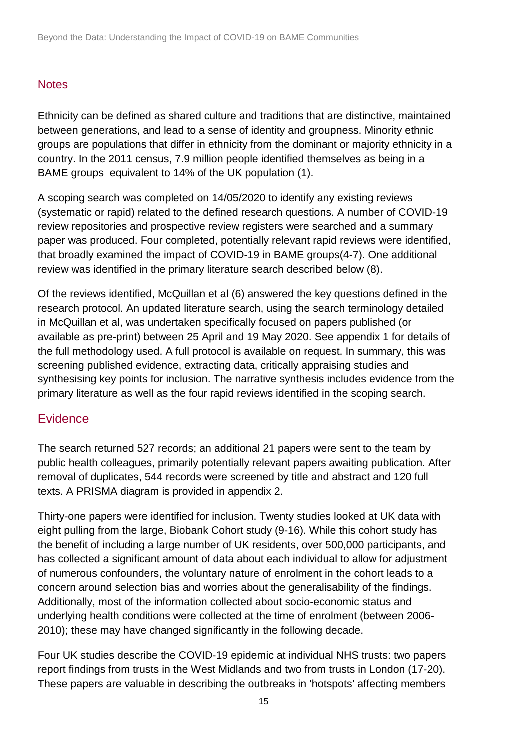## Notes

Ethnicity can be defined as shared culture and traditions that are distinctive, maintained between generations, and lead to a sense of identity and groupness. Minority ethnic groups are populations that differ in ethnicity from the dominant or majority ethnicity in a country. In the 2011 census, 7.9 million people identified themselves as being in a BAME groups  equivalent to 14% of the UK population (1).

A scoping search was completed on 14/05/2020 to identify any existing reviews (systematic or rapid) related to the defined research questions. A number of COVID-19 review repositories and prospective review registers were searched and a summary paper was produced. Four completed, potentially relevant rapid reviews were identified, that broadly examined the impact of COVID-19 in BAME groups(4-7). One additional review was identified in the primary literature search described below (8).

Of the reviews identified, McQuillan et al (6) answered the key questions defined in the research protocol. An updated literature search, using the search terminology detailed in McQuillan et al, was undertaken specifically focused on papers published (or available as pre-print) between 25 April and 19 May 2020. See appendix 1 for details of the full methodology used. A full protocol is available on request. In summary, this was screening published evidence, extracting data, critically appraising studies and synthesising key points for inclusion. The narrative synthesis includes evidence from the primary literature as well as the four rapid reviews identified in the scoping search.

## Evidence

The search returned 527 records; an additional 21 papers were sent to the team by public health colleagues, primarily potentially relevant papers awaiting publication. After removal of duplicates, 544 records were screened by title and abstract and 120 full texts. A PRISMA diagram is provided in appendix 2.

Thirty-one papers were identified for inclusion. Twenty studies looked at UK data with eight pulling from the large, Biobank Cohort study (9-16). While this cohort study has the benefit of including a large number of UK residents, over 500,000 participants, and has collected a significant amount of data about each individual to allow for adjustment of numerous confounders, the voluntary nature of enrolment in the cohort leads to a concern around selection bias and worries about the generalisability of the findings. Additionally, most of the information collected about socio-economic status and underlying health conditions were collected at the time of enrolment (between 2006-2010); these may have changed significantly in the following decade.

Four UK studies describe the COVID-19 epidemic at individual NHS trusts: two papers report findings from trusts in the West Midlands and two from trusts in London (17-20). These papers are valuable in describing the outbreaks in 'hotspots' affecting members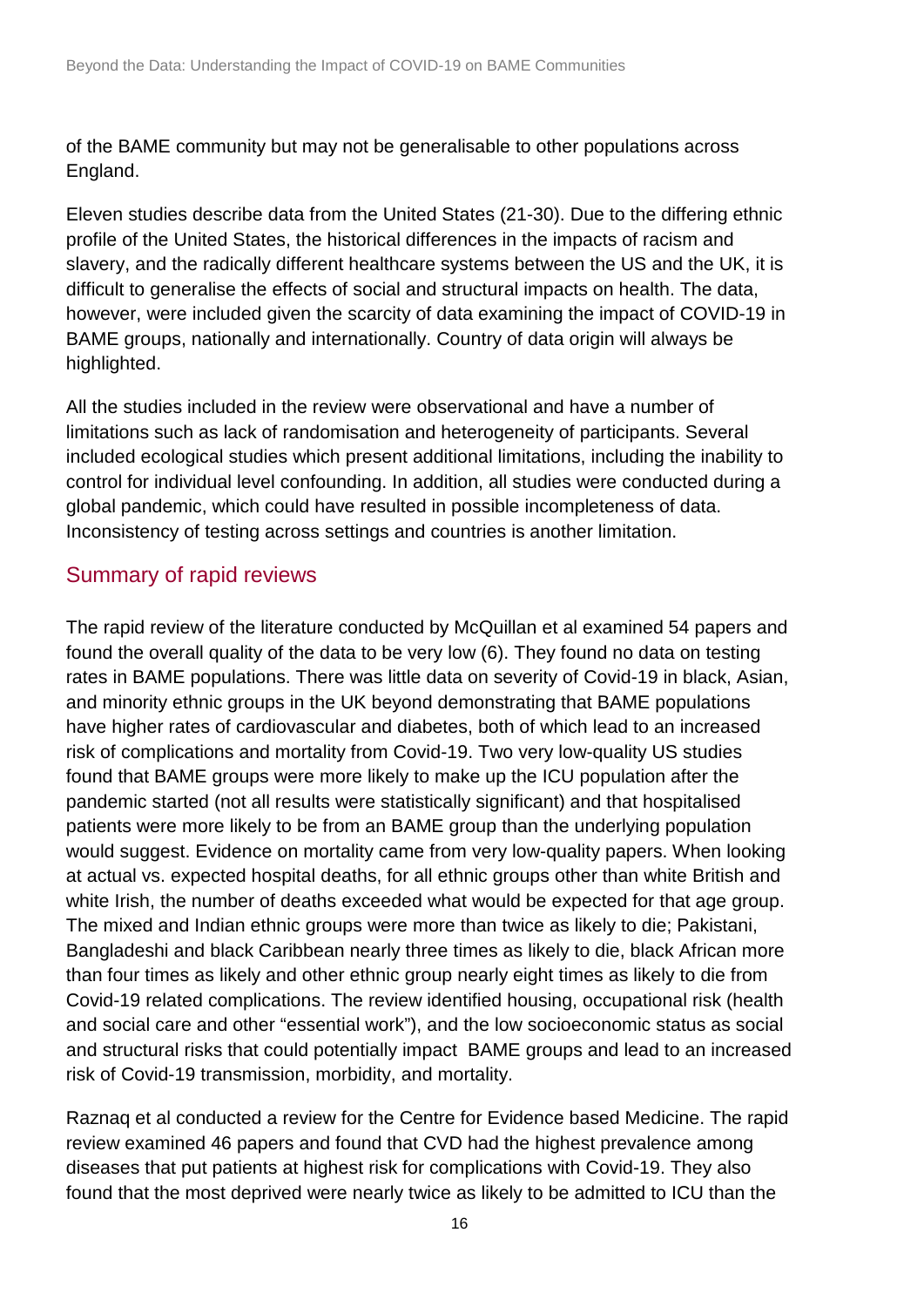of the BAME community but may not be generalisable to other populations across England.

Eleven studies describe data from the United States (21-30). Due to the differing ethnic profile of the United States, the historical differences in the impacts of racism and slavery, and the radically different healthcare systems between the US and the UK, it is difficult to generalise the effects of social and structural impacts on health. The data, however, were included given the scarcity of data examining the impact of COVID-19 in BAME groups, nationally and internationally. Country of data origin will always be highlighted.

All the studies included in the review were observational and have a number of limitations such as lack of randomisation and heterogeneity of participants. Several included ecological studies which present additional limitations, including the inability to control for individual level confounding. In addition, all studies were conducted during a global pandemic, which could have resulted in possible incompleteness of data. Inconsistency of testing across settings and countries is another limitation.

## Summary of rapid reviews

The rapid review of the literature conducted by McQuillan et al examined 54 papers and found the overall quality of the data to be very low (6). They found no data on testing rates in BAME populations. There was little data on severity of Covid-19 in black, Asian, and minority ethnic groups in the UK beyond demonstrating that BAME populations have higher rates of cardiovascular and diabetes, both of which lead to an increased risk of complications and mortality from Covid-19. Two very low-quality US studies found that BAME groups were more likely to make up the ICU population after the pandemic started (not all results were statistically significant) and that hospitalised patients were more likely to be from an BAME group than the underlying population would suggest. Evidence on mortality came from very low-quality papers. When looking at actual vs. expected hospital deaths, for all ethnic groups other than white British and white Irish, the number of deaths exceeded what would be expected for that age group. The mixed and Indian ethnic groups were more than twice as likely to die; Pakistani, Bangladeshi and black Caribbean nearly three times as likely to die, black African more than four times as likely and other ethnic group nearly eight times as likely to die from Covid-19 related complications. The review identified housing, occupational risk (health and social care and other "essential work"), and the low socioeconomic status as social and structural risks that could potentially impact BAME groups and lead to an increased risk of Covid-19 transmission, morbidity, and mortality.

Raznaq et al conducted a review for the Centre for Evidence based Medicine. The rapid review examined 46 papers and found that CVD had the highest prevalence among diseases that put patients at highest risk for complications with Covid-19. They also found that the most deprived were nearly twice as likely to be admitted to ICU than the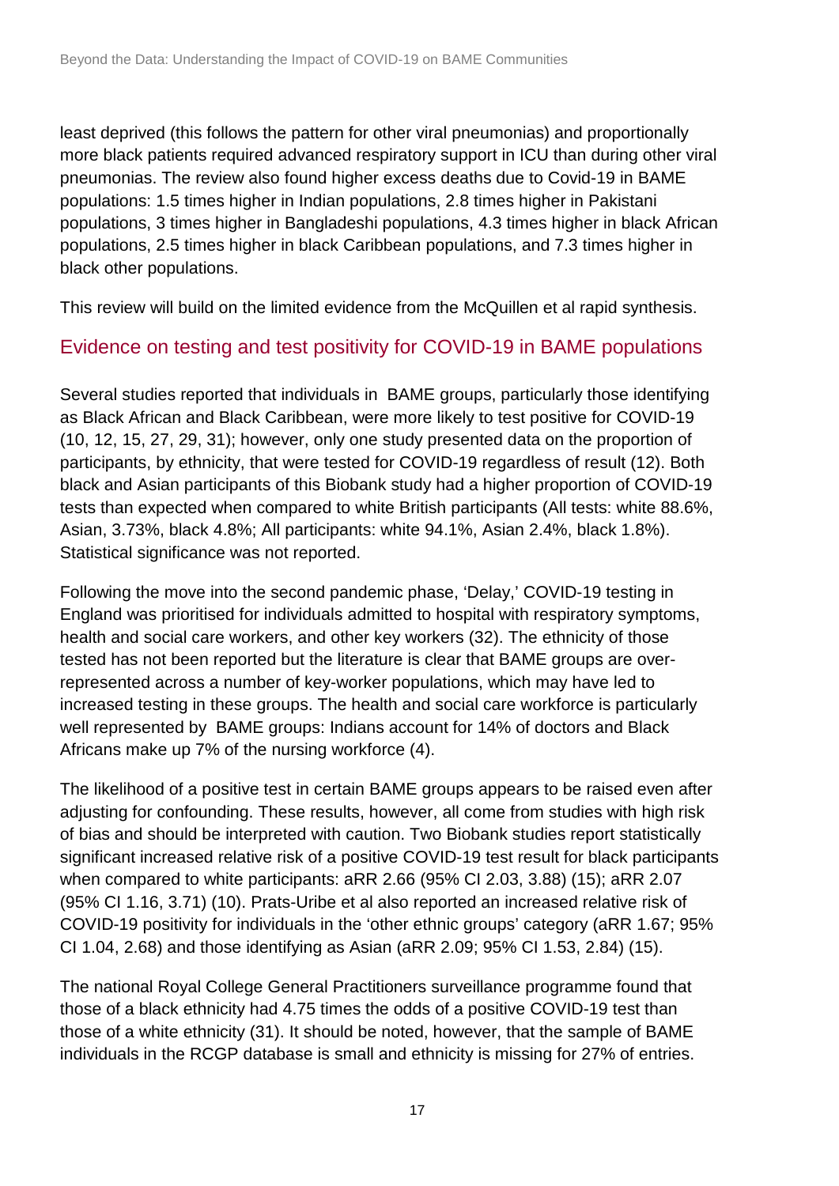least deprived (this follows the pattern for other viral pneumonias) and proportionally more black patients required advanced respiratory support in ICU than during other viral pneumonias. The review also found higher excess deaths due to Covid-19 in BAME populations: 1.5 times higher in Indian populations, 2.8 times higher in Pakistani populations, 3 times higher in Bangladeshi populations, 4.3 times higher in black African populations, 2.5 times higher in black Caribbean populations, and 7.3 times higher in black other populations.

This review will build on the limited evidence from the McQuillen et al rapid synthesis.

## Evidence on testing and test positivity for COVID-19 in BAME populations

Several studies reported that individuals in BAME groups, particularly those identifying as Black African and Black Caribbean, were more likely to test positive for COVID-19 (10, 12, 15, 27, 29, 31); however, only one study presented data on the proportion of participants, by ethnicity, that were tested for COVID-19 regardless of result (12). Both black and Asian participants of this Biobank study had a higher proportion of COVID-19 tests than expected when compared to white British participants (All tests: white 88.6%, Asian, 3.73%, black 4.8%; All participants: white 94.1%, Asian 2.4%, black 1.8%). Statistical significance was not reported.

Following the move into the second pandemic phase, 'Delay,' COVID-19 testing in England was prioritised for individuals admitted to hospital with respiratory symptoms, health and social care workers, and other key workers (32). The ethnicity of those tested has not been reported but the literature is clear that BAME groups are over-represented across a number of key-worker populations, which may have led to increased testing in these groups. The health and social care workforce is particularly well represented by BAME groups: Indians account for 14% of doctors and Black Africans make up 7% of the nursing workforce (4).

The likelihood of a positive test in certain BAME groups appears to be raised even after adjusting for confounding. These results, however, all come from studies with high risk of bias and should be interpreted with caution. Two Biobank studies report statistically significant increased relative risk of a positive COVID-19 test result for black participants when compared to white participants: aRR 2.66 (95% CI 2.03, 3.88) (15); aRR 2.07 (95% CI 1.16, 3.71) (10). Prats-Uribe et al also reported an increased relative risk of COVID-19 positivity for individuals in the 'other ethnic groups' category (aRR 1.67; 95% CI 1.04, 2.68) and those identifying as Asian (aRR 2.09; 95% CI 1.53, 2.84) (15).

The national Royal College General Practitioners surveillance programme found that those of a black ethnicity had 4.75 times the odds of a positive COVID-19 test than those of a white ethnicity (31). It should be noted, however, that the sample of BAME individuals in the RCGP database is small and ethnicity is missing for 27% of entries.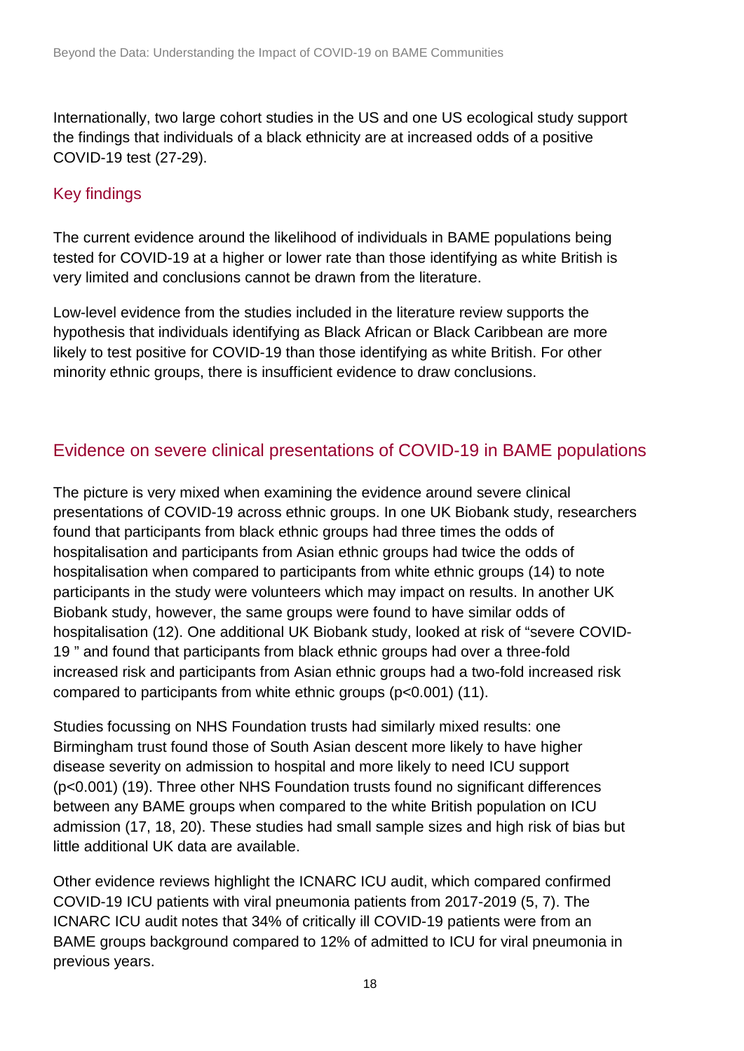Internationally, two large cohort studies in the US and one US ecological study support the findings that individuals of a black ethnicity are at increased odds of a positive COVID-19 test (27-29).

### Key findings

The current evidence around the likelihood of individuals in BAME populations being tested for COVID-19 at a higher or lower rate than those identifying as white British is very limited and conclusions cannot be drawn from the literature.

Low-level evidence from the studies included in the literature review supports the hypothesis that individuals identifying as Black African or Black Caribbean are more likely to test positive for COVID-19 than those identifying as white British. For other minority ethnic groups, there is insufficient evidence to draw conclusions.

## Evidence on severe clinical presentations of COVID-19 in BAME populations

The picture is very mixed when examining the evidence around severe clinical presentations of COVID-19 across ethnic groups. In one UK Biobank study, researchers found that participants from black ethnic groups had three times the odds of hospitalisation and participants from Asian ethnic groups had twice the odds of hospitalisation when compared to participants from white ethnic groups (14) to note participants in the study were volunteers which may impact on results. In another UK Biobank study, however, the same groups were found to have similar odds of hospitalisation (12). One additional UK Biobank study, looked at risk of "severe COVID-19 " and found that participants from black ethnic groups had over a three-fold increased risk and participants from Asian ethnic groups had a two-fold increased risk compared to participants from white ethnic groups ($p<0.001$) (11).

Studies focussing on NHS Foundation trusts had similarly mixed results: one Birmingham trust found those of South Asian descent more likely to have higher disease severity on admission to hospital and more likely to need ICU support ($p<0.001$) (19). Three other NHS Foundation trusts found no significant differences between any BAME groups when compared to the white British population on ICU admission (17, 18, 20). These studies had small sample sizes and high risk of bias but little additional UK data are available.

Other evidence reviews highlight the ICNARC ICU audit, which compared confirmed COVID-19 ICU patients with viral pneumonia patients from 2017-2019 (5, 7). The ICNARC ICU audit notes that 34% of critically ill COVID-19 patients were from an BAME groups background compared to 12% of admitted to ICU for viral pneumonia in previous years.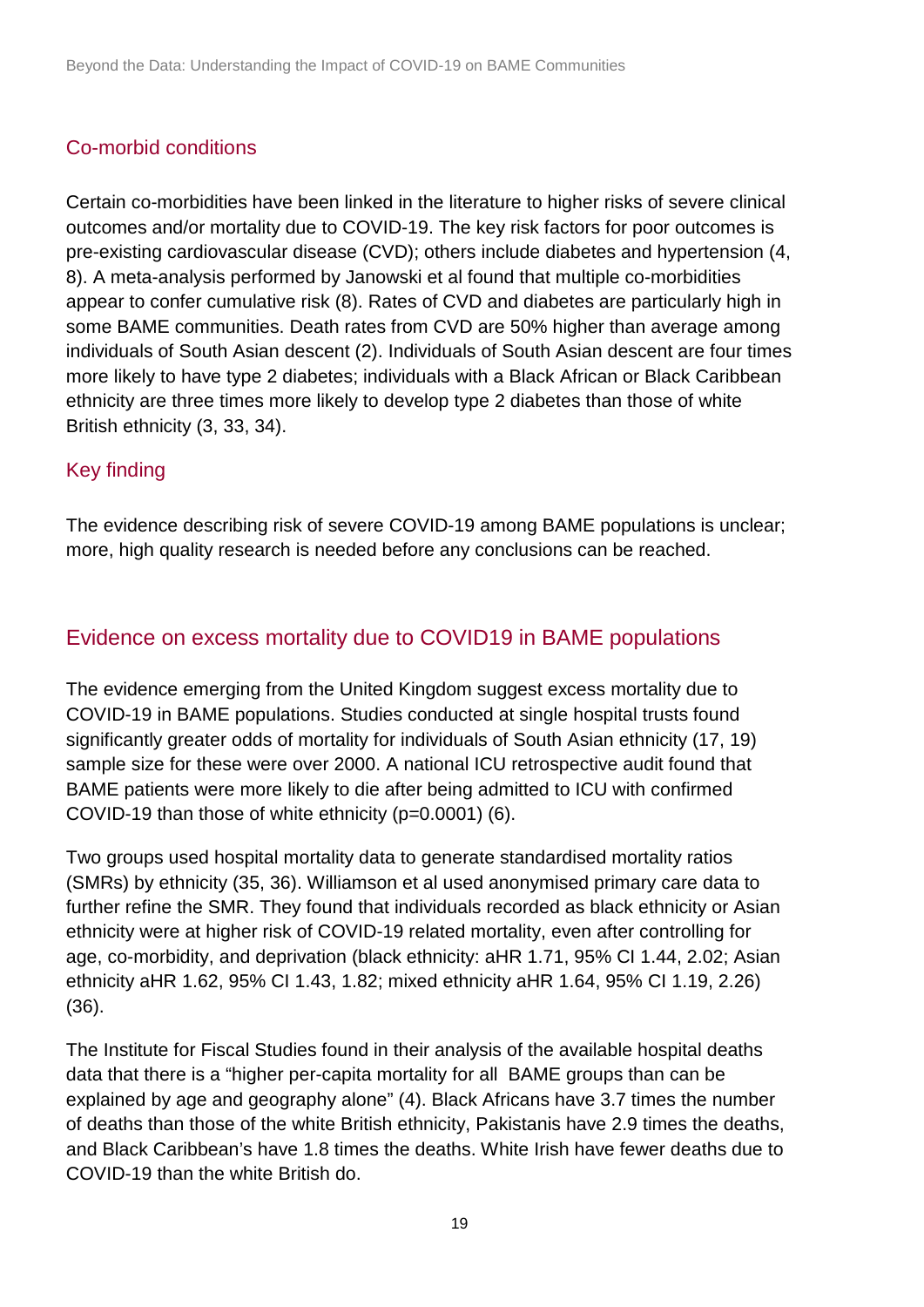## Co-morbid conditions

Certain co-morbidities have been linked in the literature to higher risks of severe clinical outcomes and/or mortality due to COVID-19. The key risk factors for poor outcomes is pre-existing cardiovascular disease (CVD); others include diabetes and hypertension (4, 8). A meta-analysis performed by Janowski et al found that multiple co-morbidities appear to confer cumulative risk (8). Rates of CVD and diabetes are particularly high in some BAME communities. Death rates from CVD are 50% higher than average among individuals of South Asian descent (2). Individuals of South Asian descent are four times more likely to have type 2 diabetes; individuals with a Black African or Black Caribbean ethnicity are three times more likely to develop type 2 diabetes than those of white British ethnicity (3, 33, 34).

## Key finding

The evidence describing risk of severe COVID-19 among BAME populations is unclear; more, high quality research is needed before any conclusions can be reached.

## Evidence on excess mortality due to COVID19 in BAME populations

The evidence emerging from the United Kingdom suggest excess mortality due to COVID-19 in BAME populations. Studies conducted at single hospital trusts found significantly greater odds of mortality for individuals of South Asian ethnicity (17, 19) sample size for these were over 2000. A national ICU retrospective audit found that BAME patients were more likely to die after being admitted to ICU with confirmed COVID-19 than those of white ethnicity ($p=0.0001$) (6).

Two groups used hospital mortality data to generate standardised mortality ratios (SMRs) by ethnicity (35, 36). Williamson et al used anonymised primary care data to further refine the SMR. They found that individuals recorded as black ethnicity or Asian ethnicity were at higher risk of COVID-19 related mortality, even after controlling for age, co-morbidity, and deprivation (black ethnicity: aHR 1.71, 95% CI 1.44, 2.02; Asian ethnicity aHR 1.62, 95% CI 1.43, 1.82; mixed ethnicity aHR 1.64, 95% CI 1.19, 2.26) (36).

The Institute for Fiscal Studies found in their analysis of the available hospital deaths data that there is a "higher per-capita mortality for all BAME groups than can be explained by age and geography alone" (4). Black Africans have 3.7 times the number of deaths than those of the white British ethnicity, Pakistanis have 2.9 times the deaths, and Black Caribbean's have 1.8 times the deaths. White Irish have fewer deaths due to COVID-19 than the white British do.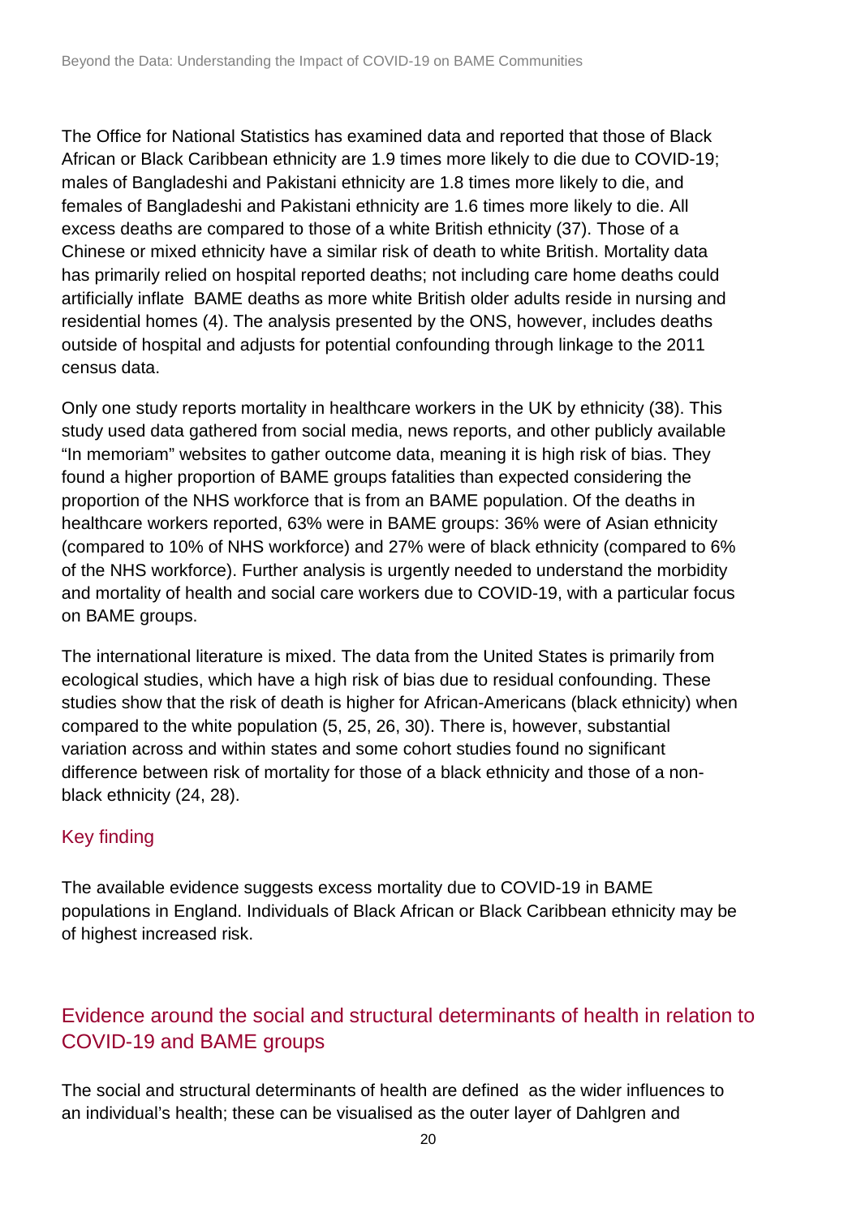The Office for National Statistics has examined data and reported that those of Black African or Black Caribbean ethnicity are 1.9 times more likely to die due to COVID-19; males of Bangladeshi and Pakistani ethnicity are 1.8 times more likely to die, and females of Bangladeshi and Pakistani ethnicity are 1.6 times more likely to die. All excess deaths are compared to those of a white British ethnicity (37). Those of a Chinese or mixed ethnicity have a similar risk of death to white British. Mortality data has primarily relied on hospital reported deaths; not including care home deaths could artificially inflate BAME deaths as more white British older adults reside in nursing and residential homes (4). The analysis presented by the ONS, however, includes deaths outside of hospital and adjusts for potential confounding through linkage to the 2011 census data.

Only one study reports mortality in healthcare workers in the UK by ethnicity (38). This study used data gathered from social media, news reports, and other publicly available "In memoriam" websites to gather outcome data, meaning it is high risk of bias. They found a higher proportion of BAME groups fatalities than expected considering the proportion of the NHS workforce that is from an BAME population. Of the deaths in healthcare workers reported, 63% were in BAME groups: 36% were of Asian ethnicity (compared to 10% of NHS workforce) and 27% were of black ethnicity (compared to 6% of the NHS workforce). Further analysis is urgently needed to understand the morbidity and mortality of health and social care workers due to COVID-19, with a particular focus on BAME groups.

The international literature is mixed. The data from the United States is primarily from ecological studies, which have a high risk of bias due to residual confounding. These studies show that the risk of death is higher for African-Americans (black ethnicity) when compared to the white population (5, 25, 26, 30). There is, however, substantial variation across and within states and some cohort studies found no significant difference between risk of mortality for those of a black ethnicity and those of a non-black ethnicity (24, 28).

### Key finding

The available evidence suggests excess mortality due to COVID-19 in BAME populations in England. Individuals of Black African or Black Caribbean ethnicity may be of highest increased risk.

## Evidence around the social and structural determinants of health in relation to COVID-19 and BAME groups

The social and structural determinants of health are defined as the wider influences to an individual's health; these can be visualised as the outer layer of Dahlgren and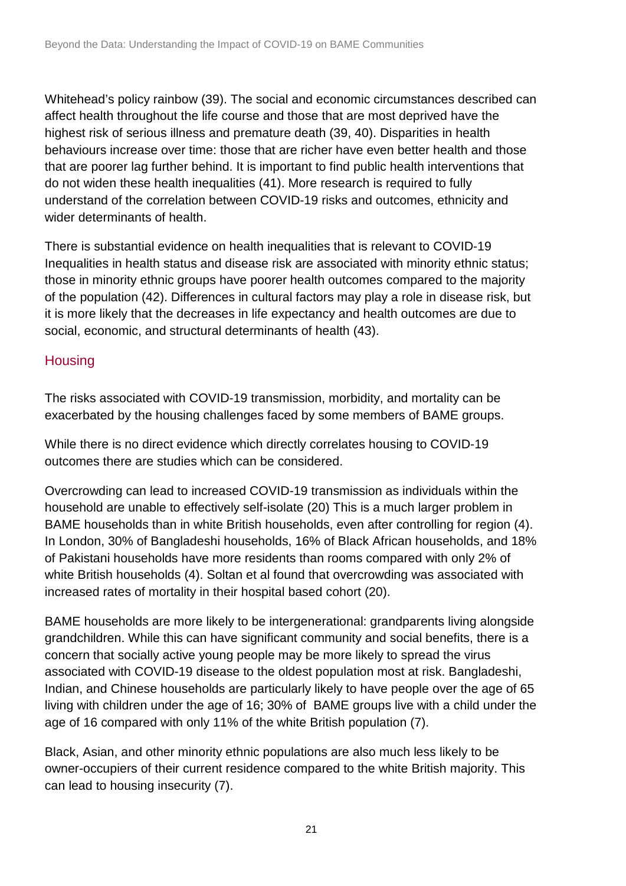Whitehead's policy rainbow (39). The social and economic circumstances described can affect health throughout the life course and those that are most deprived have the highest risk of serious illness and premature death (39, 40). Disparities in health behaviours increase over time: those that are richer have even better health and those that are poorer lag further behind. It is important to find public health interventions that do not widen these health inequalities (41). More research is required to fully understand of the correlation between COVID-19 risks and outcomes, ethnicity and wider determinants of health.

There is substantial evidence on health inequalities that is relevant to COVID-19 Inequalities in health status and disease risk are associated with minority ethnic status; those in minority ethnic groups have poorer health outcomes compared to the majority of the population (42). Differences in cultural factors may play a role in disease risk, but it is more likely that the decreases in life expectancy and health outcomes are due to social, economic, and structural determinants of health (43).

## Housing

The risks associated with COVID-19 transmission, morbidity, and mortality can be exacerbated by the housing challenges faced by some members of BAME groups.

While there is no direct evidence which directly correlates housing to COVID-19 outcomes there are studies which can be considered.

Overcrowding can lead to increased COVID-19 transmission as individuals within the household are unable to effectively self-isolate (20) This is a much larger problem in BAME households than in white British households, even after controlling for region (4). In London, 30% of Bangladeshi households, 16% of Black African households, and 18% of Pakistani households have more residents than rooms compared with only 2% of white British households (4). Soltan et al found that overcrowding was associated with increased rates of mortality in their hospital based cohort (20).

BAME households are more likely to be intergenerational: grandparents living alongside grandchildren. While this can have significant community and social benefits, there is a concern that socially active young people may be more likely to spread the virus associated with COVID-19 disease to the oldest population most at risk. Bangladeshi, Indian, and Chinese households are particularly likely to have people over the age of 65 living with children under the age of 16; 30% of BAME groups live with a child under the age of 16 compared with only 11% of the white British population (7).

Black, Asian, and other minority ethnic populations are also much less likely to be owner-occupiers of their current residence compared to the white British majority. This can lead to housing insecurity (7).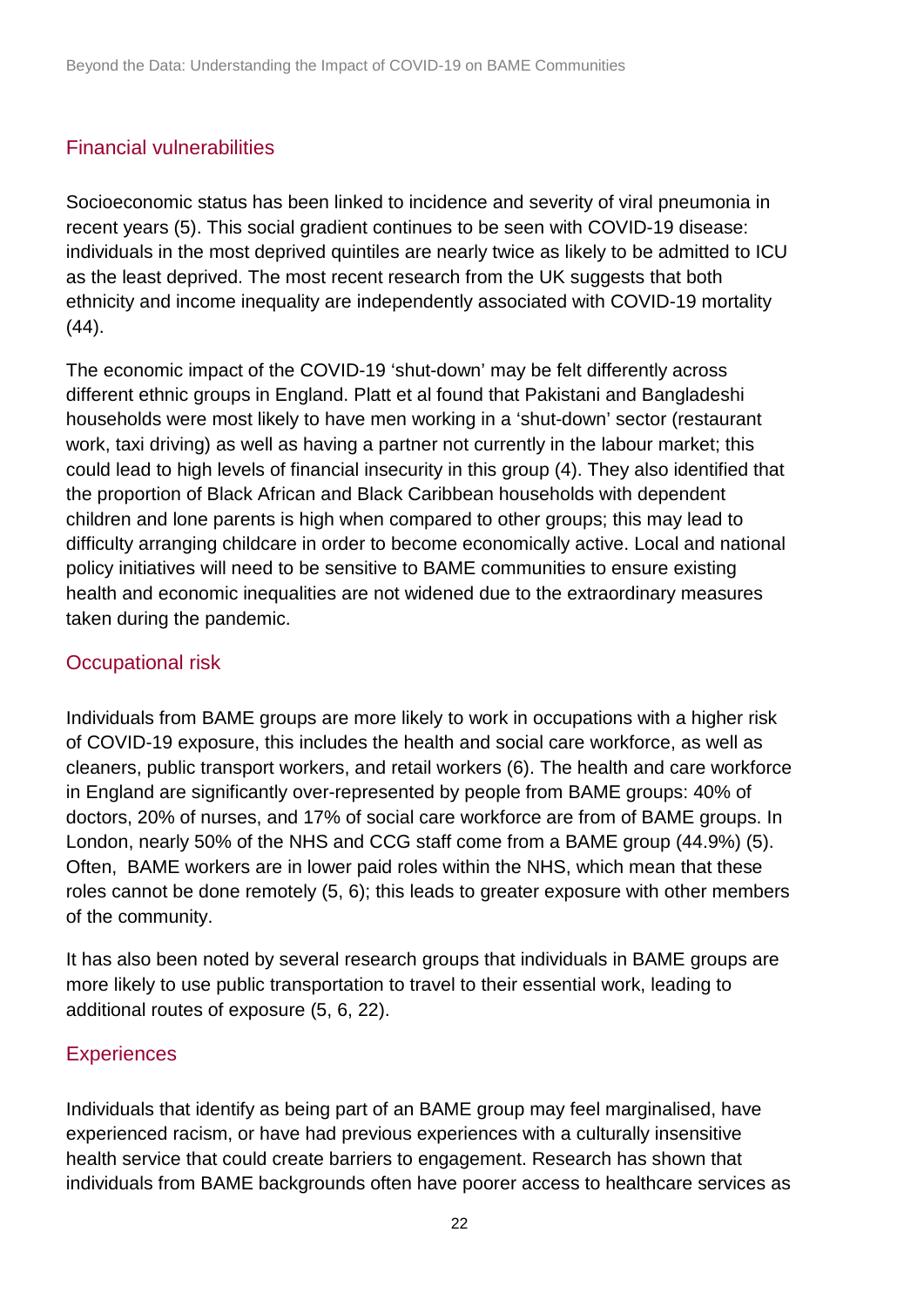## Financial vulnerabilities

Socioeconomic status has been linked to incidence and severity of viral pneumonia in recent years (5). This social gradient continues to be seen with COVID-19 disease: individuals in the most deprived quintiles are nearly twice as likely to be admitted to ICU as the least deprived. The most recent research from the UK suggests that both ethnicity and income inequality are independently associated with COVID-19 mortality (44).

The economic impact of the COVID-19 'shut-down' may be felt differently across different ethnic groups in England. Platt et al found that Pakistani and Bangladeshi households were most likely to have men working in a 'shut-down' sector (restaurant work, taxi driving) as well as having a partner not currently in the labour market; this could lead to high levels of financial insecurity in this group (4). They also identified that the proportion of Black African and Black Caribbean households with dependent children and lone parents is high when compared to other groups; this may lead to difficulty arranging childcare in order to become economically active. Local and national policy initiatives will need to be sensitive to BAME communities to ensure existing health and economic inequalities are not widened due to the extraordinary measures taken during the pandemic.

## Occupational risk

Individuals from BAME groups are more likely to work in occupations with a higher risk of COVID-19 exposure, this includes the health and social care workforce, as well as cleaners, public transport workers, and retail workers (6). The health and care workforce in England are significantly over-represented by people from BAME groups: 40% of doctors, 20% of nurses, and 17% of social care workforce are from of BAME groups. In London, nearly 50% of the NHS and CCG staff come from a BAME group (44.9%) (5). Often, BAME workers are in lower paid roles within the NHS, which mean that these roles cannot be done remotely (5, 6); this leads to greater exposure with other members of the community.

It has also been noted by several research groups that individuals in BAME groups are more likely to use public transportation to travel to their essential work, leading to additional routes of exposure (5, 6, 22).

## Experiences

Individuals that identify as being part of an BAME group may feel marginalised, have experienced racism, or have had previous experiences with a culturally insensitive health service that could create barriers to engagement. Research has shown that individuals from BAME backgrounds often have poorer access to healthcare services as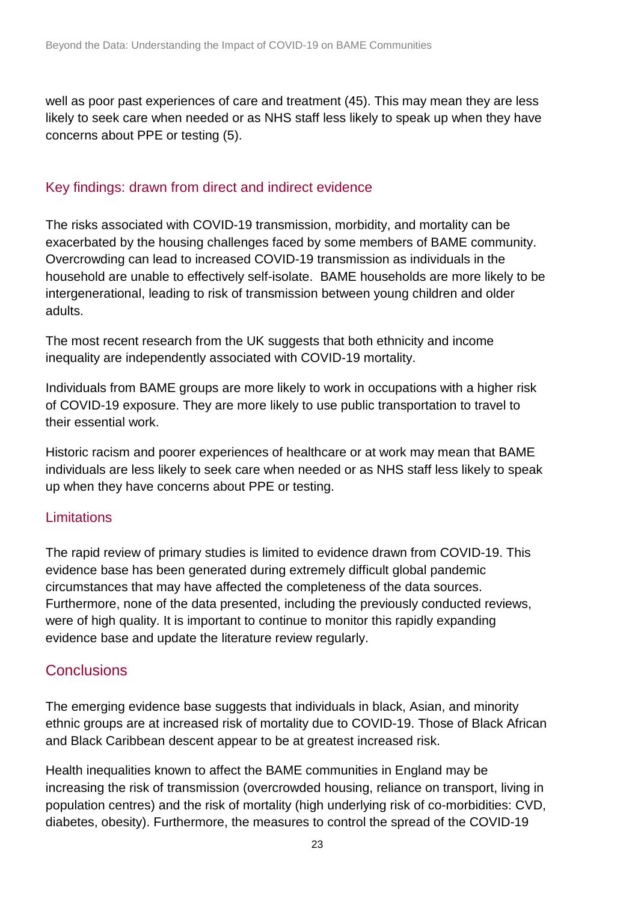well as poor past experiences of care and treatment (45). This may mean they are less likely to seek care when needed or as NHS staff less likely to speak up when they have concerns about PPE or testing (5).

### Key findings: drawn from direct and indirect evidence

The risks associated with COVID-19 transmission, morbidity, and mortality can be exacerbated by the housing challenges faced by some members of BAME community. Overcrowding can lead to increased COVID-19 transmission as individuals in the household are unable to effectively self-isolate. BAME households are more likely to be intergenerational, leading to risk of transmission between young children and older adults.

The most recent research from the UK suggests that both ethnicity and income inequality are independently associated with COVID-19 mortality.

Individuals from BAME groups are more likely to work in occupations with a higher risk of COVID-19 exposure. They are more likely to use public transportation to travel to their essential work.

Historic racism and poorer experiences of healthcare or at work may mean that BAME individuals are less likely to seek care when needed or as NHS staff less likely to speak up when they have concerns about PPE or testing.

### Limitations

The rapid review of primary studies is limited to evidence drawn from COVID-19. This evidence base has been generated during extremely difficult global pandemic circumstances that may have affected the completeness of the data sources. Furthermore, none of the data presented, including the previously conducted reviews, were of high quality. It is important to continue to monitor this rapidly expanding evidence base and update the literature review regularly.

## Conclusions

The emerging evidence base suggests that individuals in black, Asian, and minority ethnic groups are at increased risk of mortality due to COVID-19. Those of Black African and Black Caribbean descent appear to be at greatest increased risk.

Health inequalities known to affect the BAME communities in England may be increasing the risk of transmission (overcrowded housing, reliance on transport, living in population centres) and the risk of mortality (high underlying risk of co-morbidities: CVD, diabetes, obesity). Furthermore, the measures to control the spread of the COVID-19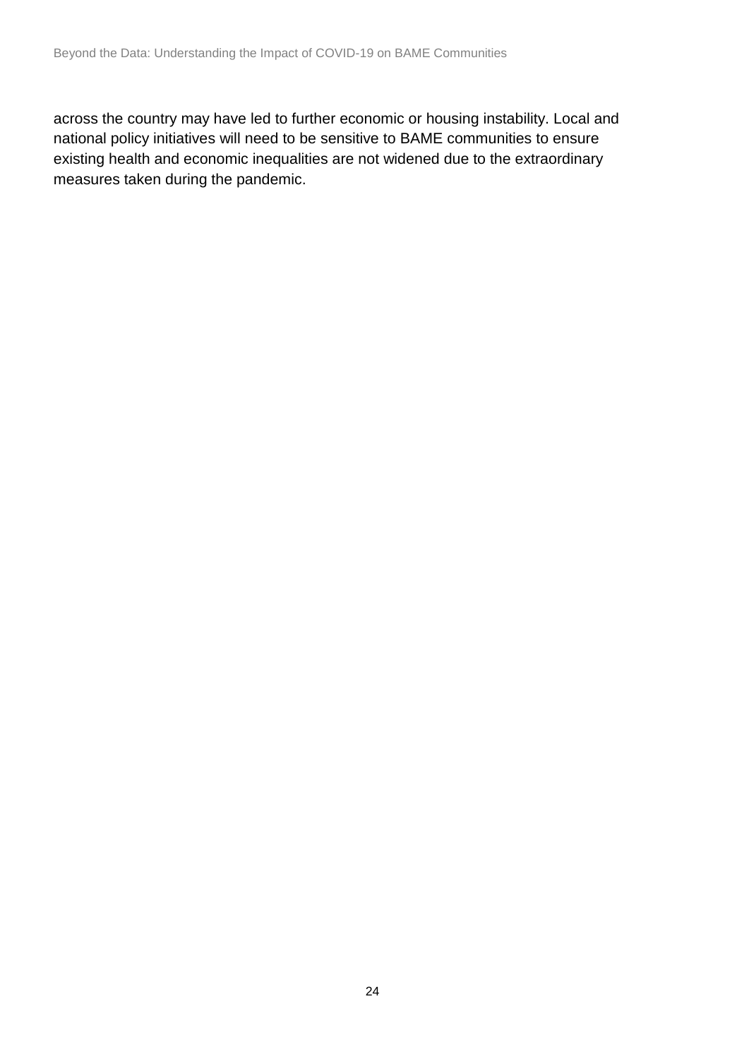across the country may have led to further economic or housing instability. Local and national policy initiatives will need to be sensitive to BAME communities to ensure existing health and economic inequalities are not widened due to the extraordinary measures taken during the pandemic.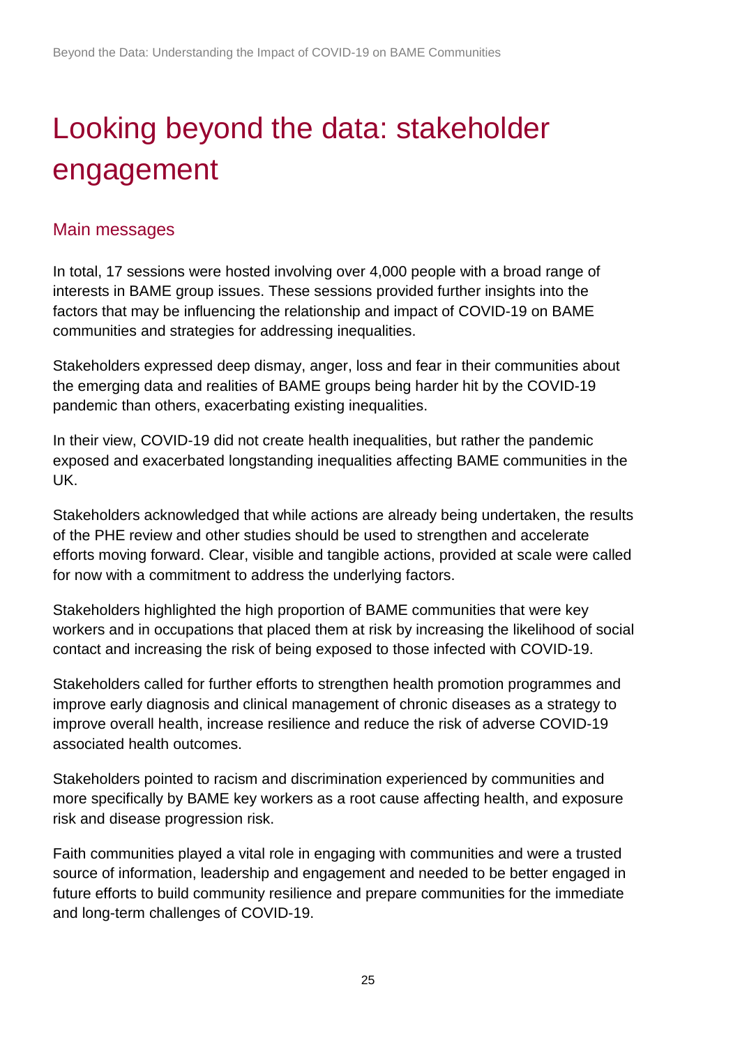# Looking beyond the data: stakeholder engagement

## Main messages

In total, 17 sessions were hosted involving over 4,000 people with a broad range of interests in BAME group issues. These sessions provided further insights into the factors that may be influencing the relationship and impact of COVID-19 on BAME communities and strategies for addressing inequalities.

Stakeholders expressed deep dismay, anger, loss and fear in their communities about the emerging data and realities of BAME groups being harder hit by the COVID-19 pandemic than others, exacerbating existing inequalities.

In their view, COVID-19 did not create health inequalities, but rather the pandemic exposed and exacerbated longstanding inequalities affecting BAME communities in the UK.

Stakeholders acknowledged that while actions are already being undertaken, the results of the PHE review and other studies should be used to strengthen and accelerate efforts moving forward. Clear, visible and tangible actions, provided at scale were called for now with a commitment to address the underlying factors.

Stakeholders highlighted the high proportion of BAME communities that were key workers and in occupations that placed them at risk by increasing the likelihood of social contact and increasing the risk of being exposed to those infected with COVID-19.

Stakeholders called for further efforts to strengthen health promotion programmes and improve early diagnosis and clinical management of chronic diseases as a strategy to improve overall health, increase resilience and reduce the risk of adverse COVID-19 associated health outcomes.

Stakeholders pointed to racism and discrimination experienced by communities and more specifically by BAME key workers as a root cause affecting health, and exposure risk and disease progression risk.

Faith communities played a vital role in engaging with communities and were a trusted source of information, leadership and engagement and needed to be better engaged in future efforts to build community resilience and prepare communities for the immediate and long-term challenges of COVID-19.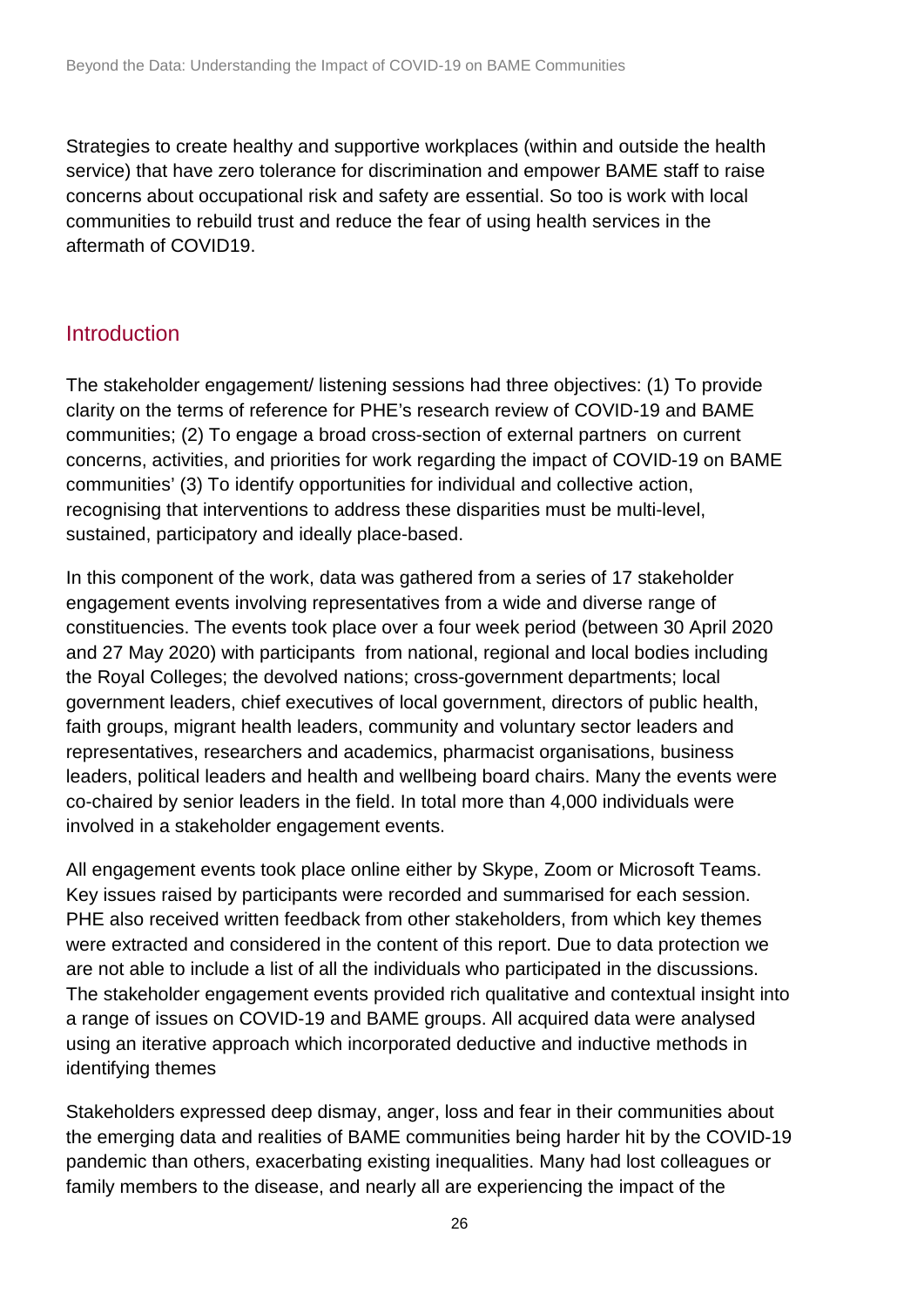Strategies to create healthy and supportive workplaces (within and outside the health service) that have zero tolerance for discrimination and empower BAME staff to raise concerns about occupational risk and safety are essential. So too is work with local communities to rebuild trust and reduce the fear of using health services in the aftermath of COVID19.

## Introduction

The stakeholder engagement/ listening sessions had three objectives: (1) To provide clarity on the terms of reference for PHE's research review of COVID-19 and BAME communities; (2) To engage a broad cross-section of external partners on current concerns, activities, and priorities for work regarding the impact of COVID-19 on BAME communities' (3) To identify opportunities for individual and collective action, recognising that interventions to address these disparities must be multi-level, sustained, participatory and ideally place-based.

In this component of the work, data was gathered from a series of 17 stakeholder engagement events involving representatives from a wide and diverse range of constituencies. The events took place over a four week period (between 30 April 2020 and 27 May 2020) with participants from national, regional and local bodies including the Royal Colleges; the devolved nations; cross-government departments; local government leaders, chief executives of local government, directors of public health, faith groups, migrant health leaders, community and voluntary sector leaders and representatives, researchers and academics, pharmacist organisations, business leaders, political leaders and health and wellbeing board chairs. Many the events were co-chaired by senior leaders in the field. In total more than 4,000 individuals were involved in a stakeholder engagement events.

All engagement events took place online either by Skype, Zoom or Microsoft Teams. Key issues raised by participants were recorded and summarised for each session. PHE also received written feedback from other stakeholders, from which key themes were extracted and considered in the content of this report. Due to data protection we are not able to include a list of all the individuals who participated in the discussions. The stakeholder engagement events provided rich qualitative and contextual insight into a range of issues on COVID-19 and BAME groups. All acquired data were analysed using an iterative approach which incorporated deductive and inductive methods in identifying themes

Stakeholders expressed deep dismay, anger, loss and fear in their communities about the emerging data and realities of BAME communities being harder hit by the COVID-19 pandemic than others, exacerbating existing inequalities. Many had lost colleagues or family members to the disease, and nearly all are experiencing the impact of the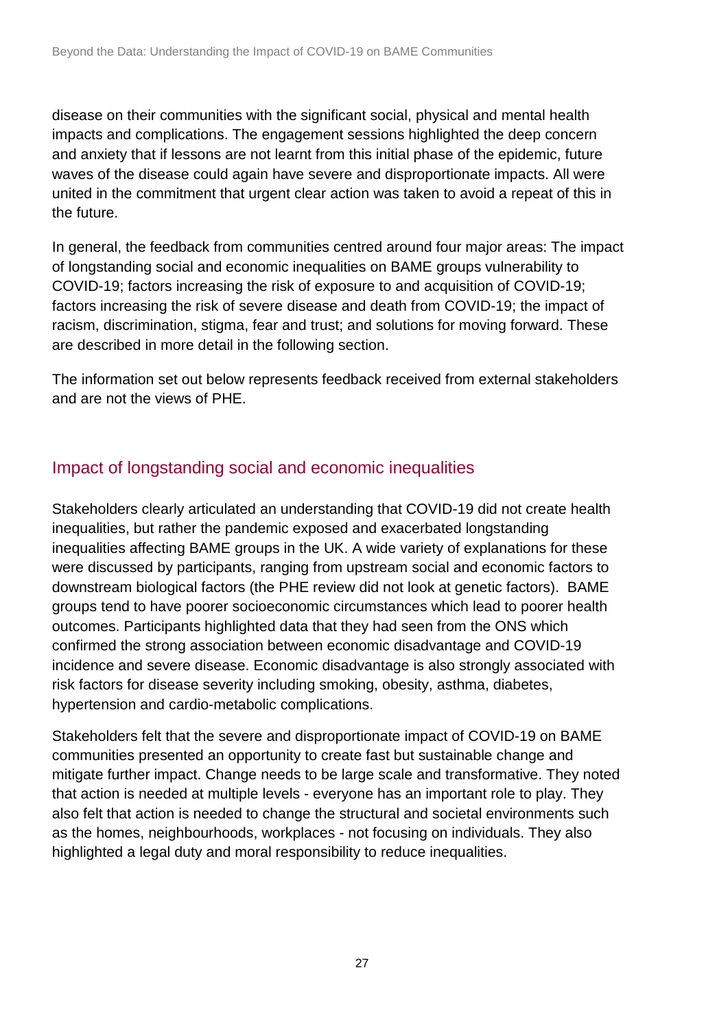disease on their communities with the significant social, physical and mental health impacts and complications. The engagement sessions highlighted the deep concern and anxiety that if lessons are not learnt from this initial phase of the epidemic, future waves of the disease could again have severe and disproportionate impacts. All were united in the commitment that urgent clear action was taken to avoid a repeat of this in the future.

In general, the feedback from communities centred around four major areas: The impact of longstanding social and economic inequalities on BAME groups vulnerability to COVID-19; factors increasing the risk of exposure to and acquisition of COVID-19; factors increasing the risk of severe disease and death from COVID-19; the impact of racism, discrimination, stigma, fear and trust; and solutions for moving forward. These are described in more detail in the following section.

The information set out below represents feedback received from external stakeholders and are not the views of PHE.

## Impact of longstanding social and economic inequalities

Stakeholders clearly articulated an understanding that COVID-19 did not create health inequalities, but rather the pandemic exposed and exacerbated longstanding inequalities affecting BAME groups in the UK. A wide variety of explanations for these were discussed by participants, ranging from upstream social and economic factors to downstream biological factors (the PHE review did not look at genetic factors). BAME groups tend to have poorer socioeconomic circumstances which lead to poorer health outcomes. Participants highlighted data that they had seen from the ONS which confirmed the strong association between economic disadvantage and COVID-19 incidence and severe disease. Economic disadvantage is also strongly associated with risk factors for disease severity including smoking, obesity, asthma, diabetes, hypertension and cardio-metabolic complications.

Stakeholders felt that the severe and disproportionate impact of COVID-19 on BAME communities presented an opportunity to create fast but sustainable change and mitigate further impact. Change needs to be large scale and transformative. They noted that action is needed at multiple levels - everyone has an important role to play. They also felt that action is needed to change the structural and societal environments such as the homes, neighbourhoods, workplaces - not focusing on individuals. They also highlighted a legal duty and moral responsibility to reduce inequalities.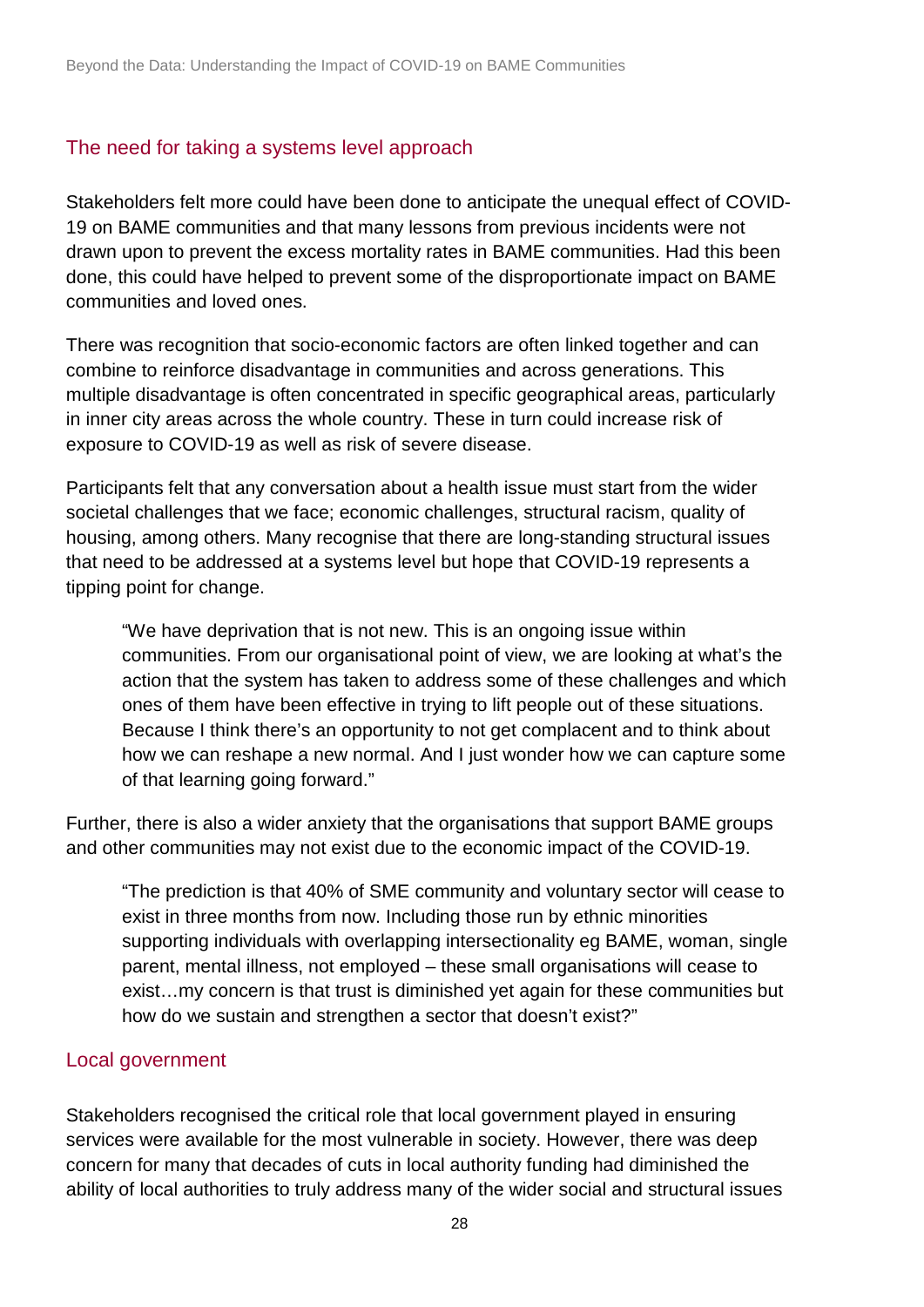## The need for taking a systems level approach

Stakeholders felt more could have been done to anticipate the unequal effect of COVID-19 on BAME communities and that many lessons from previous incidents were not drawn upon to prevent the excess mortality rates in BAME communities. Had this been done, this could have helped to prevent some of the disproportionate impact on BAME communities and loved ones.

There was recognition that socio-economic factors are often linked together and can combine to reinforce disadvantage in communities and across generations. This multiple disadvantage is often concentrated in specific geographical areas, particularly in inner city areas across the whole country. These in turn could increase risk of exposure to COVID-19 as well as risk of severe disease.

Participants felt that any conversation about a health issue must start from the wider societal challenges that we face; economic challenges, structural racism, quality of housing, among others. Many recognise that there are long-standing structural issues that need to be addressed at a systems level but hope that COVID-19 represents a tipping point for change.

> "We have deprivation that is not new. This is an ongoing issue within communities. From our organisational point of view, we are looking at what's the action that the system has taken to address some of these challenges and which ones of them have been effective in trying to lift people out of these situations. Because I think there's an opportunity to not get complacent and to think about how we can reshape a new normal. And I just wonder how we can capture some of that learning going forward."

Further, there is also a wider anxiety that the organisations that support BAME groups and other communities may not exist due to the economic impact of the COVID-19.

> "The prediction is that 40% of SME community and voluntary sector will cease to exist in three months from now. Including those run by ethnic minorities supporting individuals with overlapping intersectionality eg BAME, woman, single parent, mental illness, not employed – these small organisations will cease to exist…my concern is that trust is diminished yet again for these communities but how do we sustain and strengthen a sector that doesn't exist?"

## Local government

Stakeholders recognised the critical role that local government played in ensuring services were available for the most vulnerable in society. However, there was deep concern for many that decades of cuts in local authority funding had diminished the ability of local authorities to truly address many of the wider social and structural issues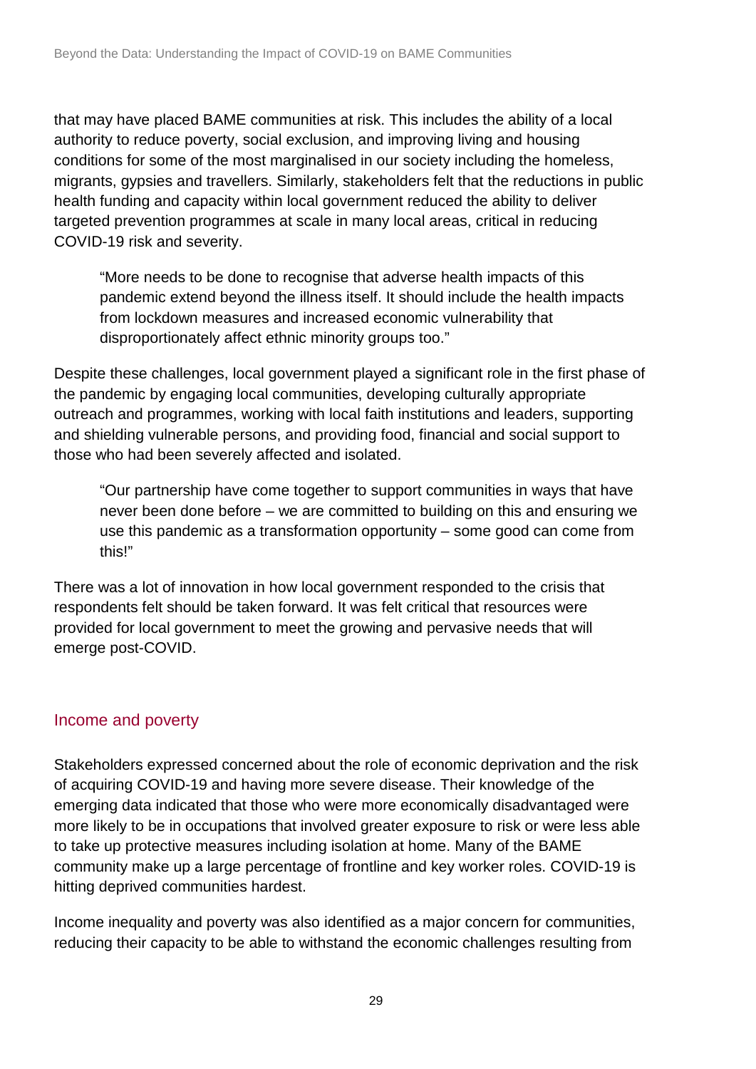that may have placed BAME communities at risk. This includes the ability of a local authority to reduce poverty, social exclusion, and improving living and housing conditions for some of the most marginalised in our society including the homeless, migrants, gypsies and travellers. Similarly, stakeholders felt that the reductions in public health funding and capacity within local government reduced the ability to deliver targeted prevention programmes at scale in many local areas, critical in reducing COVID-19 risk and severity.

> "More needs to be done to recognise that adverse health impacts of this pandemic extend beyond the illness itself. It should include the health impacts from lockdown measures and increased economic vulnerability that disproportionately affect ethnic minority groups too."

Despite these challenges, local government played a significant role in the first phase of the pandemic by engaging local communities, developing culturally appropriate outreach and programmes, working with local faith institutions and leaders, supporting and shielding vulnerable persons, and providing food, financial and social support to those who had been severely affected and isolated.

> "Our partnership have come together to support communities in ways that have never been done before – we are committed to building on this and ensuring we use this pandemic as a transformation opportunity – some good can come from this!"

There was a lot of innovation in how local government responded to the crisis that respondents felt should be taken forward. It was felt critical that resources were provided for local government to meet the growing and pervasive needs that will emerge post-COVID.

## Income and poverty

Stakeholders expressed concerned about the role of economic deprivation and the risk of acquiring COVID-19 and having more severe disease. Their knowledge of the emerging data indicated that those who were more economically disadvantaged were more likely to be in occupations that involved greater exposure to risk or were less able to take up protective measures including isolation at home. Many of the BAME community make up a large percentage of frontline and key worker roles. COVID-19 is hitting deprived communities hardest.

Income inequality and poverty was also identified as a major concern for communities, reducing their capacity to be able to withstand the economic challenges resulting from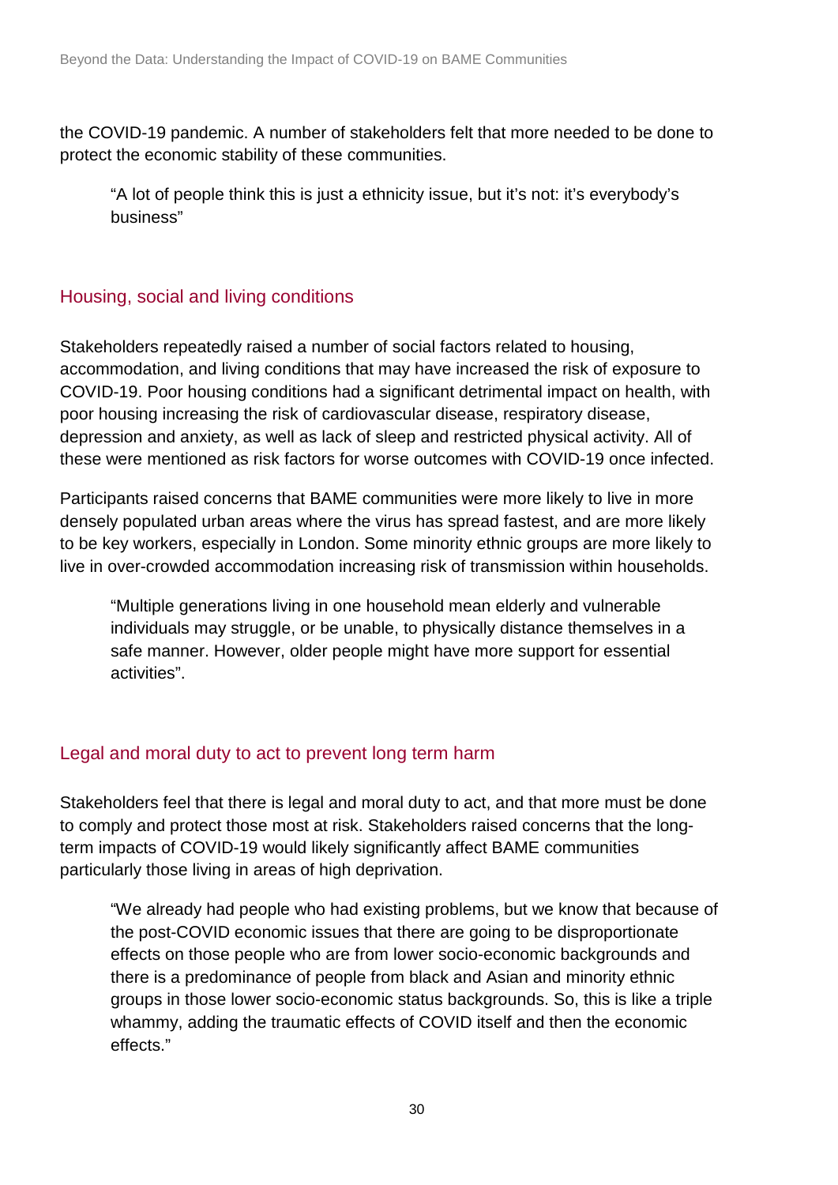the COVID-19 pandemic. A number of stakeholders felt that more needed to be done to protect the economic stability of these communities.

> "A lot of people think this is just a ethnicity issue, but it's not: it's everybody's business"

## Housing, social and living conditions

Stakeholders repeatedly raised a number of social factors related to housing, accommodation, and living conditions that may have increased the risk of exposure to COVID-19. Poor housing conditions had a significant detrimental impact on health, with poor housing increasing the risk of cardiovascular disease, respiratory disease, depression and anxiety, as well as lack of sleep and restricted physical activity. All of these were mentioned as risk factors for worse outcomes with COVID-19 once infected.

Participants raised concerns that BAME communities were more likely to live in more densely populated urban areas where the virus has spread fastest, and are more likely to be key workers, especially in London. Some minority ethnic groups are more likely to live in over-crowded accommodation increasing risk of transmission within households.

> "Multiple generations living in one household mean elderly and vulnerable individuals may struggle, or be unable, to physically distance themselves in a safe manner. However, older people might have more support for essential activities".

## Legal and moral duty to act to prevent long term harm

Stakeholders feel that there is legal and moral duty to act, and that more must be done to comply and protect those most at risk. Stakeholders raised concerns that the long-term impacts of COVID-19 would likely significantly affect BAME communities particularly those living in areas of high deprivation.

> "We already had people who had existing problems, but we know that because of the post-COVID economic issues that there are going to be disproportionate effects on those people who are from lower socio-economic backgrounds and there is a predominance of people from black and Asian and minority ethnic groups in those lower socio-economic status backgrounds. So, this is like a triple whammy, adding the traumatic effects of COVID itself and then the economic effects."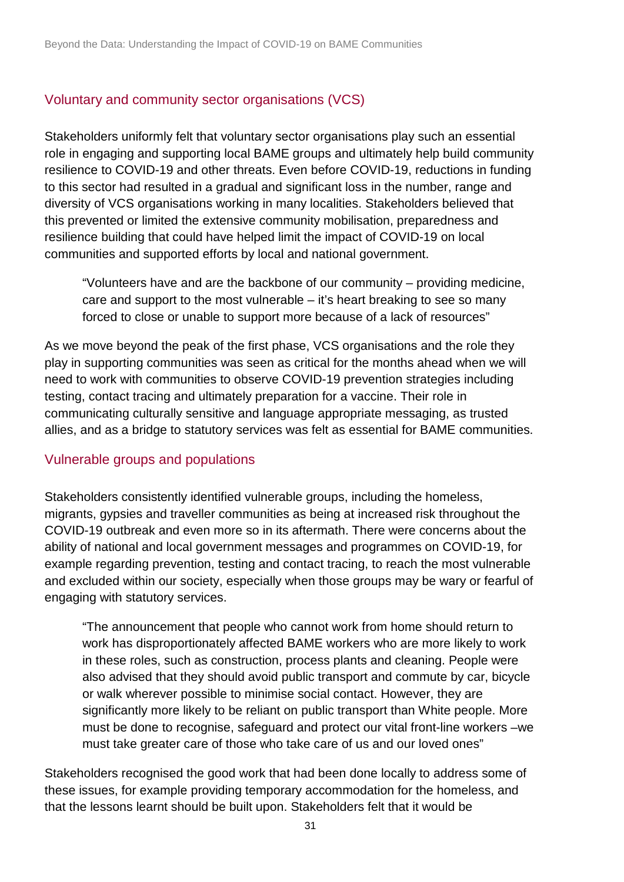## Voluntary and community sector organisations (VCS)

Stakeholders uniformly felt that voluntary sector organisations play such an essential role in engaging and supporting local BAME groups and ultimately help build community resilience to COVID-19 and other threats. Even before COVID-19, reductions in funding to this sector had resulted in a gradual and significant loss in the number, range and diversity of VCS organisations working in many localities. Stakeholders believed that this prevented or limited the extensive community mobilisation, preparedness and resilience building that could have helped limit the impact of COVID-19 on local communities and supported efforts by local and national government.

> "Volunteers have and are the backbone of our community – providing medicine, care and support to the most vulnerable – it's heart breaking to see so many forced to close or unable to support more because of a lack of resources"

As we move beyond the peak of the first phase, VCS organisations and the role they play in supporting communities was seen as critical for the months ahead when we will need to work with communities to observe COVID-19 prevention strategies including testing, contact tracing and ultimately preparation for a vaccine. Their role in communicating culturally sensitive and language appropriate messaging, as trusted allies, and as a bridge to statutory services was felt as essential for BAME communities.

## Vulnerable groups and populations

Stakeholders consistently identified vulnerable groups, including the homeless, migrants, gypsies and traveller communities as being at increased risk throughout the COVID-19 outbreak and even more so in its aftermath. There were concerns about the ability of national and local government messages and programmes on COVID-19, for example regarding prevention, testing and contact tracing, to reach the most vulnerable and excluded within our society, especially when those groups may be wary or fearful of engaging with statutory services.

> "The announcement that people who cannot work from home should return to work has disproportionately affected BAME workers who are more likely to work in these roles, such as construction, process plants and cleaning. People were also advised that they should avoid public transport and commute by car, bicycle or walk wherever possible to minimise social contact. However, they are significantly more likely to be reliant on public transport than White people. More must be done to recognise, safeguard and protect our vital front-line workers –we must take greater care of those who take care of us and our loved ones"

Stakeholders recognised the good work that had been done locally to address some of these issues, for example providing temporary accommodation for the homeless, and that the lessons learnt should be built upon. Stakeholders felt that it would be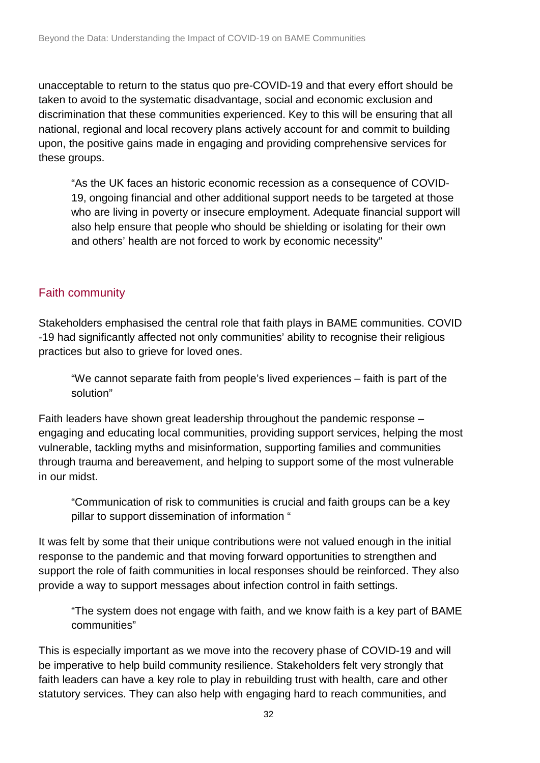unacceptable to return to the status quo pre-COVID-19 and that every effort should be taken to avoid to the systematic disadvantage, social and economic exclusion and discrimination that these communities experienced. Key to this will be ensuring that all national, regional and local recovery plans actively account for and commit to building upon, the positive gains made in engaging and providing comprehensive services for these groups.

> "As the UK faces an historic economic recession as a consequence of COVID-19, ongoing financial and other additional support needs to be targeted at those who are living in poverty or insecure employment. Adequate financial support will also help ensure that people who should be shielding or isolating for their own and others' health are not forced to work by economic necessity"

## Faith community

Stakeholders emphasised the central role that faith plays in BAME communities. COVID -19 had significantly affected not only communities' ability to recognise their religious practices but also to grieve for loved ones.

> "We cannot separate faith from people's lived experiences – faith is part of the solution"

Faith leaders have shown great leadership throughout the pandemic response – engaging and educating local communities, providing support services, helping the most vulnerable, tackling myths and misinformation, supporting families and communities through trauma and bereavement, and helping to support some of the most vulnerable in our midst.

> "Communication of risk to communities is crucial and faith groups can be a key pillar to support dissemination of information "

It was felt by some that their unique contributions were not valued enough in the initial response to the pandemic and that moving forward opportunities to strengthen and support the role of faith communities in local responses should be reinforced. They also provide a way to support messages about infection control in faith settings.

> "The system does not engage with faith, and we know faith is a key part of BAME communities"

This is especially important as we move into the recovery phase of COVID-19 and will be imperative to help build community resilience. Stakeholders felt very strongly that faith leaders can have a key role to play in rebuilding trust with health, care and other statutory services. They can also help with engaging hard to reach communities, and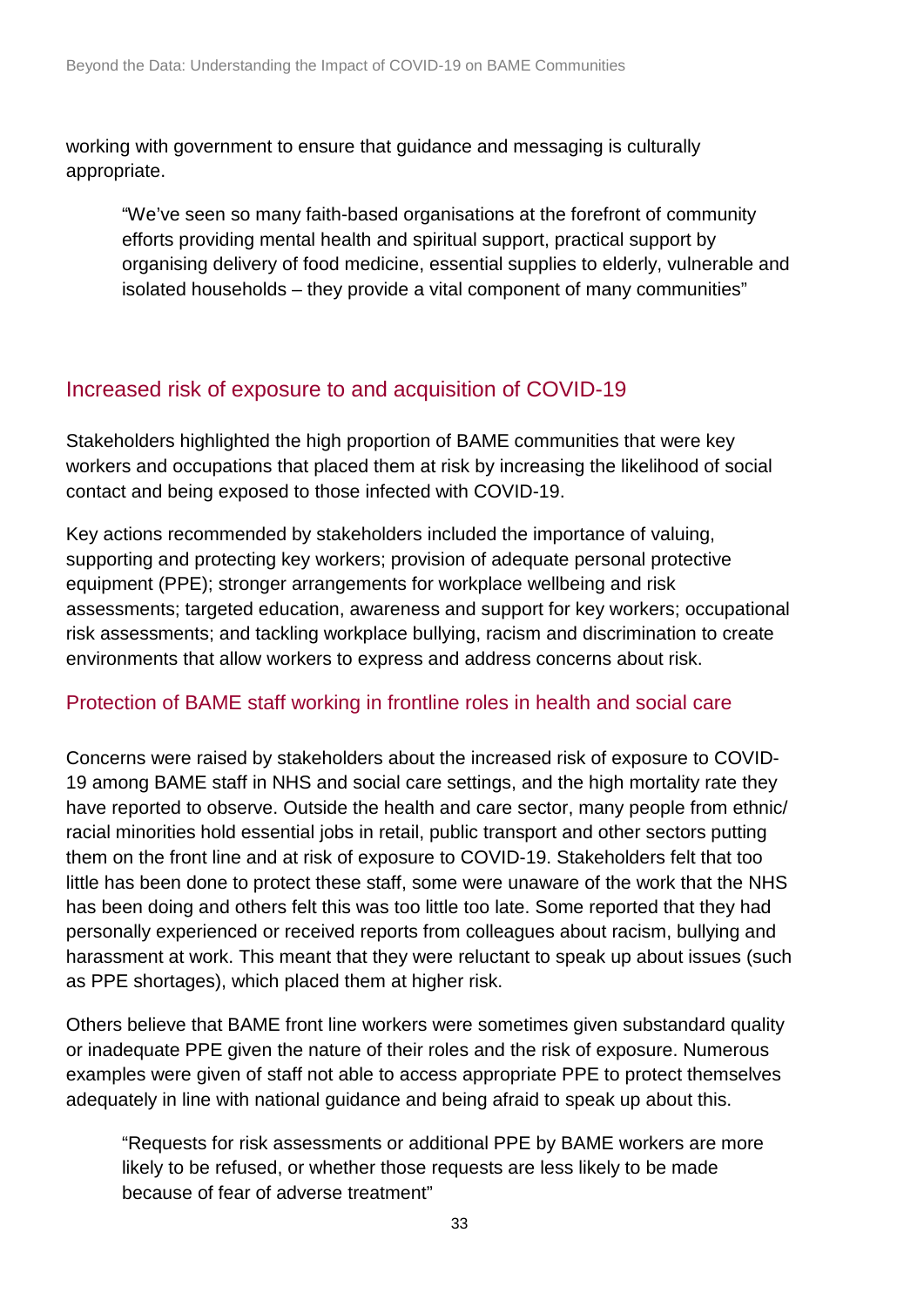working with government to ensure that guidance and messaging is culturally appropriate.

> "We've seen so many faith-based organisations at the forefront of community efforts providing mental health and spiritual support, practical support by organising delivery of food medicine, essential supplies to elderly, vulnerable and isolated households – they provide a vital component of many communities"

## Increased risk of exposure to and acquisition of COVID-19

Stakeholders highlighted the high proportion of BAME communities that were key workers and occupations that placed them at risk by increasing the likelihood of social contact and being exposed to those infected with COVID-19.

Key actions recommended by stakeholders included the importance of valuing, supporting and protecting key workers; provision of adequate personal protective equipment (PPE); stronger arrangements for workplace wellbeing and risk assessments; targeted education, awareness and support for key workers; occupational risk assessments; and tackling workplace bullying, racism and discrimination to create environments that allow workers to express and address concerns about risk.

### Protection of BAME staff working in frontline roles in health and social care

Concerns were raised by stakeholders about the increased risk of exposure to COVID-19 among BAME staff in NHS and social care settings, and the high mortality rate they have reported to observe. Outside the health and care sector, many people from ethnic/ racial minorities hold essential jobs in retail, public transport and other sectors putting them on the front line and at risk of exposure to COVID-19. Stakeholders felt that too little has been done to protect these staff, some were unaware of the work that the NHS has been doing and others felt this was too little too late. Some reported that they had personally experienced or received reports from colleagues about racism, bullying and harassment at work. This meant that they were reluctant to speak up about issues (such as PPE shortages), which placed them at higher risk.

Others believe that BAME front line workers were sometimes given substandard quality or inadequate PPE given the nature of their roles and the risk of exposure. Numerous examples were given of staff not able to access appropriate PPE to protect themselves adequately in line with national guidance and being afraid to speak up about this.

> "Requests for risk assessments or additional PPE by BAME workers are more likely to be refused, or whether those requests are less likely to be made because of fear of adverse treatment"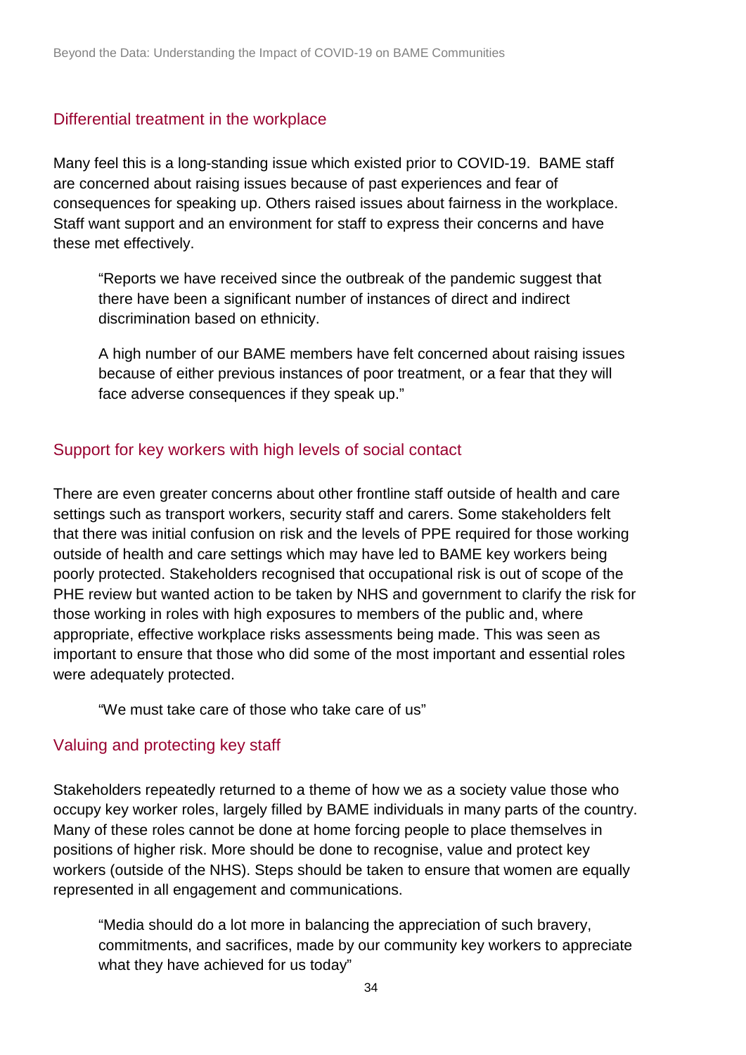## Differential treatment in the workplace

Many feel this is a long-standing issue which existed prior to COVID-19. BAME staff are concerned about raising issues because of past experiences and fear of consequences for speaking up. Others raised issues about fairness in the workplace. Staff want support and an environment for staff to express their concerns and have these met effectively.

> "Reports we have received since the outbreak of the pandemic suggest that there have been a significant number of instances of direct and indirect discrimination based on ethnicity.
>
> A high number of our BAME members have felt concerned about raising issues because of either previous instances of poor treatment, or a fear that they will face adverse consequences if they speak up."

## Support for key workers with high levels of social contact

There are even greater concerns about other frontline staff outside of health and care settings such as transport workers, security staff and carers. Some stakeholders felt that there was initial confusion on risk and the levels of PPE required for those working outside of health and care settings which may have led to BAME key workers being poorly protected. Stakeholders recognised that occupational risk is out of scope of the PHE review but wanted action to be taken by NHS and government to clarify the risk for those working in roles with high exposures to members of the public and, where appropriate, effective workplace risks assessments being made. This was seen as important to ensure that those who did some of the most important and essential roles were adequately protected.

> "We must take care of those who take care of us"

## Valuing and protecting key staff

Stakeholders repeatedly returned to a theme of how we as a society value those who occupy key worker roles, largely filled by BAME individuals in many parts of the country. Many of these roles cannot be done at home forcing people to place themselves in positions of higher risk. More should be done to recognise, value and protect key workers (outside of the NHS). Steps should be taken to ensure that women are equally represented in all engagement and communications.

> "Media should do a lot more in balancing the appreciation of such bravery, commitments, and sacrifices, made by our community key workers to appreciate what they have achieved for us today"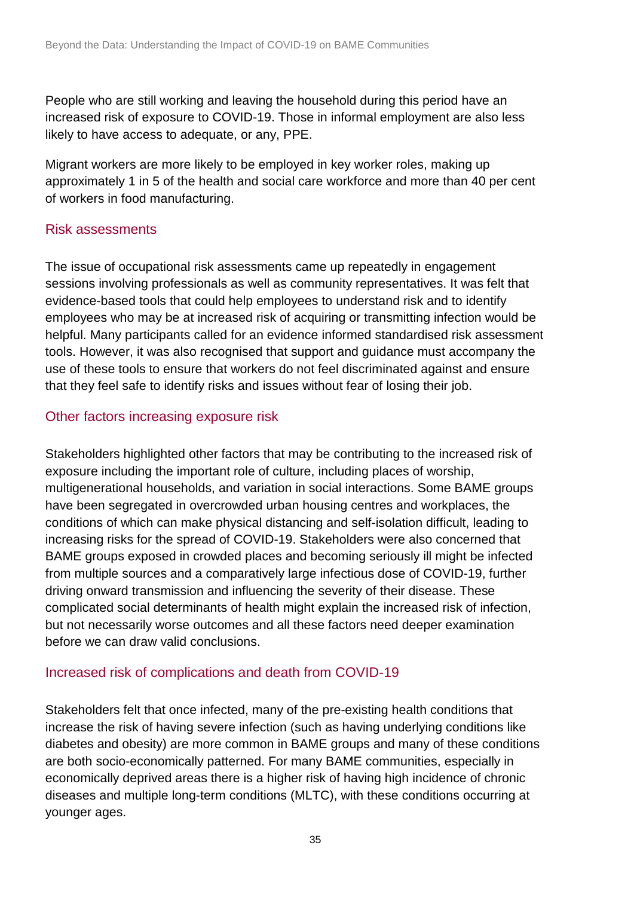People who are still working and leaving the household during this period have an increased risk of exposure to COVID-19. Those in informal employment are also less likely to have access to adequate, or any, PPE.

Migrant workers are more likely to be employed in key worker roles, making up approximately 1 in 5 of the health and social care workforce and more than 40 per cent of workers in food manufacturing.

### Risk assessments

The issue of occupational risk assessments came up repeatedly in engagement sessions involving professionals as well as community representatives. It was felt that evidence-based tools that could help employees to understand risk and to identify employees who may be at increased risk of acquiring or transmitting infection would be helpful. Many participants called for an evidence informed standardised risk assessment tools. However, it was also recognised that support and guidance must accompany the use of these tools to ensure that workers do not feel discriminated against and ensure that they feel safe to identify risks and issues without fear of losing their job.

### Other factors increasing exposure risk

Stakeholders highlighted other factors that may be contributing to the increased risk of exposure including the important role of culture, including places of worship, multigenerational households, and variation in social interactions. Some BAME groups have been segregated in overcrowded urban housing centres and workplaces, the conditions of which can make physical distancing and self-isolation difficult, leading to increasing risks for the spread of COVID-19. Stakeholders were also concerned that BAME groups exposed in crowded places and becoming seriously ill might be infected from multiple sources and a comparatively large infectious dose of COVID-19, further driving onward transmission and influencing the severity of their disease. These complicated social determinants of health might explain the increased risk of infection, but not necessarily worse outcomes and all these factors need deeper examination before we can draw valid conclusions.

### Increased risk of complications and death from COVID-19

Stakeholders felt that once infected, many of the pre-existing health conditions that increase the risk of having severe infection (such as having underlying conditions like diabetes and obesity) are more common in BAME groups and many of these conditions are both socio-economically patterned. For many BAME communities, especially in economically deprived areas there is a higher risk of having high incidence of chronic diseases and multiple long-term conditions (MLTC), with these conditions occurring at younger ages.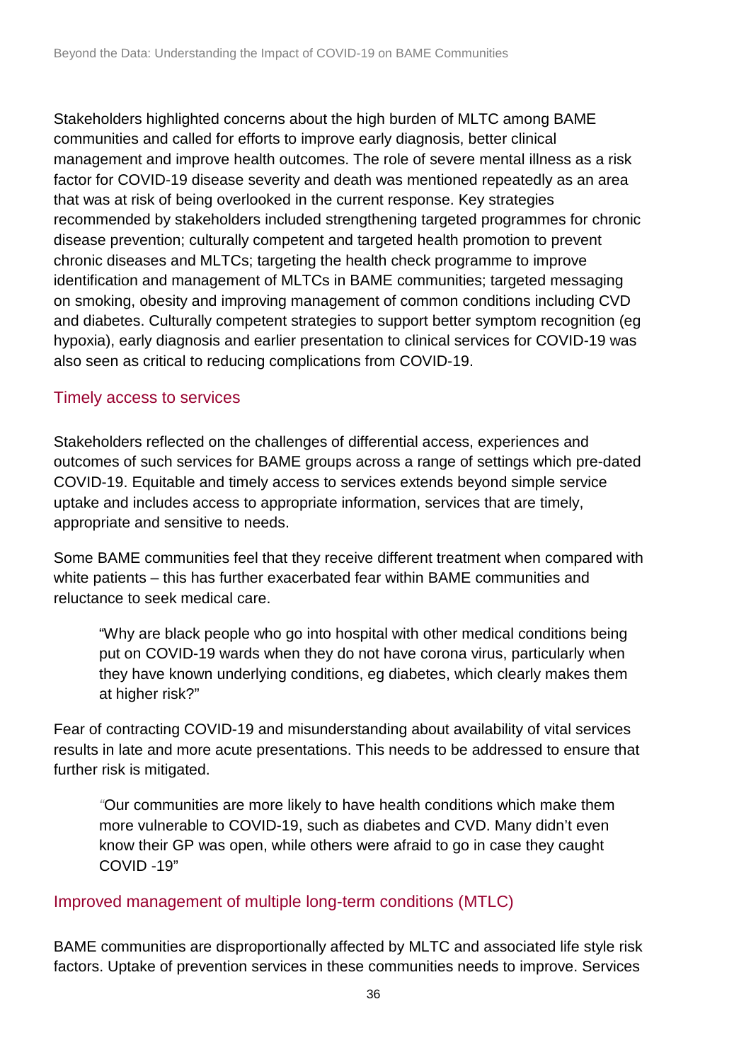Stakeholders highlighted concerns about the high burden of MLTC among BAME communities and called for efforts to improve early diagnosis, better clinical management and improve health outcomes. The role of severe mental illness as a risk factor for COVID-19 disease severity and death was mentioned repeatedly as an area that was at risk of being overlooked in the current response. Key strategies recommended by stakeholders included strengthening targeted programmes for chronic disease prevention; culturally competent and targeted health promotion to prevent chronic diseases and MLTCs; targeting the health check programme to improve identification and management of MLTCs in BAME communities; targeted messaging on smoking, obesity and improving management of common conditions including CVD and diabetes. Culturally competent strategies to support better symptom recognition (eg hypoxia), early diagnosis and earlier presentation to clinical services for COVID-19 was also seen as critical to reducing complications from COVID-19.

### Timely access to services

Stakeholders reflected on the challenges of differential access, experiences and outcomes of such services for BAME groups across a range of settings which pre-dated COVID-19. Equitable and timely access to services extends beyond simple service uptake and includes access to appropriate information, services that are timely, appropriate and sensitive to needs.

Some BAME communities feel that they receive different treatment when compared with white patients – this has further exacerbated fear within BAME communities and reluctance to seek medical care.

> "Why are black people who go into hospital with other medical conditions being put on COVID-19 wards when they do not have corona virus, particularly when they have known underlying conditions, eg diabetes, which clearly makes them at higher risk?"

Fear of contracting COVID-19 and misunderstanding about availability of vital services results in late and more acute presentations. This needs to be addressed to ensure that further risk is mitigated.

> "Our communities are more likely to have health conditions which make them more vulnerable to COVID-19, such as diabetes and CVD. Many didn't even know their GP was open, while others were afraid to go in case they caught COVID -19"

### Improved management of multiple long-term conditions (MTLC)

BAME communities are disproportionally affected by MLTC and associated life style risk factors. Uptake of prevention services in these communities needs to improve. Services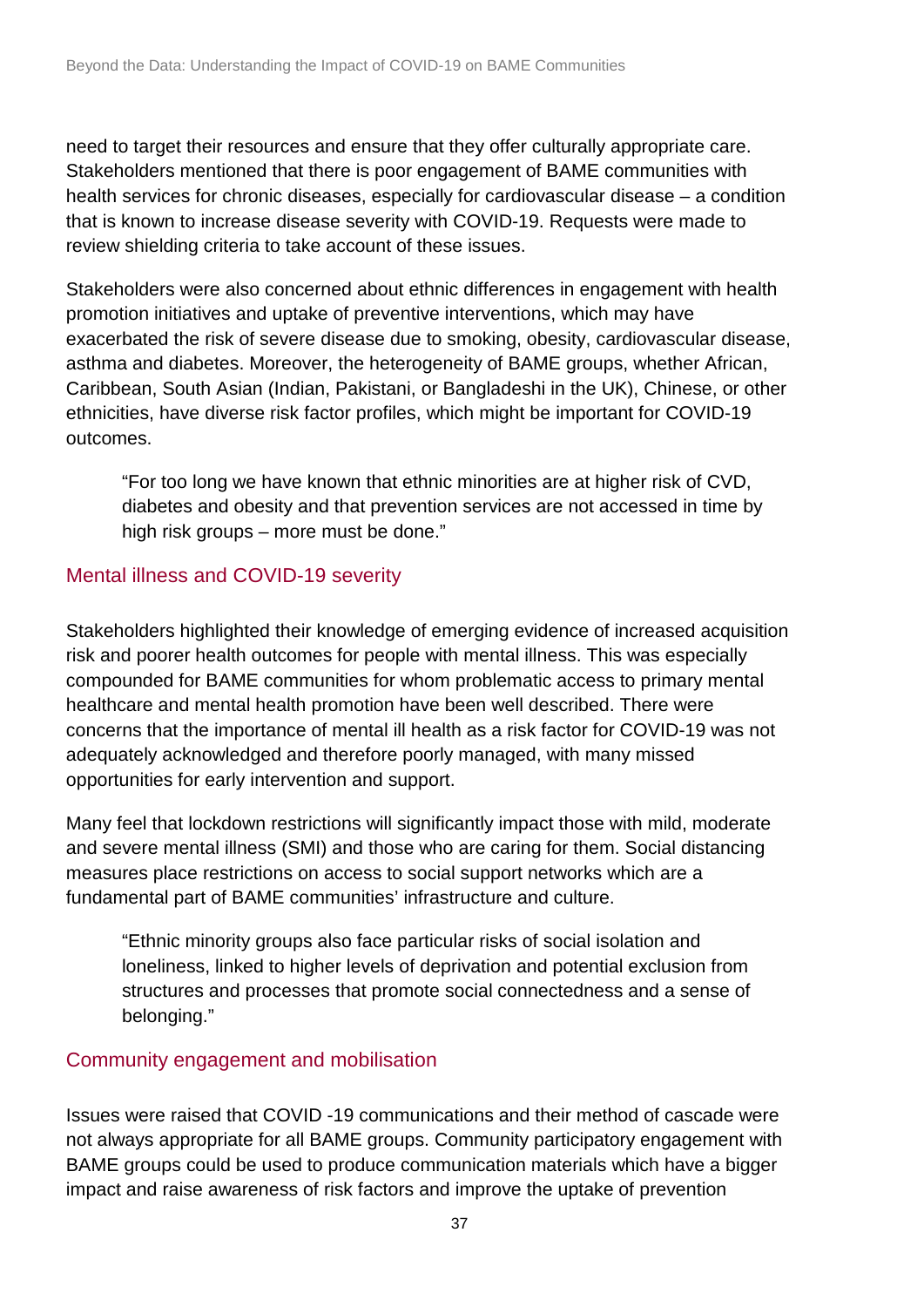need to target their resources and ensure that they offer culturally appropriate care. Stakeholders mentioned that there is poor engagement of BAME communities with health services for chronic diseases, especially for cardiovascular disease – a condition that is known to increase disease severity with COVID-19. Requests were made to review shielding criteria to take account of these issues.

Stakeholders were also concerned about ethnic differences in engagement with health promotion initiatives and uptake of preventive interventions, which may have exacerbated the risk of severe disease due to smoking, obesity, cardiovascular disease, asthma and diabetes. Moreover, the heterogeneity of BAME groups, whether African, Caribbean, South Asian (Indian, Pakistani, or Bangladeshi in the UK), Chinese, or other ethnicities, have diverse risk factor profiles, which might be important for COVID-19 outcomes.

> "For too long we have known that ethnic minorities are at higher risk of CVD, diabetes and obesity and that prevention services are not accessed in time by high risk groups – more must be done."

### Mental illness and COVID-19 severity

Stakeholders highlighted their knowledge of emerging evidence of increased acquisition risk and poorer health outcomes for people with mental illness. This was especially compounded for BAME communities for whom problematic access to primary mental healthcare and mental health promotion have been well described. There were concerns that the importance of mental ill health as a risk factor for COVID-19 was not adequately acknowledged and therefore poorly managed, with many missed opportunities for early intervention and support.

Many feel that lockdown restrictions will significantly impact those with mild, moderate and severe mental illness (SMI) and those who are caring for them. Social distancing measures place restrictions on access to social support networks which are a fundamental part of BAME communities' infrastructure and culture.

> "Ethnic minority groups also face particular risks of social isolation and loneliness, linked to higher levels of deprivation and potential exclusion from structures and processes that promote social connectedness and a sense of belonging."

### Community engagement and mobilisation

Issues were raised that COVID -19 communications and their method of cascade were not always appropriate for all BAME groups. Community participatory engagement with BAME groups could be used to produce communication materials which have a bigger impact and raise awareness of risk factors and improve the uptake of prevention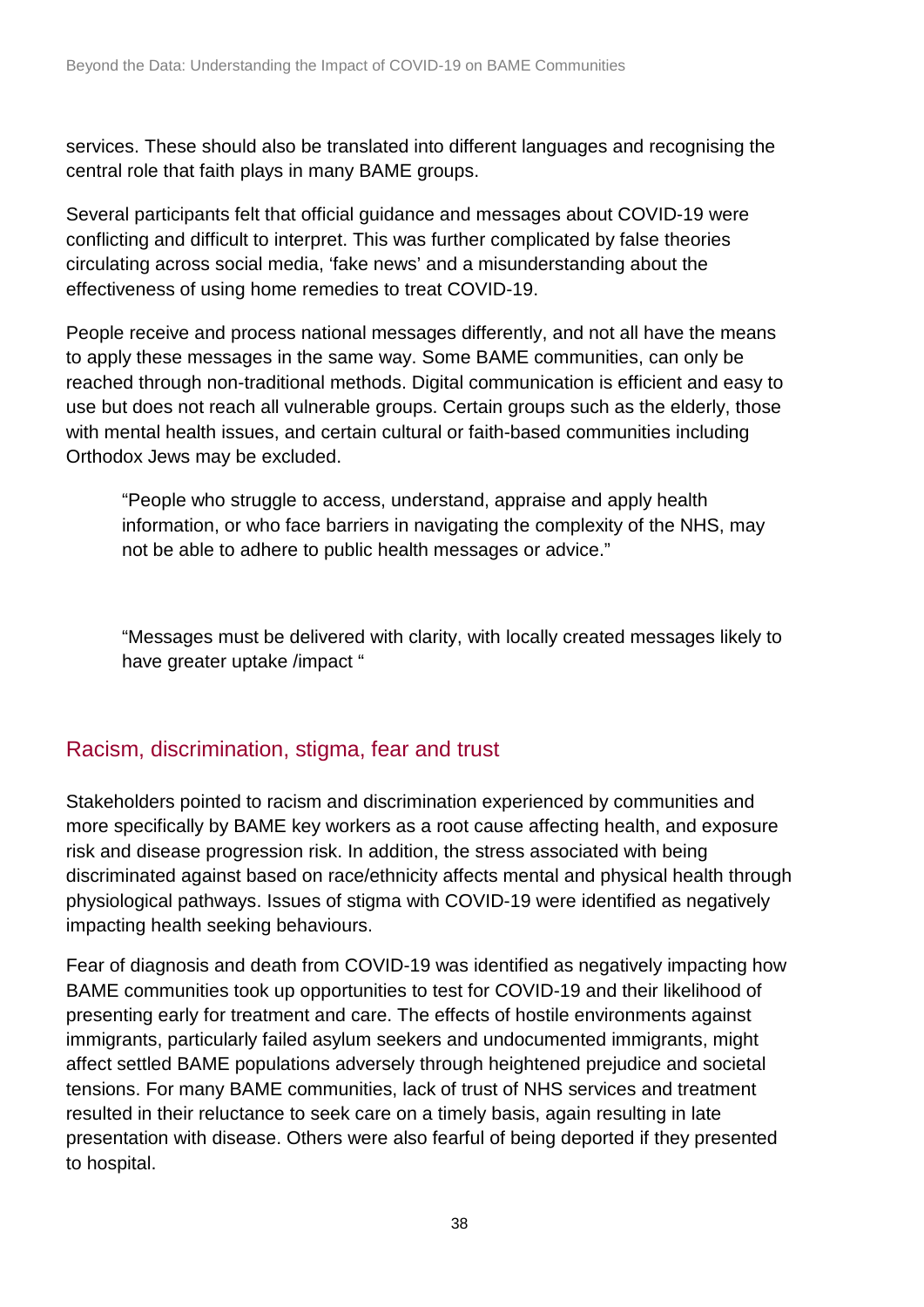services. These should also be translated into different languages and recognising the central role that faith plays in many BAME groups.

Several participants felt that official guidance and messages about COVID-19 were conflicting and difficult to interpret. This was further complicated by false theories circulating across social media, 'fake news' and a misunderstanding about the effectiveness of using home remedies to treat COVID-19.

People receive and process national messages differently, and not all have the means to apply these messages in the same way. Some BAME communities, can only be reached through non-traditional methods. Digital communication is efficient and easy to use but does not reach all vulnerable groups. Certain groups such as the elderly, those with mental health issues, and certain cultural or faith-based communities including Orthodox Jews may be excluded.

> "People who struggle to access, understand, appraise and apply health information, or who face barriers in navigating the complexity of the NHS, may not be able to adhere to public health messages or advice."

> "Messages must be delivered with clarity, with locally created messages likely to have greater uptake /impact "

## Racism, discrimination, stigma, fear and trust

Stakeholders pointed to racism and discrimination experienced by communities and more specifically by BAME key workers as a root cause affecting health, and exposure risk and disease progression risk. In addition, the stress associated with being discriminated against based on race/ethnicity affects mental and physical health through physiological pathways. Issues of stigma with COVID-19 were identified as negatively impacting health seeking behaviours.

Fear of diagnosis and death from COVID-19 was identified as negatively impacting how BAME communities took up opportunities to test for COVID-19 and their likelihood of presenting early for treatment and care. The effects of hostile environments against immigrants, particularly failed asylum seekers and undocumented immigrants, might affect settled BAME populations adversely through heightened prejudice and societal tensions. For many BAME communities, lack of trust of NHS services and treatment resulted in their reluctance to seek care on a timely basis, again resulting in late presentation with disease. Others were also fearful of being deported if they presented to hospital.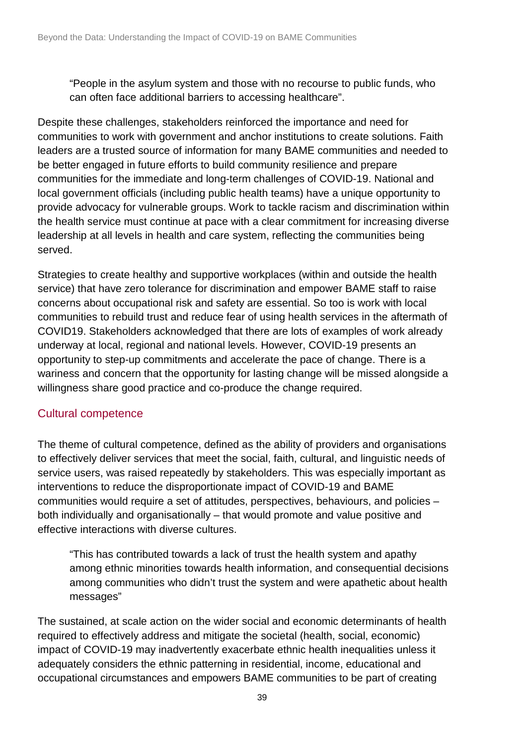> "People in the asylum system and those with no recourse to public funds, who can often face additional barriers to accessing healthcare".

Despite these challenges, stakeholders reinforced the importance and need for communities to work with government and anchor institutions to create solutions. Faith leaders are a trusted source of information for many BAME communities and needed to be better engaged in future efforts to build community resilience and prepare communities for the immediate and long-term challenges of COVID-19. National and local government officials (including public health teams) have a unique opportunity to provide advocacy for vulnerable groups. Work to tackle racism and discrimination within the health service must continue at pace with a clear commitment for increasing diverse leadership at all levels in health and care system, reflecting the communities being served.

Strategies to create healthy and supportive workplaces (within and outside the health service) that have zero tolerance for discrimination and empower BAME staff to raise concerns about occupational risk and safety are essential. So too is work with local communities to rebuild trust and reduce fear of using health services in the aftermath of COVID19. Stakeholders acknowledged that there are lots of examples of work already underway at local, regional and national levels. However, COVID-19 presents an opportunity to step-up commitments and accelerate the pace of change. There is a wariness and concern that the opportunity for lasting change will be missed alongside a willingness share good practice and co-produce the change required.

## Cultural competence

The theme of cultural competence, defined as the ability of providers and organisations to effectively deliver services that meet the social, faith, cultural, and linguistic needs of service users, was raised repeatedly by stakeholders. This was especially important as interventions to reduce the disproportionate impact of COVID-19 and BAME communities would require a set of attitudes, perspectives, behaviours, and policies – both individually and organisationally – that would promote and value positive and effective interactions with diverse cultures.

> "This has contributed towards a lack of trust the health system and apathy among ethnic minorities towards health information, and consequential decisions among communities who didn't trust the system and were apathetic about health messages"

The sustained, at scale action on the wider social and economic determinants of health required to effectively address and mitigate the societal (health, social, economic) impact of COVID-19 may inadvertently exacerbate ethnic health inequalities unless it adequately considers the ethnic patterning in residential, income, educational and occupational circumstances and empowers BAME communities to be part of creating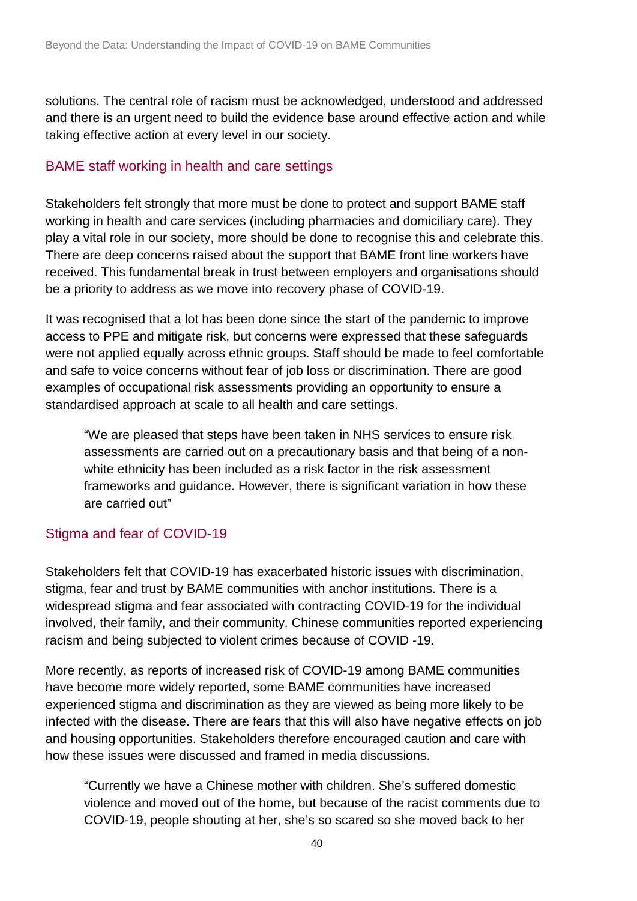solutions. The central role of racism must be acknowledged, understood and addressed and there is an urgent need to build the evidence base around effective action and while taking effective action at every level in our society.

## BAME staff working in health and care settings

Stakeholders felt strongly that more must be done to protect and support BAME staff working in health and care services (including pharmacies and domiciliary care). They play a vital role in our society, more should be done to recognise this and celebrate this. There are deep concerns raised about the support that BAME front line workers have received. This fundamental break in trust between employers and organisations should be a priority to address as we move into recovery phase of COVID-19.

It was recognised that a lot has been done since the start of the pandemic to improve access to PPE and mitigate risk, but concerns were expressed that these safeguards were not applied equally across ethnic groups. Staff should be made to feel comfortable and safe to voice concerns without fear of job loss or discrimination. There are good examples of occupational risk assessments providing an opportunity to ensure a standardised approach at scale to all health and care settings.

> "We are pleased that steps have been taken in NHS services to ensure risk assessments are carried out on a precautionary basis and that being of a non-white ethnicity has been included as a risk factor in the risk assessment frameworks and guidance. However, there is significant variation in how these are carried out"

## Stigma and fear of COVID-19

Stakeholders felt that COVID-19 has exacerbated historic issues with discrimination, stigma, fear and trust by BAME communities with anchor institutions. There is a widespread stigma and fear associated with contracting COVID-19 for the individual involved, their family, and their community. Chinese communities reported experiencing racism and being subjected to violent crimes because of COVID -19.

More recently, as reports of increased risk of COVID-19 among BAME communities have become more widely reported, some BAME communities have increased experienced stigma and discrimination as they are viewed as being more likely to be infected with the disease. There are fears that this will also have negative effects on job and housing opportunities. Stakeholders therefore encouraged caution and care with how these issues were discussed and framed in media discussions.

> "Currently we have a Chinese mother with children. She's suffered domestic violence and moved out of the home, but because of the racist comments due to COVID-19, people shouting at her, she's so scared so she moved back to her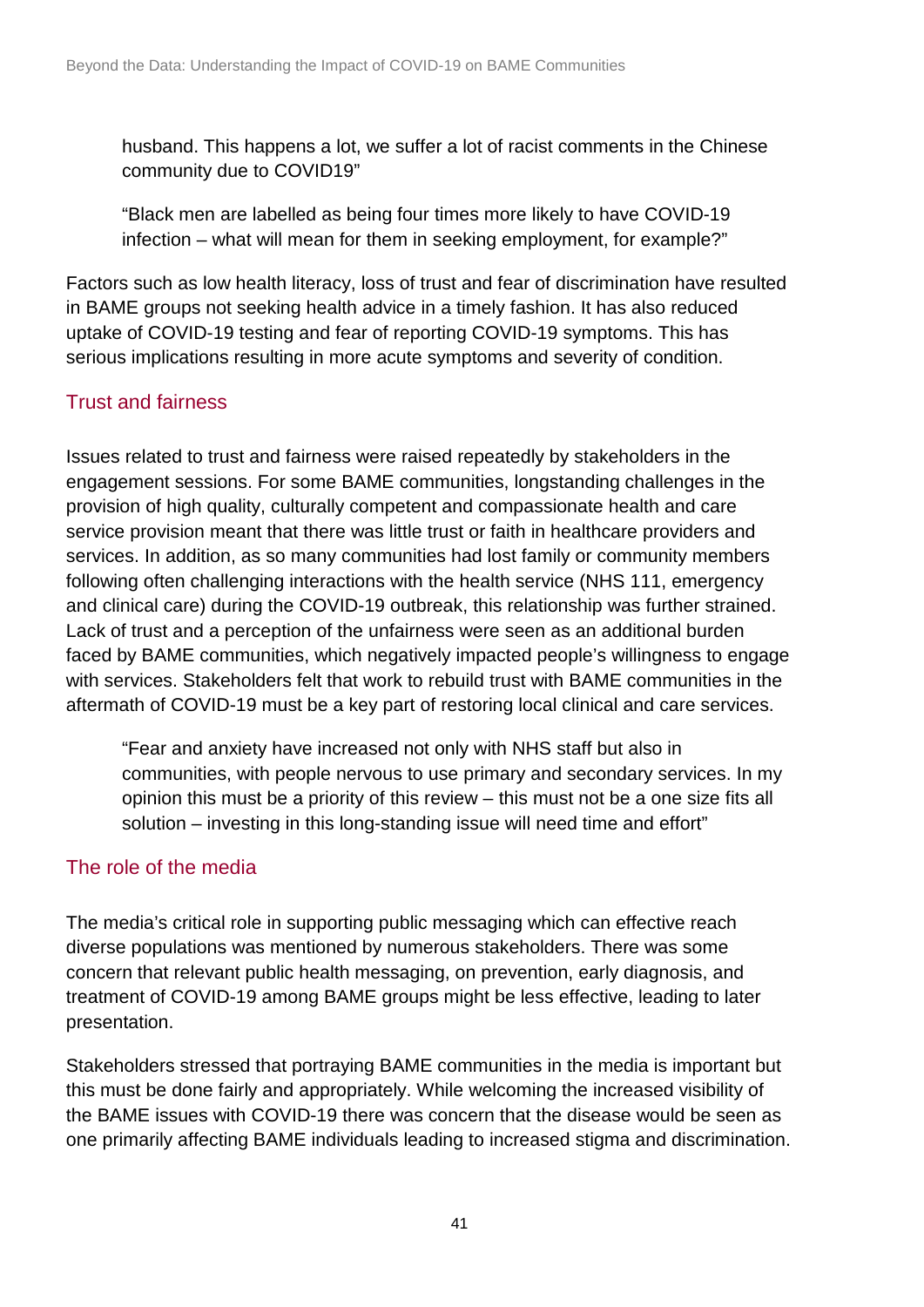> husband. This happens a lot, we suffer a lot of racist comments in the Chinese community due to COVID19"

> "Black men are labelled as being four times more likely to have COVID-19 infection – what will mean for them in seeking employment, for example?"

Factors such as low health literacy, loss of trust and fear of discrimination have resulted in BAME groups not seeking health advice in a timely fashion. It has also reduced uptake of COVID-19 testing and fear of reporting COVID-19 symptoms. This has serious implications resulting in more acute symptoms and severity of condition.

### Trust and fairness

Issues related to trust and fairness were raised repeatedly by stakeholders in the engagement sessions. For some BAME communities, longstanding challenges in the provision of high quality, culturally competent and compassionate health and care service provision meant that there was little trust or faith in healthcare providers and services. In addition, as so many communities had lost family or community members following often challenging interactions with the health service (NHS 111, emergency and clinical care) during the COVID-19 outbreak, this relationship was further strained. Lack of trust and a perception of the unfairness were seen as an additional burden faced by BAME communities, which negatively impacted people's willingness to engage with services. Stakeholders felt that work to rebuild trust with BAME communities in the aftermath of COVID-19 must be a key part of restoring local clinical and care services.

> "Fear and anxiety have increased not only with NHS staff but also in communities, with people nervous to use primary and secondary services. In my opinion this must be a priority of this review – this must not be a one size fits all solution – investing in this long-standing issue will need time and effort"

### The role of the media

The media's critical role in supporting public messaging which can effective reach diverse populations was mentioned by numerous stakeholders. There was some concern that relevant public health messaging, on prevention, early diagnosis, and treatment of COVID-19 among BAME groups might be less effective, leading to later presentation.

Stakeholders stressed that portraying BAME communities in the media is important but this must be done fairly and appropriately. While welcoming the increased visibility of the BAME issues with COVID-19 there was concern that the disease would be seen as one primarily affecting BAME individuals leading to increased stigma and discrimination.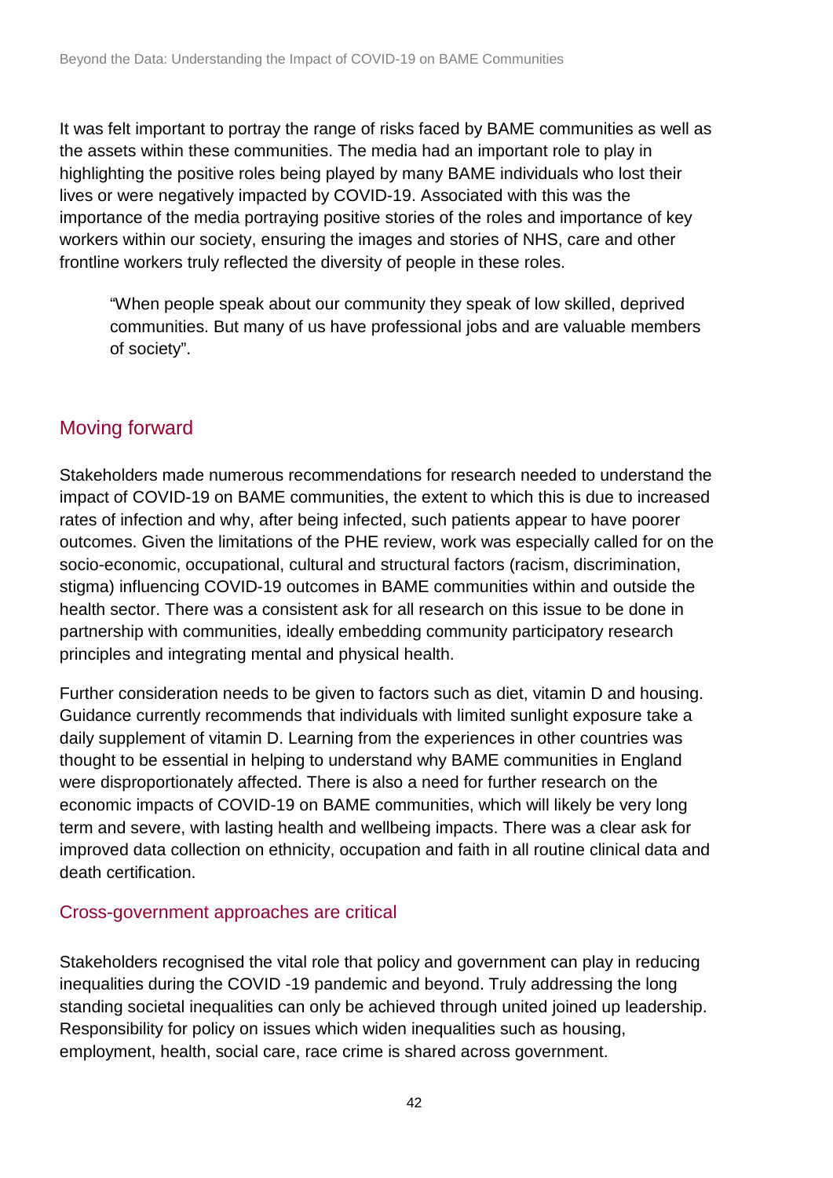It was felt important to portray the range of risks faced by BAME communities as well as the assets within these communities. The media had an important role to play in highlighting the positive roles being played by many BAME individuals who lost their lives or were negatively impacted by COVID-19. Associated with this was the importance of the media portraying positive stories of the roles and importance of key workers within our society, ensuring the images and stories of NHS, care and other frontline workers truly reflected the diversity of people in these roles.

> "When people speak about our community they speak of low skilled, deprived communities. But many of us have professional jobs and are valuable members of society".

## Moving forward

Stakeholders made numerous recommendations for research needed to understand the impact of COVID-19 on BAME communities, the extent to which this is due to increased rates of infection and why, after being infected, such patients appear to have poorer outcomes. Given the limitations of the PHE review, work was especially called for on the socio-economic, occupational, cultural and structural factors (racism, discrimination, stigma) influencing COVID-19 outcomes in BAME communities within and outside the health sector. There was a consistent ask for all research on this issue to be done in partnership with communities, ideally embedding community participatory research principles and integrating mental and physical health.

Further consideration needs to be given to factors such as diet, vitamin D and housing. Guidance currently recommends that individuals with limited sunlight exposure take a daily supplement of vitamin D. Learning from the experiences in other countries was thought to be essential in helping to understand why BAME communities in England were disproportionately affected. There is also a need for further research on the economic impacts of COVID-19 on BAME communities, which will likely be very long term and severe, with lasting health and wellbeing impacts. There was a clear ask for improved data collection on ethnicity, occupation and faith in all routine clinical data and death certification.

### Cross-government approaches are critical

Stakeholders recognised the vital role that policy and government can play in reducing inequalities during the COVID -19 pandemic and beyond. Truly addressing the long standing societal inequalities can only be achieved through united joined up leadership. Responsibility for policy on issues which widen inequalities such as housing, employment, health, social care, race crime is shared across government.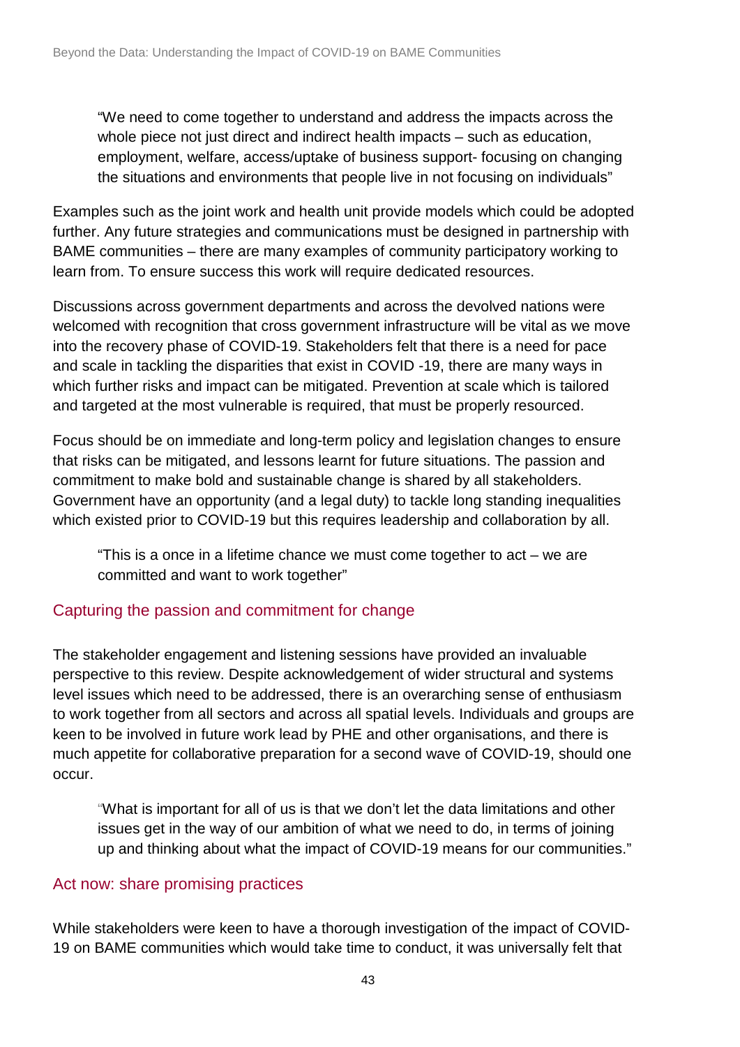> "We need to come together to understand and address the impacts across the whole piece not just direct and indirect health impacts – such as education, employment, welfare, access/uptake of business support- focusing on changing the situations and environments that people live in not focusing on individuals"

Examples such as the joint work and health unit provide models which could be adopted further. Any future strategies and communications must be designed in partnership with BAME communities – there are many examples of community participatory working to learn from. To ensure success this work will require dedicated resources.

Discussions across government departments and across the devolved nations were welcomed with recognition that cross government infrastructure will be vital as we move into the recovery phase of COVID-19. Stakeholders felt that there is a need for pace and scale in tackling the disparities that exist in COVID -19, there are many ways in which further risks and impact can be mitigated. Prevention at scale which is tailored and targeted at the most vulnerable is required, that must be properly resourced.

Focus should be on immediate and long-term policy and legislation changes to ensure that risks can be mitigated, and lessons learnt for future situations. The passion and commitment to make bold and sustainable change is shared by all stakeholders. Government have an opportunity (and a legal duty) to tackle long standing inequalities which existed prior to COVID-19 but this requires leadership and collaboration by all.

> "This is a once in a lifetime chance we must come together to act – we are committed and want to work together"

## Capturing the passion and commitment for change

The stakeholder engagement and listening sessions have provided an invaluable perspective to this review. Despite acknowledgement of wider structural and systems level issues which need to be addressed, there is an overarching sense of enthusiasm to work together from all sectors and across all spatial levels. Individuals and groups are keen to be involved in future work lead by PHE and other organisations, and there is much appetite for collaborative preparation for a second wave of COVID-19, should one occur.

> "What is important for all of us is that we don't let the data limitations and other issues get in the way of our ambition of what we need to do, in terms of joining up and thinking about what the impact of COVID-19 means for our communities."

## Act now: share promising practices

While stakeholders were keen to have a thorough investigation of the impact of COVID-19 on BAME communities which would take time to conduct, it was universally felt that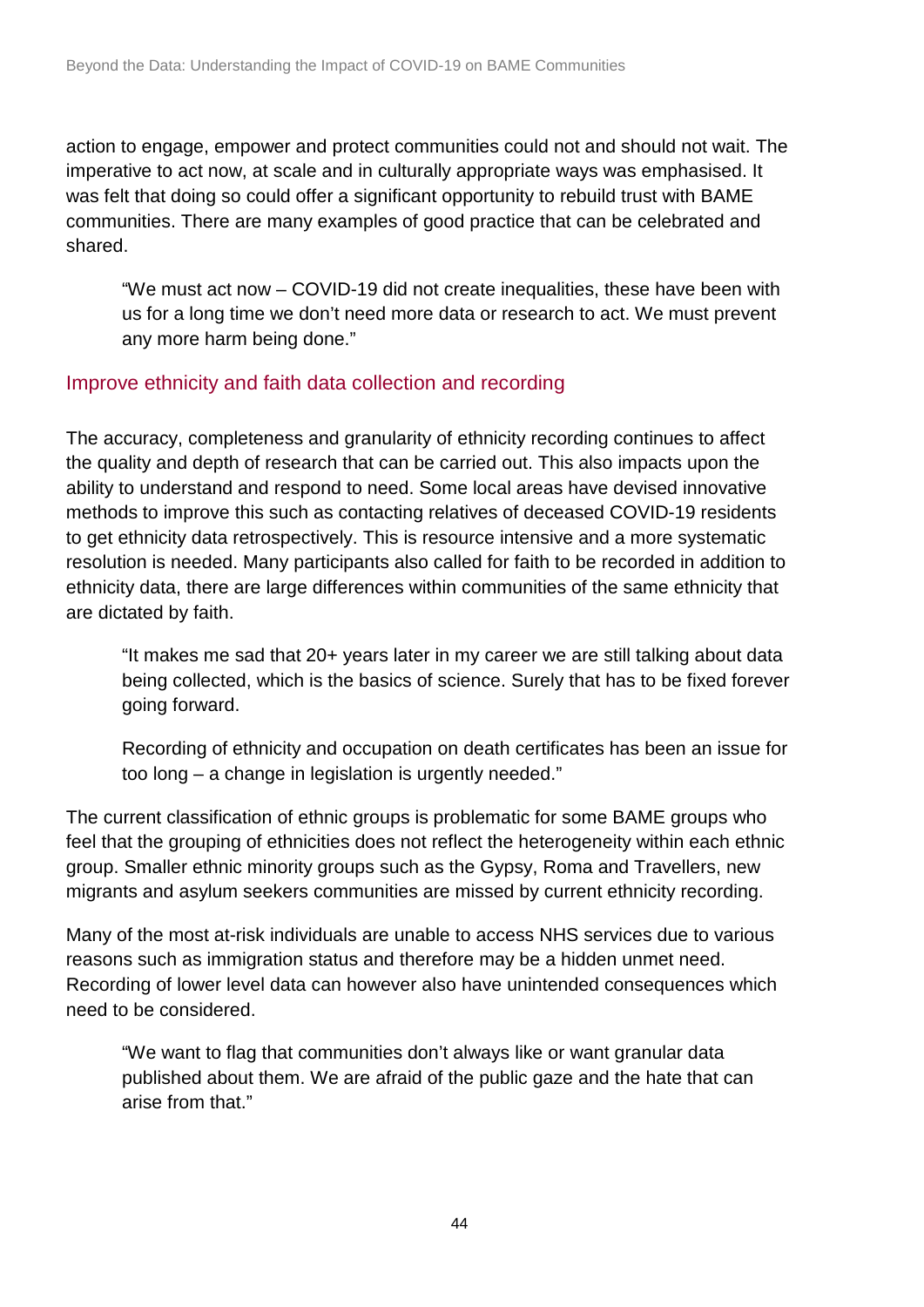action to engage, empower and protect communities could not and should not wait. The imperative to act now, at scale and in culturally appropriate ways was emphasised. It was felt that doing so could offer a significant opportunity to rebuild trust with BAME communities. There are many examples of good practice that can be celebrated and shared.

> "We must act now – COVID-19 did not create inequalities, these have been with us for a long time we don't need more data or research to act. We must prevent any more harm being done."

## Improve ethnicity and faith data collection and recording

The accuracy, completeness and granularity of ethnicity recording continues to affect the quality and depth of research that can be carried out. This also impacts upon the ability to understand and respond to need. Some local areas have devised innovative methods to improve this such as contacting relatives of deceased COVID-19 residents to get ethnicity data retrospectively. This is resource intensive and a more systematic resolution is needed. Many participants also called for faith to be recorded in addition to ethnicity data, there are large differences within communities of the same ethnicity that are dictated by faith.

> "It makes me sad that 20+ years later in my career we are still talking about data being collected, which is the basics of science. Surely that has to be fixed forever going forward.
>
> Recording of ethnicity and occupation on death certificates has been an issue for too long – a change in legislation is urgently needed."

The current classification of ethnic groups is problematic for some BAME groups who feel that the grouping of ethnicities does not reflect the heterogeneity within each ethnic group. Smaller ethnic minority groups such as the Gypsy, Roma and Travellers, new migrants and asylum seekers communities are missed by current ethnicity recording.

Many of the most at-risk individuals are unable to access NHS services due to various reasons such as immigration status and therefore may be a hidden unmet need. Recording of lower level data can however also have unintended consequences which need to be considered.

> "We want to flag that communities don't always like or want granular data published about them. We are afraid of the public gaze and the hate that can arise from that."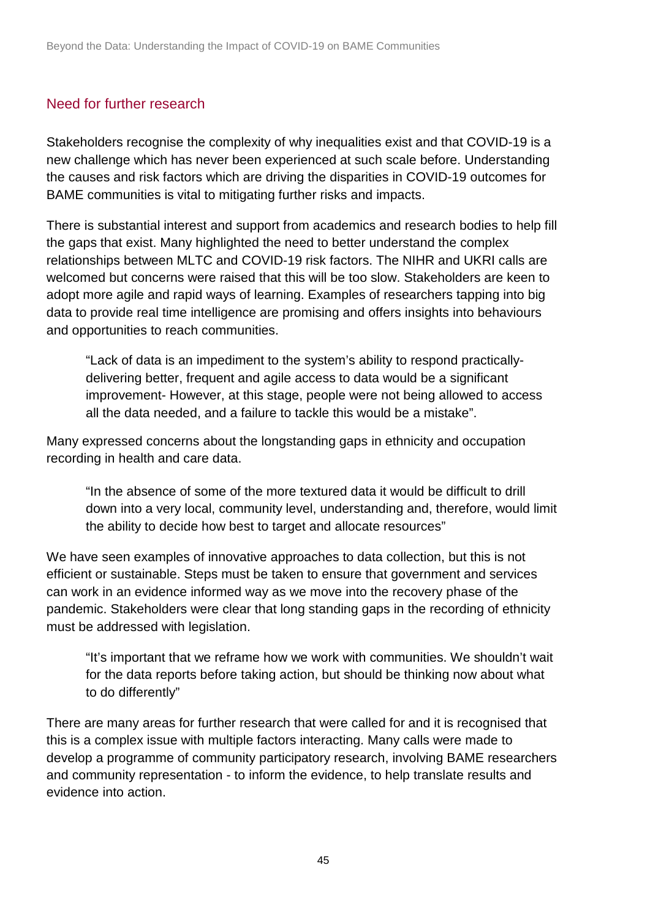## Need for further research

Stakeholders recognise the complexity of why inequalities exist and that COVID-19 is a new challenge which has never been experienced at such scale before. Understanding the causes and risk factors which are driving the disparities in COVID-19 outcomes for BAME communities is vital to mitigating further risks and impacts.

There is substantial interest and support from academics and research bodies to help fill the gaps that exist. Many highlighted the need to better understand the complex relationships between MLTC and COVID-19 risk factors. The NIHR and UKRI calls are welcomed but concerns were raised that this will be too slow. Stakeholders are keen to adopt more agile and rapid ways of learning. Examples of researchers tapping into big data to provide real time intelligence are promising and offers insights into behaviours and opportunities to reach communities.

> "Lack of data is an impediment to the system's ability to respond practically- delivering better, frequent and agile access to data would be a significant improvement- However, at this stage, people were not being allowed to access all the data needed, and a failure to tackle this would be a mistake".

Many expressed concerns about the longstanding gaps in ethnicity and occupation recording in health and care data.

> "In the absence of some of the more textured data it would be difficult to drill down into a very local, community level, understanding and, therefore, would limit the ability to decide how best to target and allocate resources"

We have seen examples of innovative approaches to data collection, but this is not efficient or sustainable. Steps must be taken to ensure that government and services can work in an evidence informed way as we move into the recovery phase of the pandemic. Stakeholders were clear that long standing gaps in the recording of ethnicity must be addressed with legislation.

> "It's important that we reframe how we work with communities. We shouldn't wait for the data reports before taking action, but should be thinking now about what to do differently"

There are many areas for further research that were called for and it is recognised that this is a complex issue with multiple factors interacting. Many calls were made to develop a programme of community participatory research, involving BAME researchers and community representation - to inform the evidence, to help translate results and evidence into action.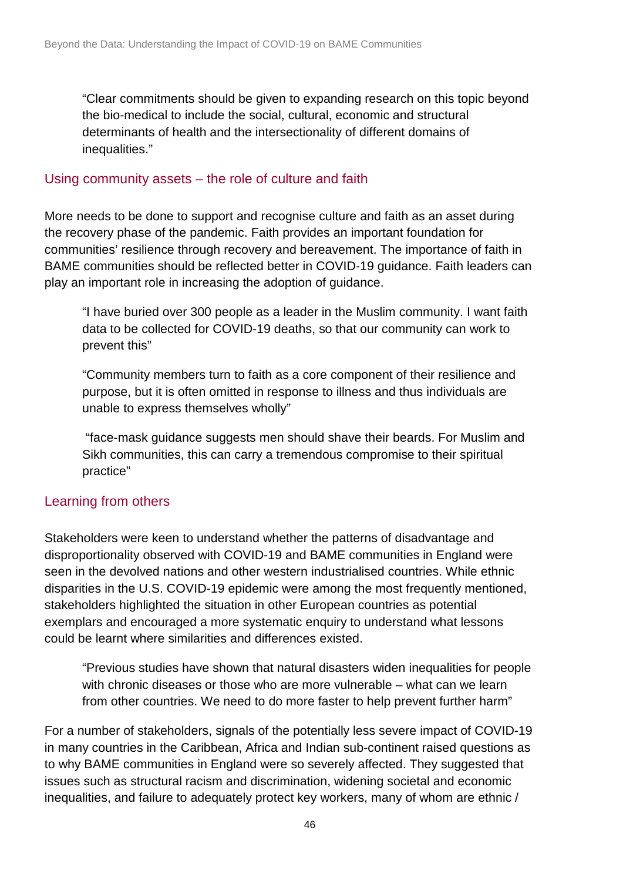> "Clear commitments should be given to expanding research on this topic beyond the bio-medical to include the social, cultural, economic and structural determinants of health and the intersectionality of different domains of inequalities."

## Using community assets – the role of culture and faith

More needs to be done to support and recognise culture and faith as an asset during the recovery phase of the pandemic. Faith provides an important foundation for communities' resilience through recovery and bereavement. The importance of faith in BAME communities should be reflected better in COVID-19 guidance. Faith leaders can play an important role in increasing the adoption of guidance.

> "I have buried over 300 people as a leader in the Muslim community. I want faith data to be collected for COVID-19 deaths, so that our community can work to prevent this"

> "Community members turn to faith as a core component of their resilience and purpose, but it is often omitted in response to illness and thus individuals are unable to express themselves wholly"

> "face-mask guidance suggests men should shave their beards. For Muslim and Sikh communities, this can carry a tremendous compromise to their spiritual practice"

## Learning from others

Stakeholders were keen to understand whether the patterns of disadvantage and disproportionality observed with COVID-19 and BAME communities in England were seen in the devolved nations and other western industrialised countries. While ethnic disparities in the U.S. COVID-19 epidemic were among the most frequently mentioned, stakeholders highlighted the situation in other European countries as potential exemplars and encouraged a more systematic enquiry to understand what lessons could be learnt where similarities and differences existed.

> "Previous studies have shown that natural disasters widen inequalities for people with chronic diseases or those who are more vulnerable – what can we learn from other countries. We need to do more faster to help prevent further harm"

For a number of stakeholders, signals of the potentially less severe impact of COVID-19 in many countries in the Caribbean, Africa and Indian sub-continent raised questions as to why BAME communities in England were so severely affected. They suggested that issues such as structural racism and discrimination, widening societal and economic inequalities, and failure to adequately protect key workers, many of whom are ethnic /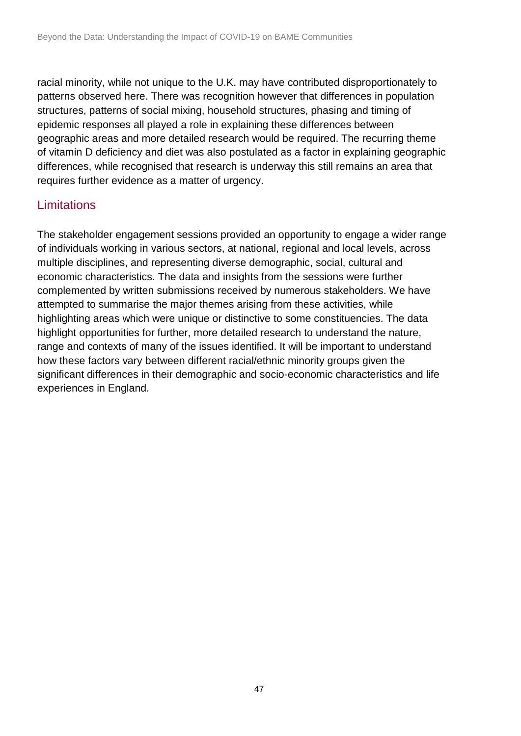racial minority, while not unique to the U.K. may have contributed disproportionately to patterns observed here. There was recognition however that differences in population structures, patterns of social mixing, household structures, phasing and timing of epidemic responses all played a role in explaining these differences between geographic areas and more detailed research would be required. The recurring theme of vitamin D deficiency and diet was also postulated as a factor in explaining geographic differences, while recognised that research is underway this still remains an area that requires further evidence as a matter of urgency.

## Limitations

The stakeholder engagement sessions provided an opportunity to engage a wider range of individuals working in various sectors, at national, regional and local levels, across multiple disciplines, and representing diverse demographic, social, cultural and economic characteristics. The data and insights from the sessions were further complemented by written submissions received by numerous stakeholders. We have attempted to summarise the major themes arising from these activities, while highlighting areas which were unique or distinctive to some constituencies. The data highlight opportunities for further, more detailed research to understand the nature, range and contexts of many of the issues identified. It will be important to understand how these factors vary between different racial/ethnic minority groups given the significant differences in their demographic and socio-economic characteristics and life experiences in England.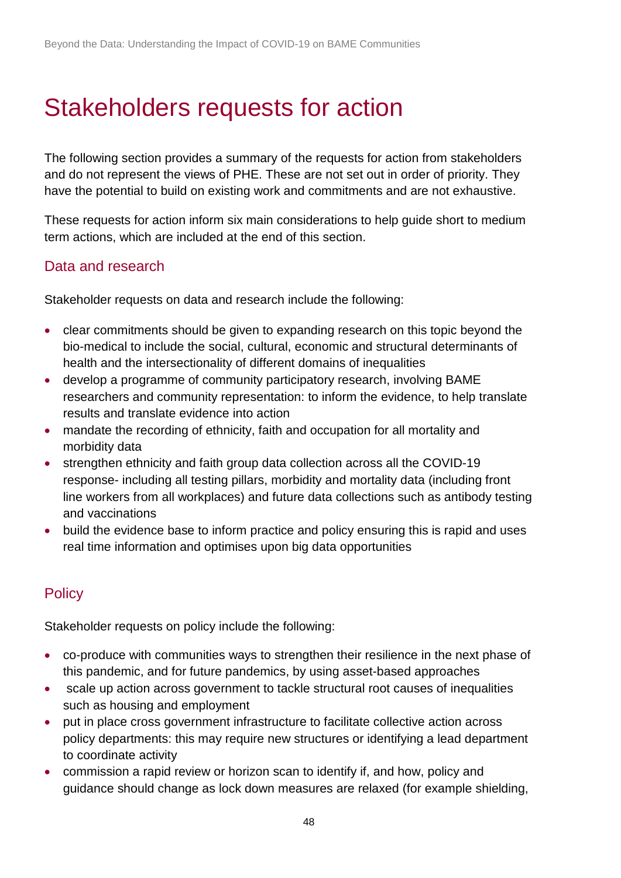# Stakeholders requests for action

The following section provides a summary of the requests for action from stakeholders and do not represent the views of PHE. These are not set out in order of priority. They have the potential to build on existing work and commitments and are not exhaustive.

These requests for action inform six main considerations to help guide short to medium term actions, which are included at the end of this section.

## Data and research

Stakeholder requests on data and research include the following:

- clear commitments should be given to expanding research on this topic beyond the bio-medical to include the social, cultural, economic and structural determinants of health and the intersectionality of different domains of inequalities
- develop a programme of community participatory research, involving BAME researchers and community representation: to inform the evidence, to help translate results and translate evidence into action
- mandate the recording of ethnicity, faith and occupation for all mortality and morbidity data
- strengthen ethnicity and faith group data collection across all the COVID-19 response- including all testing pillars, morbidity and mortality data (including front line workers from all workplaces) and future data collections such as antibody testing and vaccinations
- build the evidence base to inform practice and policy ensuring this is rapid and uses real time information and optimises upon big data opportunities

## Policy

Stakeholder requests on policy include the following:

- co-produce with communities ways to strengthen their resilience in the next phase of this pandemic, and for future pandemics, by using asset-based approaches
- scale up action across government to tackle structural root causes of inequalities such as housing and employment
- put in place cross government infrastructure to facilitate collective action across policy departments: this may require new structures or identifying a lead department to coordinate activity
- commission a rapid review or horizon scan to identify if, and how, policy and guidance should change as lock down measures are relaxed (for example shielding,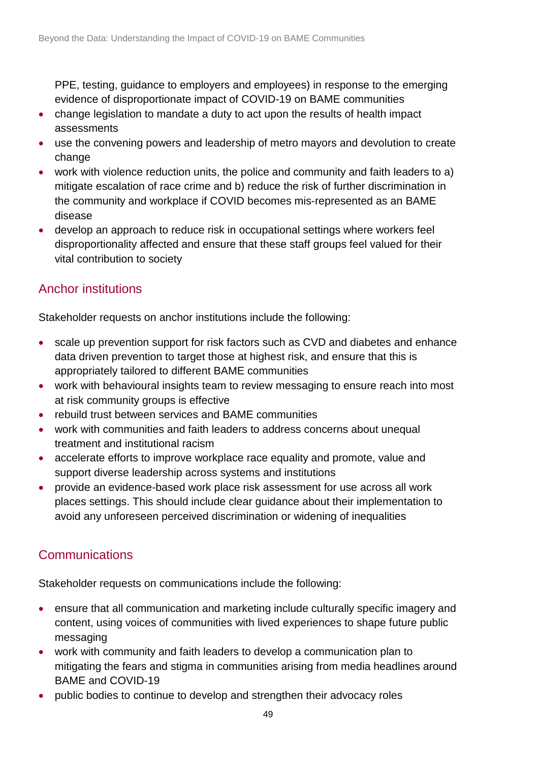PPE, testing, guidance to employers and employees) in response to the emerging evidence of disproportionate impact of COVID-19 on BAME communities

- change legislation to mandate a duty to act upon the results of health impact assessments
- use the convening powers and leadership of metro mayors and devolution to create change
- work with violence reduction units, the police and community and faith leaders to a) mitigate escalation of race crime and b) reduce the risk of further discrimination in the community and workplace if COVID becomes mis-represented as an BAME disease
- develop an approach to reduce risk in occupational settings where workers feel disproportionality affected and ensure that these staff groups feel valued for their vital contribution to society

## Anchor institutions

Stakeholder requests on anchor institutions include the following:

- scale up prevention support for risk factors such as CVD and diabetes and enhance data driven prevention to target those at highest risk, and ensure that this is appropriately tailored to different BAME communities
- work with behavioural insights team to review messaging to ensure reach into most at risk community groups is effective
- rebuild trust between services and BAME communities
- work with communities and faith leaders to address concerns about unequal treatment and institutional racism
- accelerate efforts to improve workplace race equality and promote, value and support diverse leadership across systems and institutions
- provide an evidence-based work place risk assessment for use across all work places settings. This should include clear guidance about their implementation to avoid any unforeseen perceived discrimination or widening of inequalities

## Communications

Stakeholder requests on communications include the following:

- ensure that all communication and marketing include culturally specific imagery and content, using voices of communities with lived experiences to shape future public messaging
- work with community and faith leaders to develop a communication plan to mitigating the fears and stigma in communities arising from media headlines around BAME and COVID-19
- public bodies to continue to develop and strengthen their advocacy roles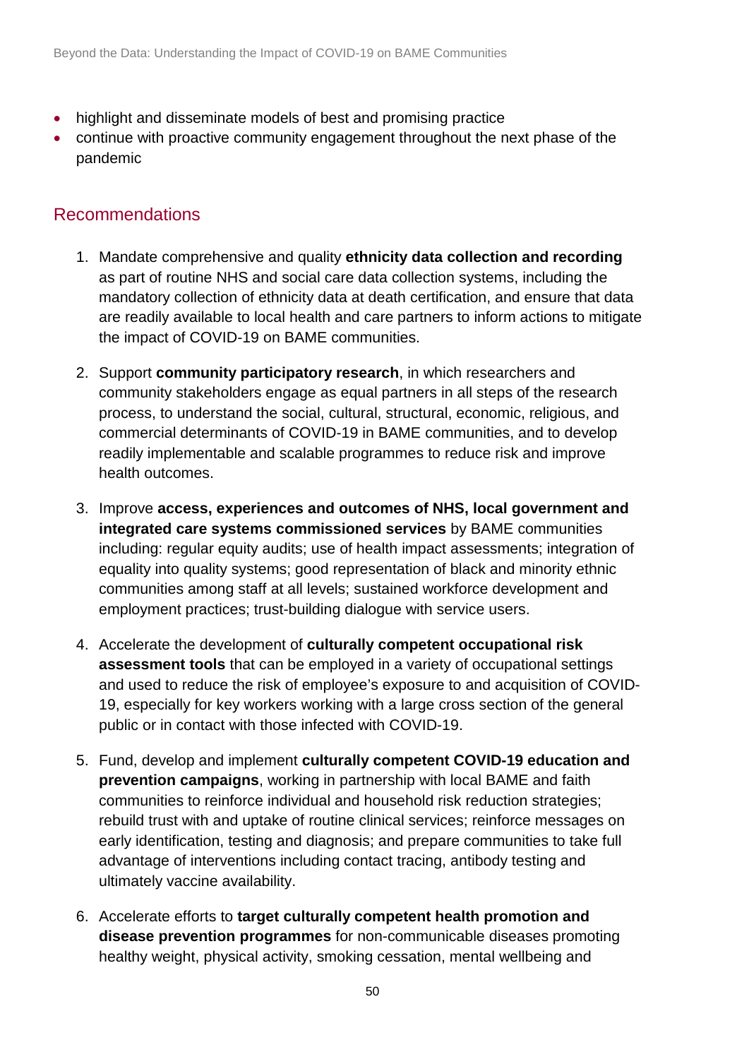- highlight and disseminate models of best and promising practice
- continue with proactive community engagement throughout the next phase of the pandemic

## Recommendations

1. Mandate comprehensive and quality **ethnicity data collection and recording** as part of routine NHS and social care data collection systems, including the mandatory collection of ethnicity data at death certification, and ensure that data are readily available to local health and care partners to inform actions to mitigate the impact of COVID-19 on BAME communities.

2. Support **community participatory research**, in which researchers and community stakeholders engage as equal partners in all steps of the research process, to understand the social, cultural, structural, economic, religious, and commercial determinants of COVID-19 in BAME communities, and to develop readily implementable and scalable programmes to reduce risk and improve health outcomes.

3. Improve **access, experiences and outcomes of NHS, local government and integrated care systems commissioned services** by BAME communities including: regular equity audits; use of health impact assessments; integration of equality into quality systems; good representation of black and minority ethnic communities among staff at all levels; sustained workforce development and employment practices; trust-building dialogue with service users.

4. Accelerate the development of **culturally competent occupational risk assessment tools** that can be employed in a variety of occupational settings and used to reduce the risk of employee's exposure to and acquisition of COVID-19, especially for key workers working with a large cross section of the general public or in contact with those infected with COVID-19.

5. Fund, develop and implement **culturally competent COVID-19 education and prevention campaigns**, working in partnership with local BAME and faith communities to reinforce individual and household risk reduction strategies; rebuild trust with and uptake of routine clinical services; reinforce messages on early identification, testing and diagnosis; and prepare communities to take full advantage of interventions including contact tracing, antibody testing and ultimately vaccine availability.

6. Accelerate efforts to **target culturally competent health promotion and disease prevention programmes** for non-communicable diseases promoting healthy weight, physical activity, smoking cessation, mental wellbeing and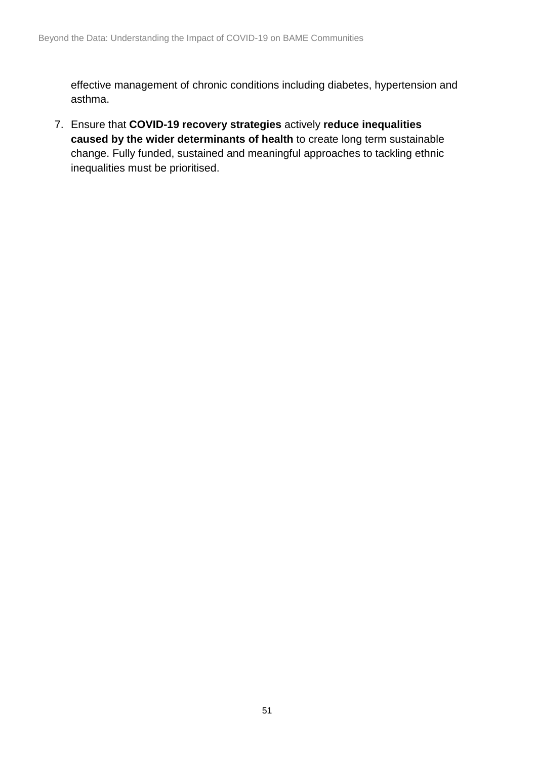effective management of chronic conditions including diabetes, hypertension and asthma.

7. Ensure that **COVID-19 recovery strategies** actively **reduce inequalities caused by the wider determinants of health** to create long term sustainable change. Fully funded, sustained and meaningful approaches to tackling ethnic inequalities must be prioritised.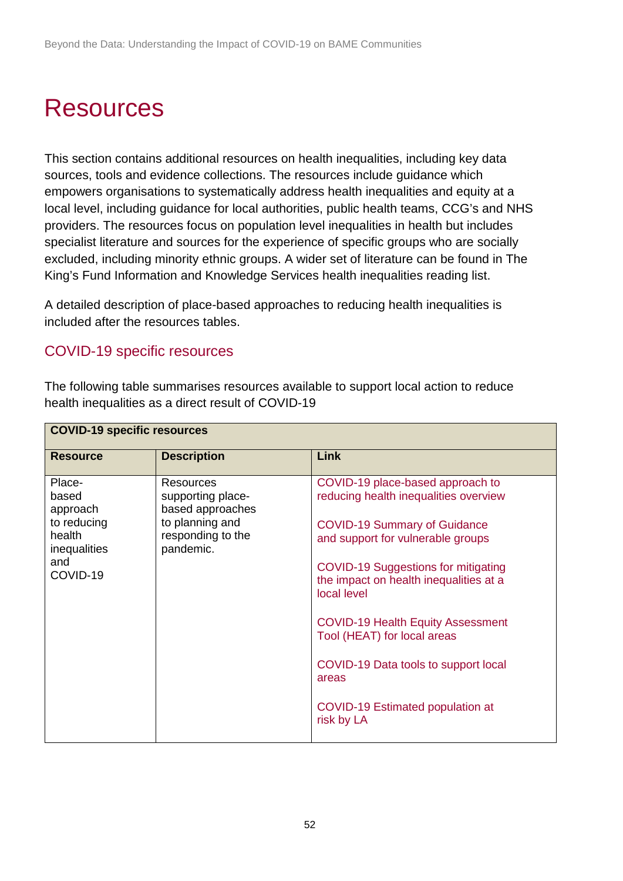# Resources

This section contains additional resources on health inequalities, including key data sources, tools and evidence collections. The resources include guidance which empowers organisations to systematically address health inequalities and equity at a local level, including guidance for local authorities, public health teams, CCG's and NHS providers. The resources focus on population level inequalities in health but includes specialist literature and sources for the experience of specific groups who are socially excluded, including minority ethnic groups. A wider set of literature can be found in The King's Fund Information and Knowledge Services health inequalities reading list.

A detailed description of place-based approaches to reducing health inequalities is included after the resources tables.

## COVID-19 specific resources

The following table summarises resources available to support local action to reduce health inequalities as a direct result of COVID-19

| **COVID-19 specific resources** | | |
|---|---|---|
| **Resource** | **Description** | **Link** |
| Place-based approach to reducing health inequalities and COVID-19 | Resources supporting place-based approaches to planning and responding to the pandemic. | COVID-19 place-based approach to reducing health inequalities overview<br><br>COVID-19 Summary of Guidance and support for vulnerable groups<br><br>COVID-19 Suggestions for mitigating the impact on health inequalities at a local level<br><br>COVID-19 Health Equity Assessment Tool (HEAT) for local areas<br><br>COVID-19 Data tools to support local areas<br><br>COVID-19 Estimated population at risk by LA |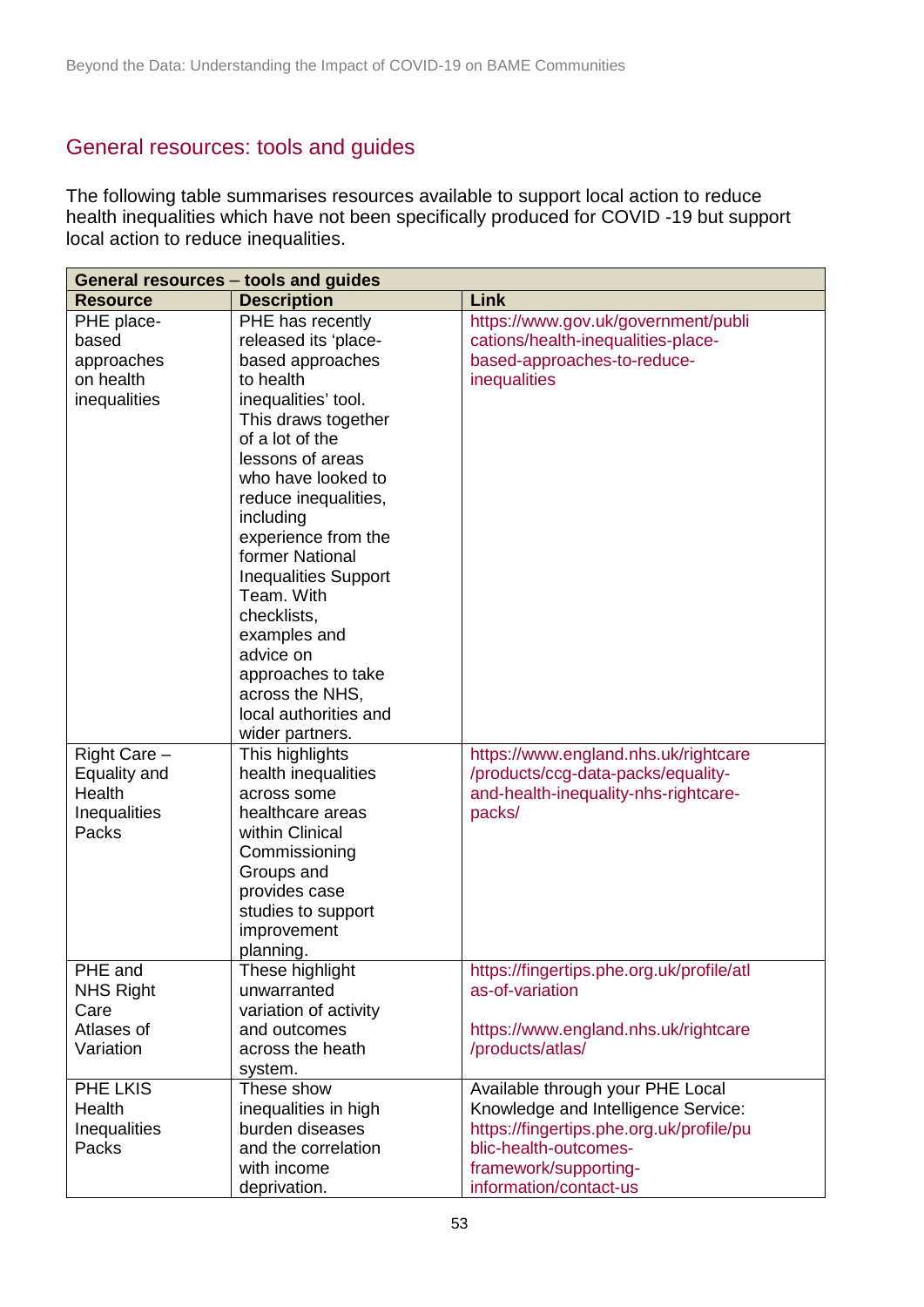## General resources: tools and guides

The following table summarises resources available to support local action to reduce health inequalities which have not been specifically produced for COVID -19 but support local action to reduce inequalities.

| **General resources – tools and guides** | | |
|---|---|---|
| **Resource** | **Description** | **Link** |
| PHE place-based approaches on health inequalities | PHE has recently released its 'place-based approaches to health inequalities' tool. This draws together of a lot of the lessons of areas who have looked to reduce inequalities, including experience from the former National Inequalities Support Team. With checklists, examples and advice on approaches to take across the NHS, local authorities and wider partners. | https://www.gov.uk/government/publications/health-inequalities-place-based-approaches-to-reduce-inequalities |
| Right Care – Equality and Health Inequalities Packs | This highlights health inequalities across some healthcare areas within Clinical Commissioning Groups and provides case studies to support improvement planning. | https://www.england.nhs.uk/rightcare/products/ccg-data-packs/equality-and-health-inequality-nhs-rightcare-packs/ |
| PHE and NHS Right Care Atlases of Variation | These highlight unwarranted variation of activity and outcomes across the heath system. | https://fingertips.phe.org.uk/profile/atlas-of-variation<br><br>https://www.england.nhs.uk/rightcare/products/atlas/ |
| PHE LKIS Health Inequalities Packs | These show inequalities in high burden diseases and the correlation with income deprivation. | Available through your PHE Local Knowledge and Intelligence Service: https://fingertips.phe.org.uk/profile/public-health-outcomes-framework/supporting-information/contact-us |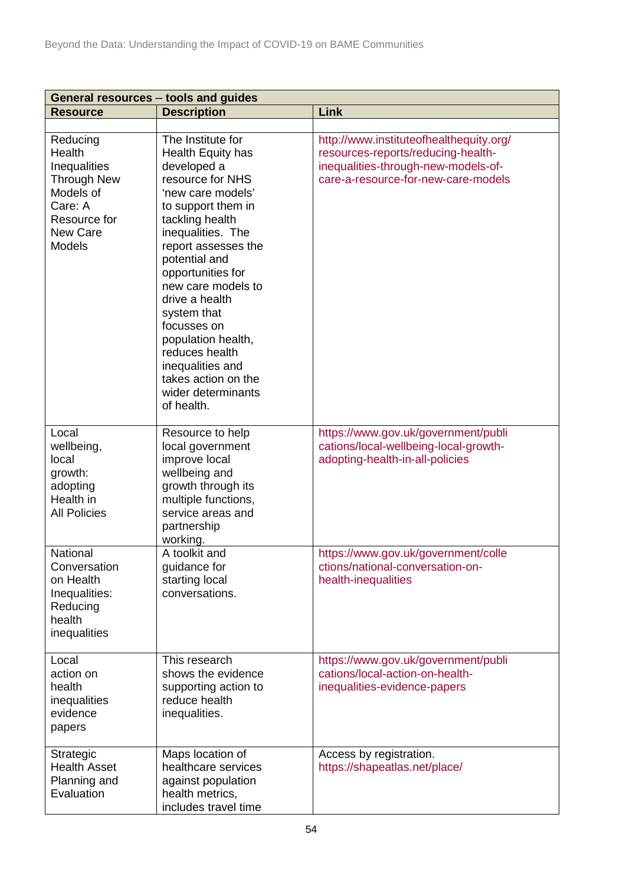| General resources – tools and guides | | |
|---|---|---|
| **Resource** | **Description** | **Link** |
| | | |
| Reducing Health Inequalities Through New Models of Care: A Resource for New Care Models | The Institute for Health Equity has developed a resource for NHS 'new care models' to support them in tackling health inequalities. The report assesses the potential and opportunities for new care models to drive a health system that focusses on population health, reduces health inequalities and takes action on the wider determinants of health. | http://www.instituteofhealthequity.org/resources-reports/reducing-health-inequalities-through-new-models-of-care-a-resource-for-new-care-models |
| Local wellbeing, local growth: adopting Health in All Policies | Resource to help local government improve local wellbeing and growth through its multiple functions, service areas and partnership working. | https://www.gov.uk/government/publications/local-wellbeing-local-growth-adopting-health-in-all-policies |
| National Conversation on Health Inequalities: Reducing health inequalities | A toolkit and guidance for starting local conversations. | https://www.gov.uk/government/collections/national-conversation-on-health-inequalities |
| Local action on health inequalities evidence papers | This research shows the evidence supporting action to reduce health inequalities. | https://www.gov.uk/government/publications/local-action-on-health-inequalities-evidence-papers |
| Strategic Health Asset Planning and Evaluation | Maps location of healthcare services against population health metrics, includes travel time | Access by registration. https://shapeatlas.net/place/ |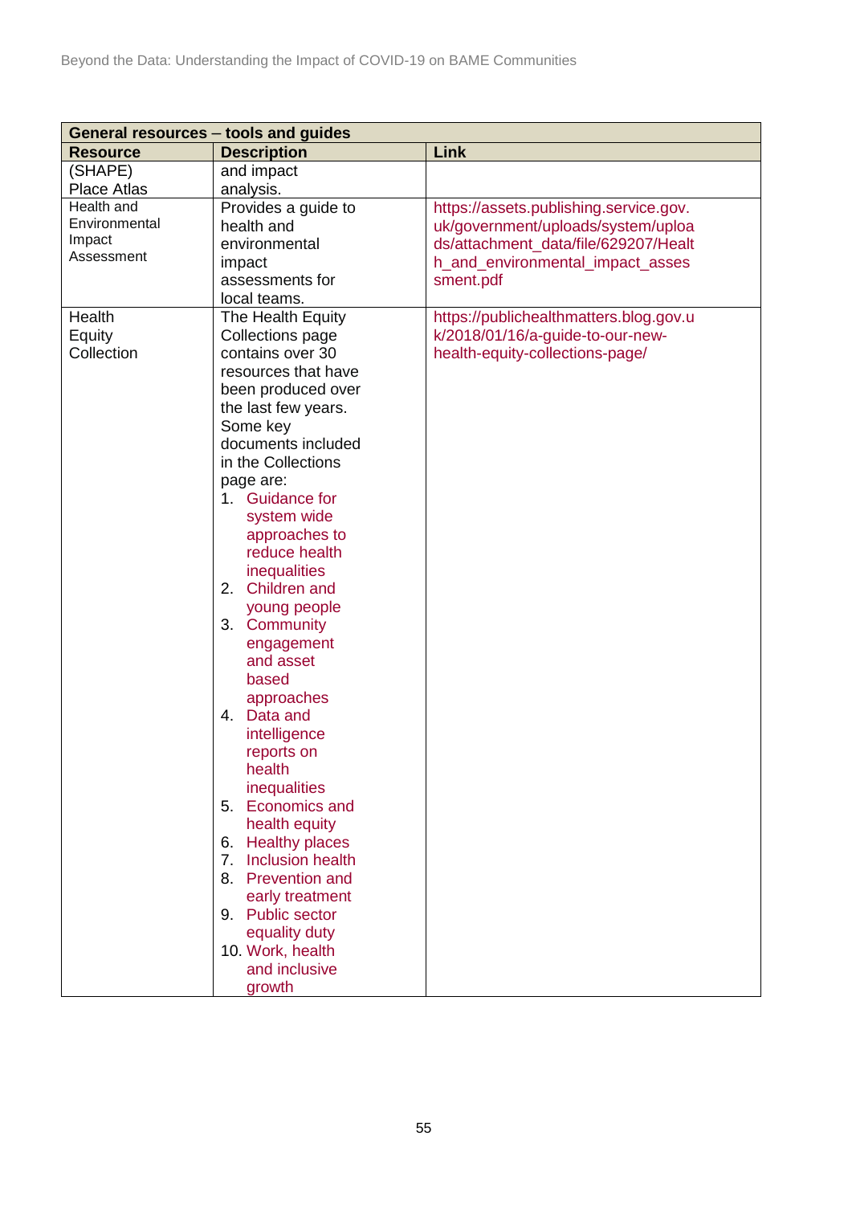| General resources – tools and guides | | |
|---|---|---|
| **Resource** | **Description** | **Link** |
| (SHAPE) Place Atlas | and impact analysis. | |
| Health and Environmental Impact Assessment | Provides a guide to health and environmental impact assessments for local teams. | https://assets.publishing.service.gov.uk/government/uploads/system/uploads/attachment_data/file/629207/Health_and_environmental_impact_assessment.pdf |
| Health Equity Collection | The Health Equity Collections page contains over 30 resources that have been produced over the last few years. Some key documents included in the Collections page are: 1. Guidance for system wide approaches to reduce health inequalities 2. Children and young people 3. Community engagement and asset based approaches 4. Data and intelligence reports on health inequalities 5. Economics and health equity 6. Healthy places 7. Inclusion health 8. Prevention and early treatment 9. Public sector equality duty 10. Work, health and inclusive growth | https://publichealthmatters.blog.gov.uk/2018/01/16/a-guide-to-our-new-health-equity-collections-page/ |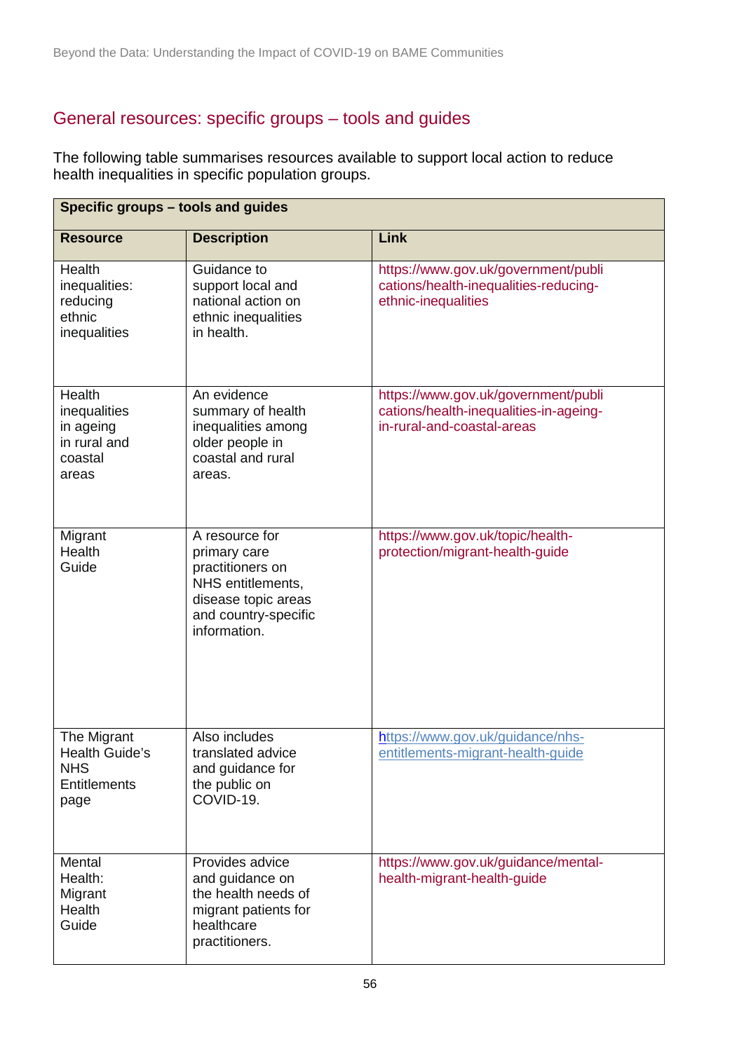## General resources: specific groups – tools and guides

The following table summarises resources available to support local action to reduce health inequalities in specific population groups.

| **Specific groups – tools and guides** | | |
|---|---|---|
| **Resource** | **Description** | **Link** |
| Health inequalities: reducing ethnic inequalities | Guidance to support local and national action on ethnic inequalities in health. | https://www.gov.uk/government/publications/health-inequalities-reducing-ethnic-inequalities |
| Health inequalities in ageing in rural and coastal areas | An evidence summary of health inequalities among older people in coastal and rural areas. | https://www.gov.uk/government/publications/health-inequalities-in-ageing-in-rural-and-coastal-areas |
| Migrant Health Guide | A resource for primary care practitioners on NHS entitlements, disease topic areas and country-specific information. | https://www.gov.uk/topic/health-protection/migrant-health-guide |
| The Migrant Health Guide's NHS Entitlements page | Also includes translated advice and guidance for the public on COVID-19. | https://www.gov.uk/guidance/nhs-entitlements-migrant-health-guide |
| Mental Health: Migrant Health Guide | Provides advice and guidance on the health needs of migrant patients for healthcare practitioners. | https://www.gov.uk/guidance/mental-health-migrant-health-guide |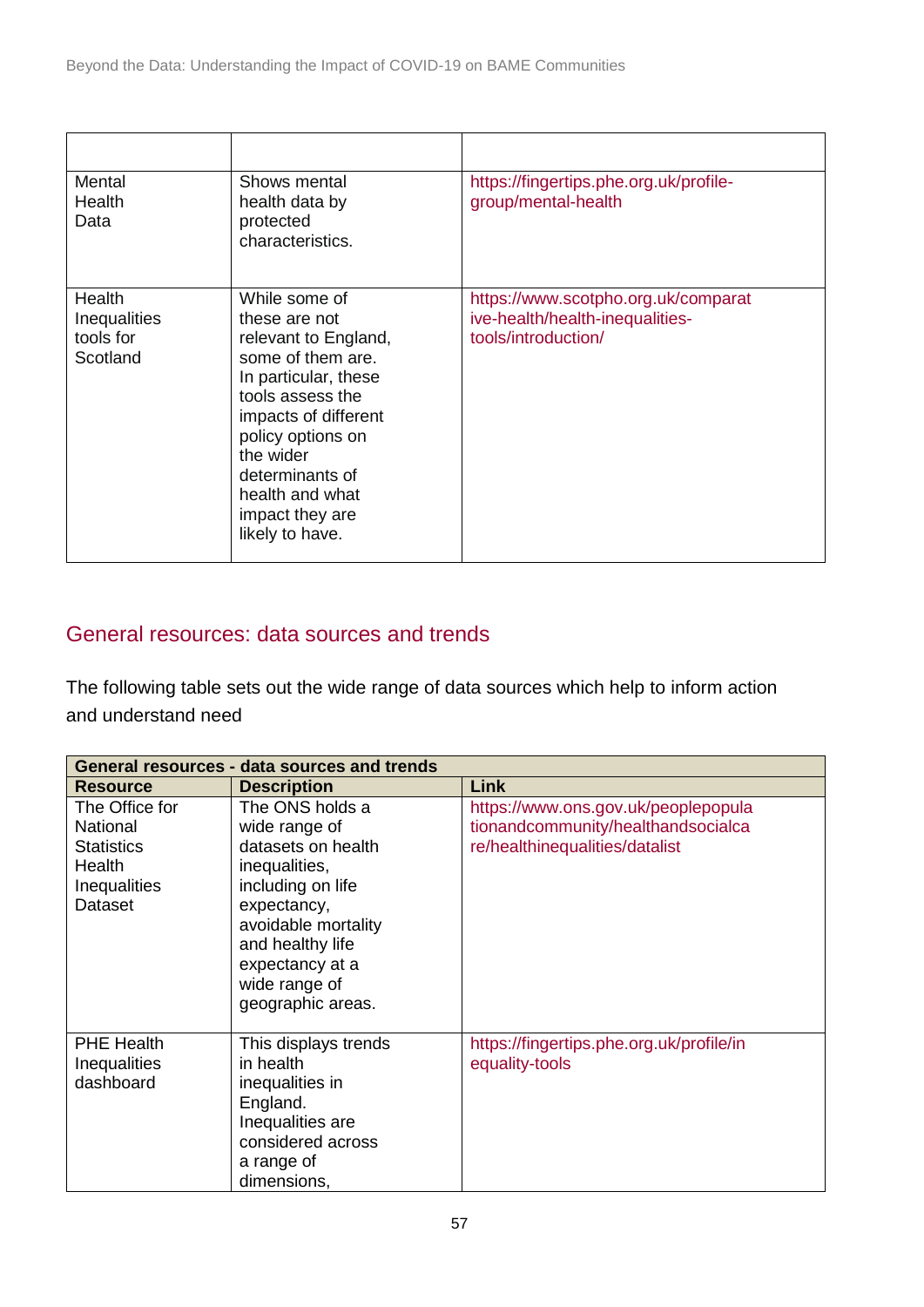| | | |
|---|---|---|
| Mental Health Data | Shows mental health data by protected characteristics. | https://fingertips.phe.org.uk/profile-group/mental-health |
| Health Inequalities tools for Scotland | While some of these are not relevant to England, some of them are. In particular, these tools assess the impacts of different policy options on the wider determinants of health and what impact they are likely to have. | https://www.scotpho.org.uk/comparative-health/health-inequalities-tools/introduction/ |

## General resources: data sources and trends

The following table sets out the wide range of data sources which help to inform action and understand need

| **General resources - data sources and trends** | | |
|---|---|---|
| **Resource** | **Description** | **Link** |
| The Office for National Statistics Health Inequalities Dataset | The ONS holds a wide range of datasets on health inequalities, including on life expectancy, avoidable mortality and healthy life expectancy at a wide range of geographic areas. | https://www.ons.gov.uk/peoplepopulationandcommunity/healthandsocialcare/healthinequalities/datalist |
| PHE Health Inequalities dashboard | This displays trends in health inequalities in England. Inequalities are considered across a range of dimensions, | https://fingertips.phe.org.uk/profile/inequality-tools |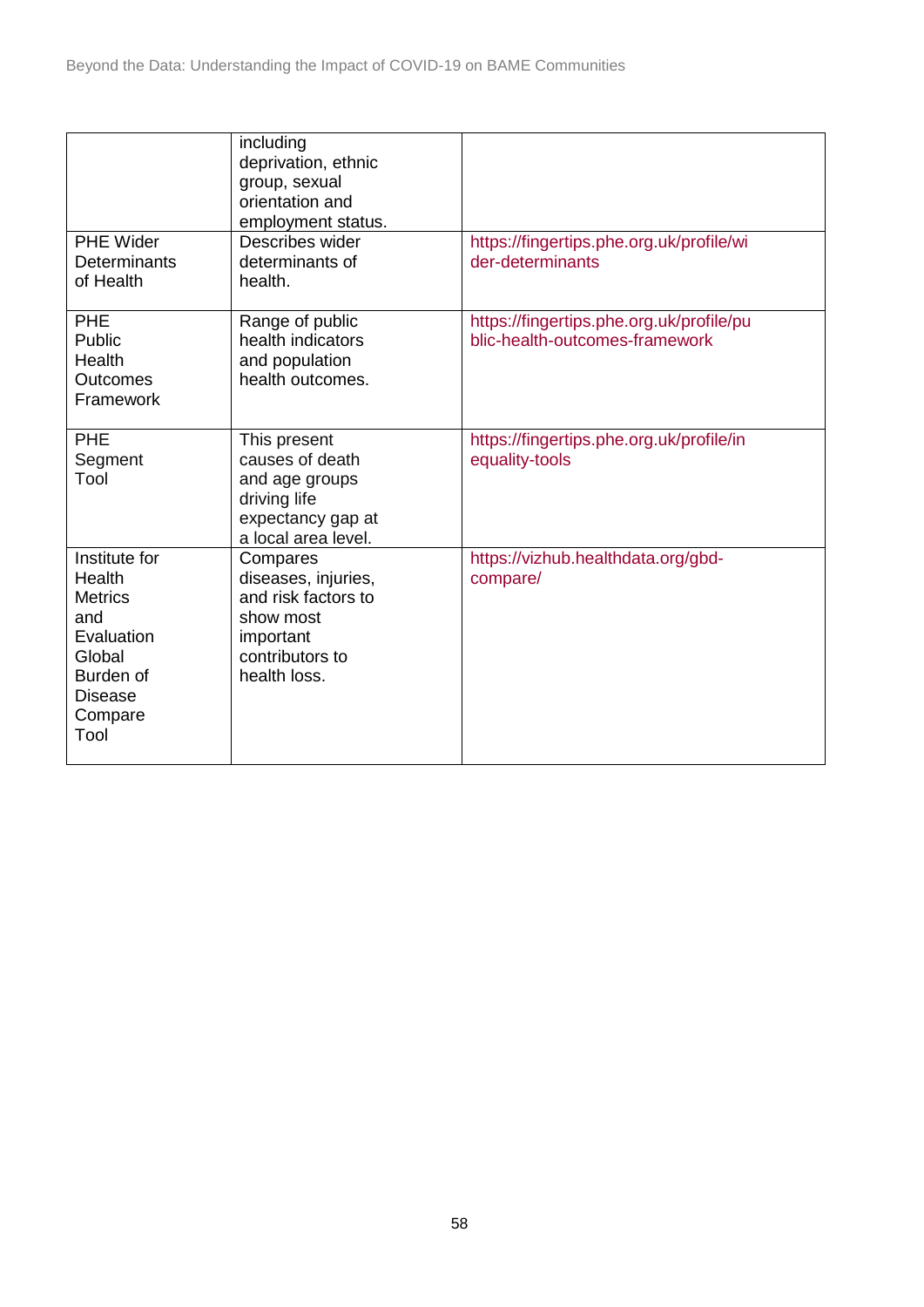| | | |
|---|---|---|
| | including deprivation, ethnic group, sexual orientation and employment status. | |
| PHE Wider Determinants of Health | Describes wider determinants of health. | https://fingertips.phe.org.uk/profile/wider-determinants |
| PHE Public Health Outcomes Framework | Range of public health indicators and population health outcomes. | https://fingertips.phe.org.uk/profile/public-health-outcomes-framework |
| PHE Segment Tool | This present causes of death and age groups driving life expectancy gap at a local area level. | https://fingertips.phe.org.uk/profile/inequality-tools |
| Institute for Health Metrics and Evaluation Global Burden of Disease Compare Tool | Compares diseases, injuries, and risk factors to show most important contributors to health loss. | https://vizhub.healthdata.org/gbd-compare/ |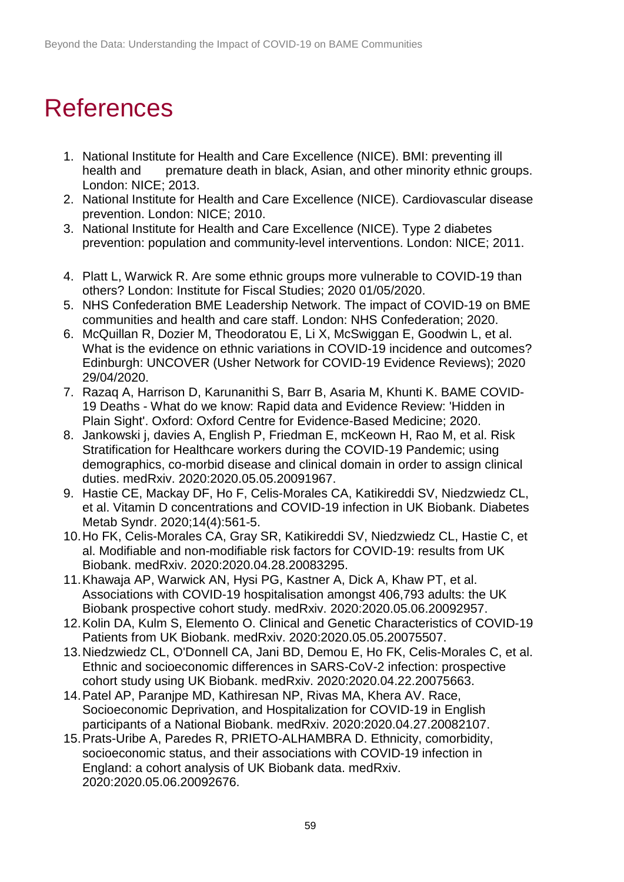# References

1. National Institute for Health and Care Excellence (NICE). BMI: preventing ill health and premature death in black, Asian, and other minority ethnic groups. London: NICE; 2013.
2. National Institute for Health and Care Excellence (NICE). Cardiovascular disease prevention. London: NICE; 2010.
3. National Institute for Health and Care Excellence (NICE). Type 2 diabetes prevention: population and community-level interventions. London: NICE; 2011.
4. Platt L, Warwick R. Are some ethnic groups more vulnerable to COVID-19 than others? London: Institute for Fiscal Studies; 2020 01/05/2020.
5. NHS Confederation BME Leadership Network. The impact of COVID-19 on BME communities and health and care staff. London: NHS Confederation; 2020.
6. McQuillan R, Dozier M, Theodoratou E, Li X, McSwiggan E, Goodwin L, et al. What is the evidence on ethnic variations in COVID-19 incidence and outcomes? Edinburgh: UNCOVER (Usher Network for COVID-19 Evidence Reviews); 2020 29/04/2020.
7. Razaq A, Harrison D, Karunanithi S, Barr B, Asaria M, Khunti K. BAME COVID-19 Deaths - What do we know: Rapid data and Evidence Review: 'Hidden in Plain Sight'. Oxford: Oxford Centre for Evidence-Based Medicine; 2020.
8. Jankowski j, davies A, English P, Friedman E, mcKeown H, Rao M, et al. Risk Stratification for Healthcare workers during the COVID-19 Pandemic; using demographics, co-morbid disease and clinical domain in order to assign clinical duties. medRxiv. 2020:2020.05.05.20091967.
9. Hastie CE, Mackay DF, Ho F, Celis-Morales CA, Katikireddi SV, Niedzwiedz CL, et al. Vitamin D concentrations and COVID-19 infection in UK Biobank. Diabetes Metab Syndr. 2020;14(4):561-5.
10. Ho FK, Celis-Morales CA, Gray SR, Katikireddi SV, Niedzwiedz CL, Hastie C, et al. Modifiable and non-modifiable risk factors for COVID-19: results from UK Biobank. medRxiv. 2020:2020.04.28.20083295.
11. Khawaja AP, Warwick AN, Hysi PG, Kastner A, Dick A, Khaw PT, et al. Associations with COVID-19 hospitalisation amongst 406,793 adults: the UK Biobank prospective cohort study. medRxiv. 2020:2020.05.06.20092957.
12. Kolin DA, Kulm S, Elemento O. Clinical and Genetic Characteristics of COVID-19 Patients from UK Biobank. medRxiv. 2020:2020.05.05.20075507.
13. Niedzwiedz CL, O'Donnell CA, Jani BD, Demou E, Ho FK, Celis-Morales C, et al. Ethnic and socioeconomic differences in SARS-CoV-2 infection: prospective cohort study using UK Biobank. medRxiv. 2020:2020.04.22.20075663.
14. Patel AP, Paranjpe MD, Kathiresan NP, Rivas MA, Khera AV. Race, Socioeconomic Deprivation, and Hospitalization for COVID-19 in English participants of a National Biobank. medRxiv. 2020:2020.04.27.20082107.
15. Prats-Uribe A, Paredes R, PRIETO-ALHAMBRA D. Ethnicity, comorbidity, socioeconomic status, and their associations with COVID-19 infection in England: a cohort analysis of UK Biobank data. medRxiv. 2020:2020.05.06.20092676.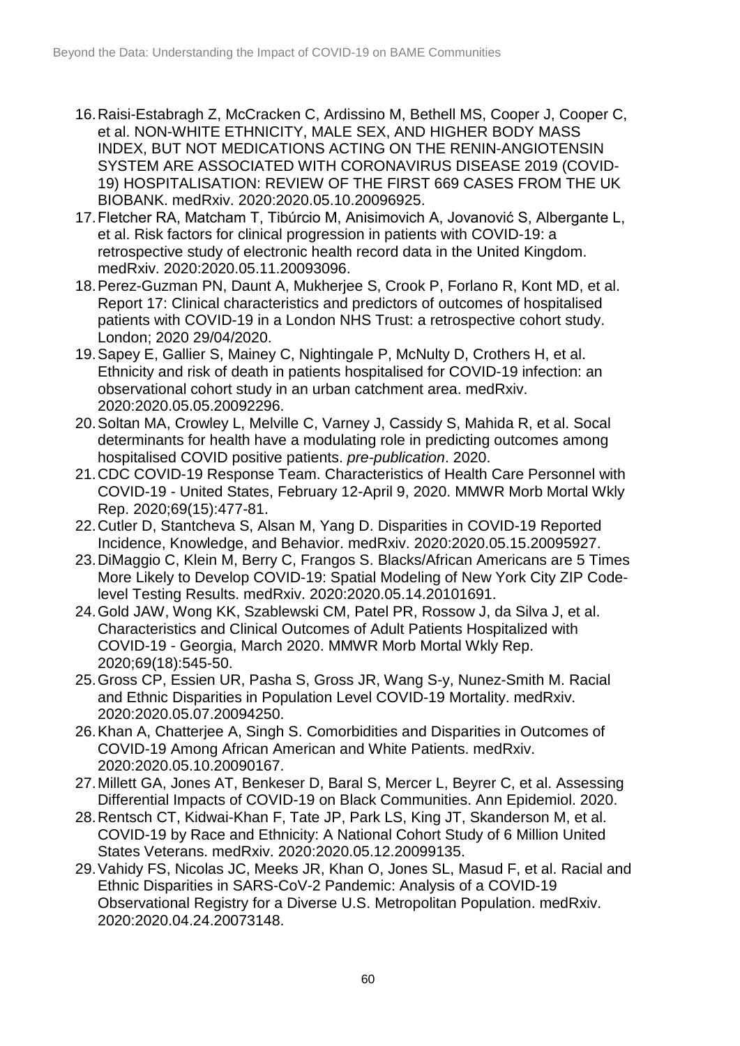16. Raisi-Estabragh Z, McCracken C, Ardissino M, Bethell MS, Cooper J, Cooper C, et al. NON-WHITE ETHNICITY, MALE SEX, AND HIGHER BODY MASS INDEX, BUT NOT MEDICATIONS ACTING ON THE RENIN-ANGIOTENSIN SYSTEM ARE ASSOCIATED WITH CORONAVIRUS DISEASE 2019 (COVID-19) HOSPITALISATION: REVIEW OF THE FIRST 669 CASES FROM THE UK BIOBANK. medRxiv. 2020:2020.05.10.20096925.
17. Fletcher RA, Matcham T, Tibúrcio M, Anisimovich A, Jovanović S, Albergante L, et al. Risk factors for clinical progression in patients with COVID-19: a retrospective study of electronic health record data in the United Kingdom. medRxiv. 2020:2020.05.11.20093096.
18. Perez-Guzman PN, Daunt A, Mukherjee S, Crook P, Forlano R, Kont MD, et al. Report 17: Clinical characteristics and predictors of outcomes of hospitalised patients with COVID-19 in a London NHS Trust: a retrospective cohort study. London; 2020 29/04/2020.
19. Sapey E, Gallier S, Mainey C, Nightingale P, McNulty D, Crothers H, et al. Ethnicity and risk of death in patients hospitalised for COVID-19 infection: an observational cohort study in an urban catchment area. medRxiv. 2020:2020.05.05.20092296.
20. Soltan MA, Crowley L, Melville C, Varney J, Cassidy S, Mahida R, et al. Socal determinants for health have a modulating role in predicting outcomes among hospitalised COVID positive patients. *pre-publication*. 2020.
21. CDC COVID-19 Response Team. Characteristics of Health Care Personnel with COVID-19 - United States, February 12-April 9, 2020. MMWR Morb Mortal Wkly Rep. 2020;69(15):477-81.
22. Cutler D, Stantcheva S, Alsan M, Yang D. Disparities in COVID-19 Reported Incidence, Knowledge, and Behavior. medRxiv. 2020:2020.05.15.20095927.
23. DiMaggio C, Klein M, Berry C, Frangos S. Blacks/African Americans are 5 Times More Likely to Develop COVID-19: Spatial Modeling of New York City ZIP Code-level Testing Results. medRxiv. 2020:2020.05.14.20101691.
24. Gold JAW, Wong KK, Szablewski CM, Patel PR, Rossow J, da Silva J, et al. Characteristics and Clinical Outcomes of Adult Patients Hospitalized with COVID-19 - Georgia, March 2020. MMWR Morb Mortal Wkly Rep. 2020;69(18):545-50.
25. Gross CP, Essien UR, Pasha S, Gross JR, Wang S-y, Nunez-Smith M. Racial and Ethnic Disparities in Population Level COVID-19 Mortality. medRxiv. 2020:2020.05.07.20094250.
26. Khan A, Chatterjee A, Singh S. Comorbidities and Disparities in Outcomes of COVID-19 Among African American and White Patients. medRxiv. 2020:2020.05.10.20090167.
27. Millett GA, Jones AT, Benkeser D, Baral S, Mercer L, Beyrer C, et al. Assessing Differential Impacts of COVID-19 on Black Communities. Ann Epidemiol. 2020.
28. Rentsch CT, Kidwai-Khan F, Tate JP, Park LS, King JT, Skanderson M, et al. COVID-19 by Race and Ethnicity: A National Cohort Study of 6 Million United States Veterans. medRxiv. 2020:2020.05.12.20099135.
29. Vahidy FS, Nicolas JC, Meeks JR, Khan O, Jones SL, Masud F, et al. Racial and Ethnic Disparities in SARS-CoV-2 Pandemic: Analysis of a COVID-19 Observational Registry for a Diverse U.S. Metropolitan Population. medRxiv. 2020:2020.04.24.20073148.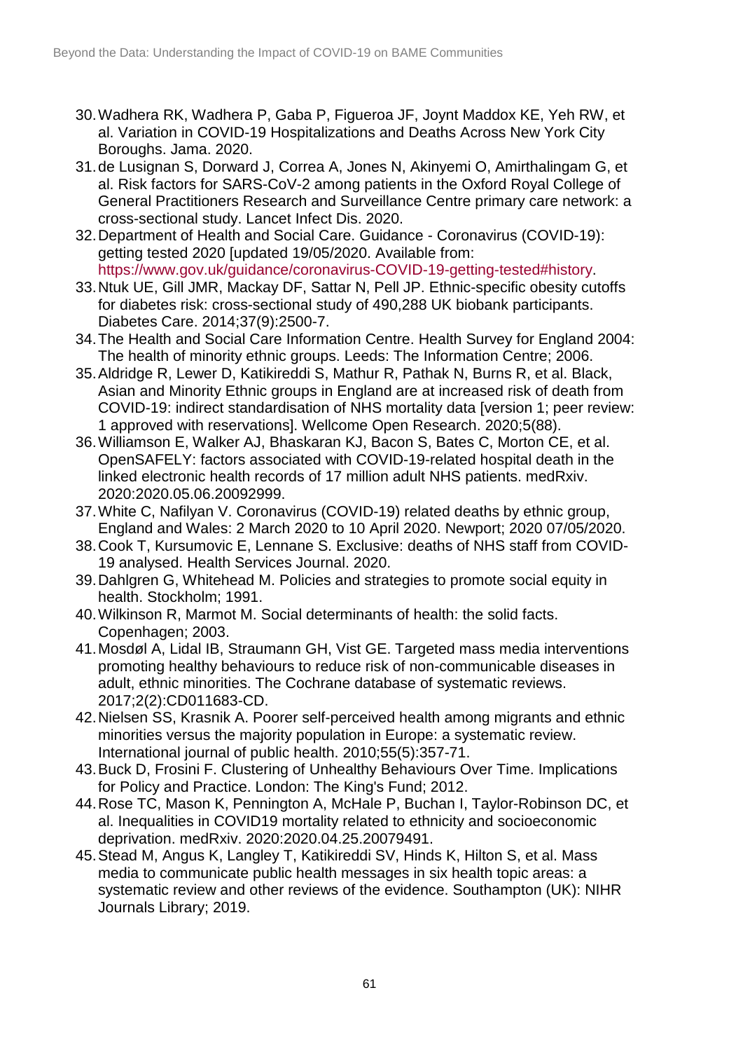30. Wadhera RK, Wadhera P, Gaba P, Figueroa JF, Joynt Maddox KE, Yeh RW, et al. Variation in COVID-19 Hospitalizations and Deaths Across New York City Boroughs. Jama. 2020.
31. de Lusignan S, Dorward J, Correa A, Jones N, Akinyemi O, Amirthalingam G, et al. Risk factors for SARS-CoV-2 among patients in the Oxford Royal College of General Practitioners Research and Surveillance Centre primary care network: a cross-sectional study. Lancet Infect Dis. 2020.
32. Department of Health and Social Care. Guidance - Coronavirus (COVID-19): getting tested 2020 [updated 19/05/2020. Available from: https://www.gov.uk/guidance/coronavirus-COVID-19-getting-tested#history.
33. Ntuk UE, Gill JMR, Mackay DF, Sattar N, Pell JP. Ethnic-specific obesity cutoffs for diabetes risk: cross-sectional study of 490,288 UK biobank participants. Diabetes Care. 2014;37(9):2500-7.
34. The Health and Social Care Information Centre. Health Survey for England 2004: The health of minority ethnic groups. Leeds: The Information Centre; 2006.
35. Aldridge R, Lewer D, Katikireddi S, Mathur R, Pathak N, Burns R, et al. Black, Asian and Minority Ethnic groups in England are at increased risk of death from COVID-19: indirect standardisation of NHS mortality data [version 1; peer review: 1 approved with reservations]. Wellcome Open Research. 2020;5(88).
36. Williamson E, Walker AJ, Bhaskaran KJ, Bacon S, Bates C, Morton CE, et al. OpenSAFELY: factors associated with COVID-19-related hospital death in the linked electronic health records of 17 million adult NHS patients. medRxiv. 2020:2020.05.06.20092999.
37. White C, Nafilyan V. Coronavirus (COVID-19) related deaths by ethnic group, England and Wales: 2 March 2020 to 10 April 2020. Newport; 2020 07/05/2020.
38. Cook T, Kursumovic E, Lennane S. Exclusive: deaths of NHS staff from COVID-19 analysed. Health Services Journal. 2020.
39. Dahlgren G, Whitehead M. Policies and strategies to promote social equity in health. Stockholm; 1991.
40. Wilkinson R, Marmot M. Social determinants of health: the solid facts. Copenhagen; 2003.
41. Mosdøl A, Lidal IB, Straumann GH, Vist GE. Targeted mass media interventions promoting healthy behaviours to reduce risk of non-communicable diseases in adult, ethnic minorities. The Cochrane database of systematic reviews. 2017;2(2):CD011683-CD.
42. Nielsen SS, Krasnik A. Poorer self-perceived health among migrants and ethnic minorities versus the majority population in Europe: a systematic review. International journal of public health. 2010;55(5):357-71.
43. Buck D, Frosini F. Clustering of Unhealthy Behaviours Over Time. Implications for Policy and Practice. London: The King's Fund; 2012.
44. Rose TC, Mason K, Pennington A, McHale P, Buchan I, Taylor-Robinson DC, et al. Inequalities in COVID19 mortality related to ethnicity and socioeconomic deprivation. medRxiv. 2020:2020.04.25.20079491.
45. Stead M, Angus K, Langley T, Katikireddi SV, Hinds K, Hilton S, et al. Mass media to communicate public health messages in six health topic areas: a systematic review and other reviews of the evidence. Southampton (UK): NIHR Journals Library; 2019.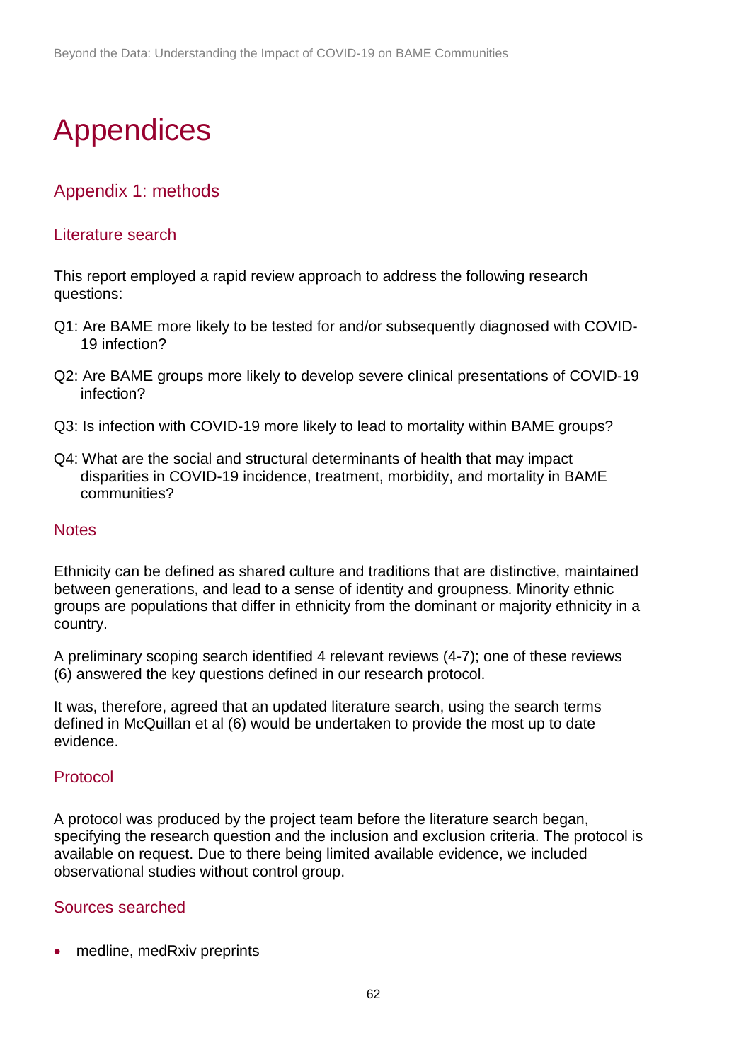# Appendices

## Appendix 1: methods

### Literature search

This report employed a rapid review approach to address the following research questions:

Q1: Are BAME more likely to be tested for and/or subsequently diagnosed with COVID-19 infection?

Q2: Are BAME groups more likely to develop severe clinical presentations of COVID-19 infection?

Q3: Is infection with COVID-19 more likely to lead to mortality within BAME groups?

Q4: What are the social and structural determinants of health that may impact disparities in COVID-19 incidence, treatment, morbidity, and mortality in BAME communities?

### Notes

Ethnicity can be defined as shared culture and traditions that are distinctive, maintained between generations, and lead to a sense of identity and groupness. Minority ethnic groups are populations that differ in ethnicity from the dominant or majority ethnicity in a country.

A preliminary scoping search identified 4 relevant reviews (4-7); one of these reviews (6) answered the key questions defined in our research protocol.

It was, therefore, agreed that an updated literature search, using the search terms defined in McQuillan et al (6) would be undertaken to provide the most up to date evidence.

### Protocol

A protocol was produced by the project team before the literature search began, specifying the research question and the inclusion and exclusion criteria. The protocol is available on request. Due to there being limited available evidence, we included observational studies without control group.

### Sources searched

- medline, medRxiv preprints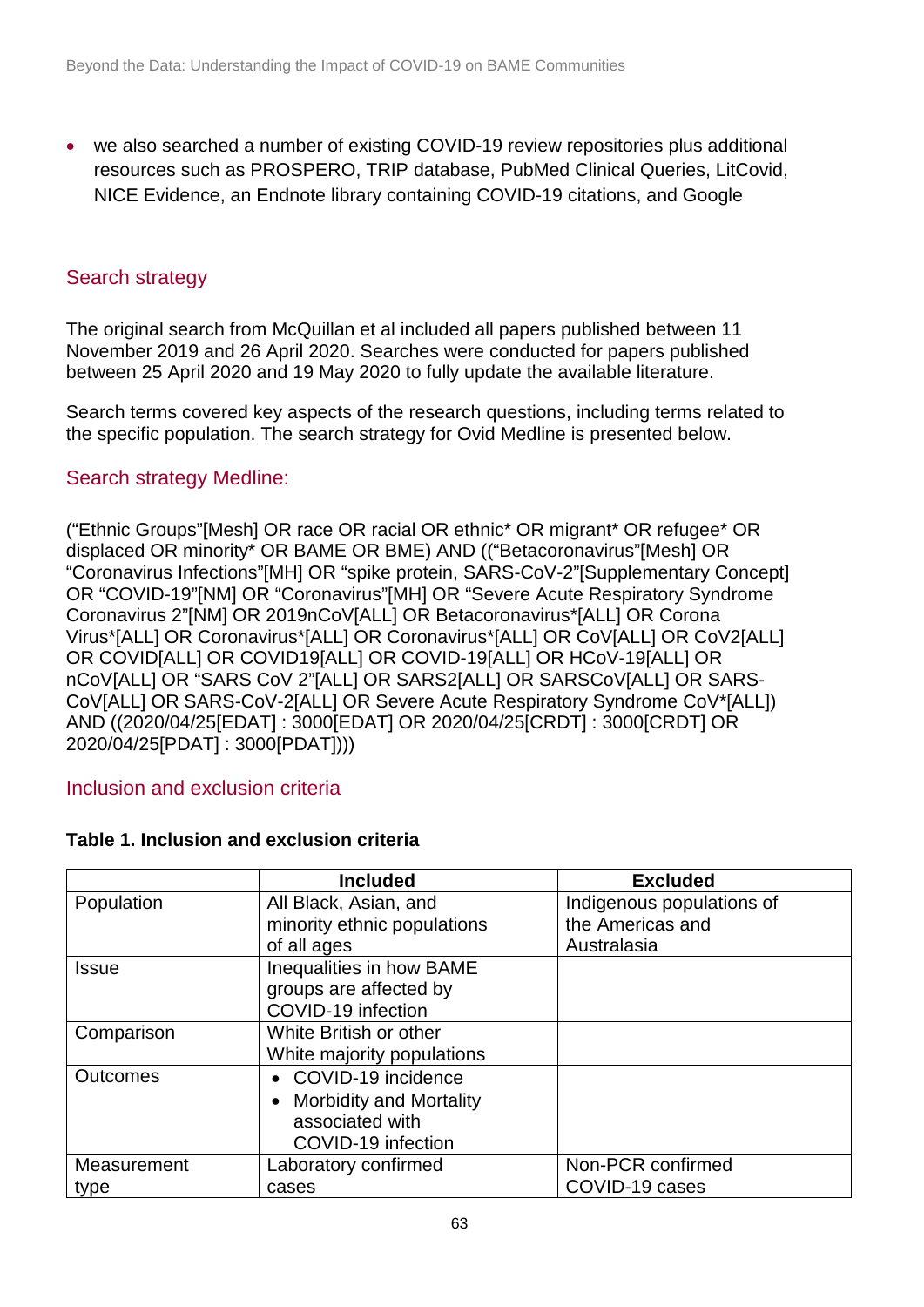- we also searched a number of existing COVID-19 review repositories plus additional resources such as PROSPERO, TRIP database, PubMed Clinical Queries, LitCovid, NICE Evidence, an Endnote library containing COVID-19 citations, and Google

## Search strategy

The original search from McQuillan et al included all papers published between 11 November 2019 and 26 April 2020. Searches were conducted for papers published between 25 April 2020 and 19 May 2020 to fully update the available literature.

Search terms covered key aspects of the research questions, including terms related to the specific population. The search strategy for Ovid Medline is presented below.

## Search strategy Medline:

(“Ethnic Groups”[Mesh] OR race OR racial OR ethnic* OR migrant* OR refugee* OR displaced OR minority* OR BAME OR BME) AND ((“Betacoronavirus”[Mesh] OR “Coronavirus Infections”[MH] OR “spike protein, SARS-CoV-2”[Supplementary Concept] OR “COVID-19”[NM] OR “Coronavirus”[MH] OR “Severe Acute Respiratory Syndrome Coronavirus 2”[NM] OR 2019nCoV[ALL] OR Betacoronavirus*[ALL] OR Corona Virus*[ALL] OR Coronavirus*[ALL] OR Coronavirus*[ALL] OR CoV[ALL] OR CoV2[ALL] OR COVID[ALL] OR COVID19[ALL] OR COVID-19[ALL] OR HCoV-19[ALL] OR nCoV[ALL] OR “SARS CoV 2”[ALL] OR SARS2[ALL] OR SARSCoV[ALL] OR SARS-CoV[ALL] OR SARS-CoV-2[ALL] OR Severe Acute Respiratory Syndrome CoV*[ALL]) AND ((2020/04/25[EDAT] : 3000[EDAT] OR 2020/04/25[CRDT] : 3000[CRDT] OR 2020/04/25[PDAT] : 3000[PDAT])))

## Inclusion and exclusion criteria

**Table 1. Inclusion and exclusion criteria**

| | Included | Excluded |
|---|---|---|
| Population | All Black, Asian, and minority ethnic populations of all ages | Indigenous populations of the Americas and Australasia |
| Issue | Inequalities in how BAME groups are affected by COVID-19 infection | |
| Comparison | White British or other White majority populations | |
| Outcomes | • COVID-19 incidence<br>• Morbidity and Mortality associated with COVID-19 infection | |
| Measurement type | Laboratory confirmed cases | Non-PCR confirmed COVID-19 cases |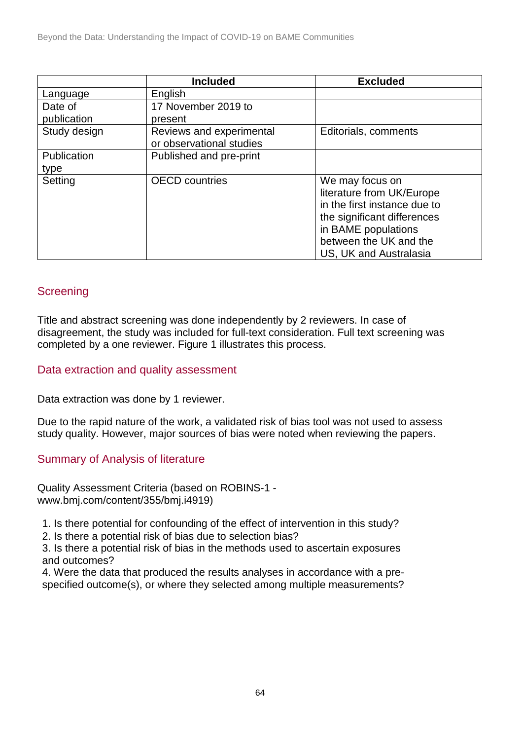|  | Included | Excluded |
| --- | --- | --- |
| Language | English |  |
| Date of publication | 17 November 2019 to present |  |
| Study design | Reviews and experimental or observational studies | Editorials, comments |
| Publication type | Published and pre-print |  |
| Setting | OECD countries | We may focus on literature from UK/Europe in the first instance due to the significant differences in BAME populations between the UK and the US, UK and Australasia |

## Screening

Title and abstract screening was done independently by 2 reviewers. In case of disagreement, the study was included for full-text consideration. Full text screening was completed by a one reviewer. Figure 1 illustrates this process.

## Data extraction and quality assessment

Data extraction was done by 1 reviewer.

Due to the rapid nature of the work, a validated risk of bias tool was not used to assess study quality. However, major sources of bias were noted when reviewing the papers.

## Summary of Analysis of literature

Quality Assessment Criteria (based on ROBINS-1 - www.bmj.com/content/355/bmj.i4919)

1. Is there potential for confounding of the effect of intervention in this study?
2. Is there a potential risk of bias due to selection bias?
3. Is there a potential risk of bias in the methods used to ascertain exposures and outcomes?
4. Were the data that produced the results analyses in accordance with a pre-specified outcome(s), or where they selected among multiple measurements?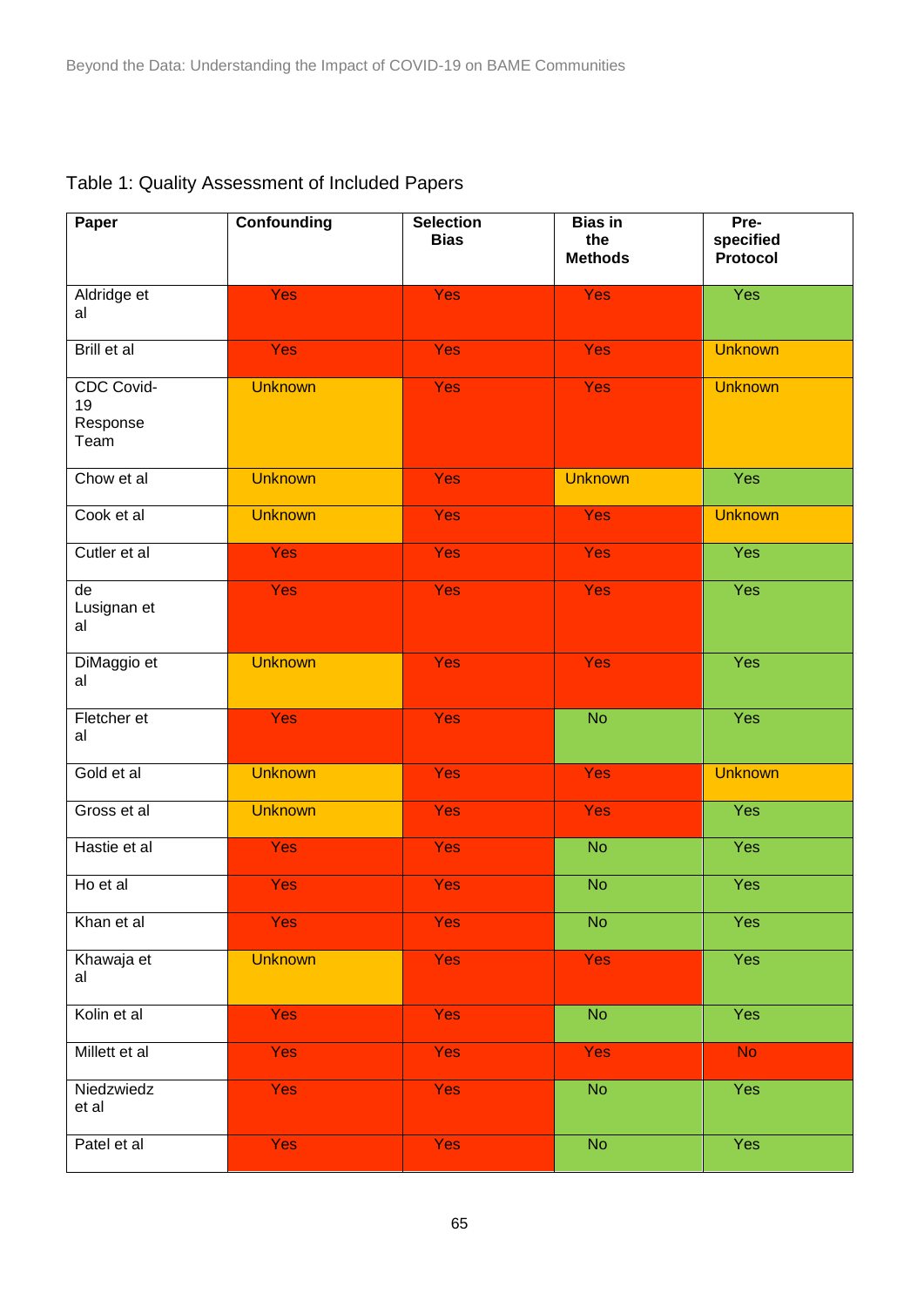Table 1: Quality Assessment of Included Papers

| Paper | Confounding | Selection Bias | Bias in the Methods | Pre-specified Protocol |
| --- | --- | --- | --- | --- |
| Aldridge et al | Yes | Yes | Yes | Yes |
| Brill et al | Yes | Yes | Yes | Unknown |
| CDC Covid-19 Response Team | Unknown | Yes | Yes | Unknown |
| Chow et al | Unknown | Yes | Unknown | Yes |
| Cook et al | Unknown | Yes | Yes | Unknown |
| Cutler et al | Yes | Yes | Yes | Yes |
| de Lusignan et al | Yes | Yes | Yes | Yes |
| DiMaggio et al | Unknown | Yes | Yes | Yes |
| Fletcher et al | Yes | Yes | No | Yes |
| Gold et al | Unknown | Yes | Yes | Unknown |
| Gross et al | Unknown | Yes | Yes | Yes |
| Hastie et al | Yes | Yes | No | Yes |
| Ho et al | Yes | Yes | No | Yes |
| Khan et al | Yes | Yes | No | Yes |
| Khawaja et al | Unknown | Yes | Yes | Yes |
| Kolin et al | Yes | Yes | No | Yes |
| Millett et al | Yes | Yes | Yes | No |
| Niedzwiedz et al | Yes | Yes | No | Yes |
| Patel et al | Yes | Yes | No | Yes |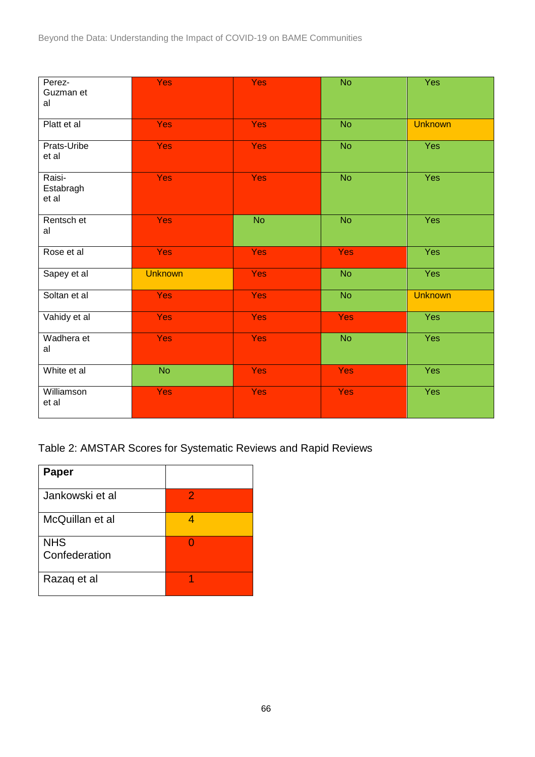| | | | | |
|---|---|---|---|---|
| Perez-Guzman et al | Yes | Yes | No | Yes |
| Platt et al | Yes | Yes | No | Unknown |
| Prats-Uribe et al | Yes | Yes | No | Yes |
| Raisi-Estabragh et al | Yes | Yes | No | Yes |
| Rentsch et al | Yes | No | No | Yes |
| Rose et al | Yes | Yes | Yes | Yes |
| Sapey et al | Unknown | Yes | No | Yes |
| Soltan et al | Yes | Yes | No | Unknown |
| Vahidy et al | Yes | Yes | Yes | Yes |
| Wadhera et al | Yes | Yes | No | Yes |
| White et al | No | Yes | Yes | Yes |
| Williamson et al | Yes | Yes | Yes | Yes |

Table 2: AMSTAR Scores for Systematic Reviews and Rapid Reviews

| **Paper** | |
|---|---|
| Jankowski et al | 2 |
| McQuillan et al | 4 |
| NHS Confederation | 0 |
| Razaq et al | 1 |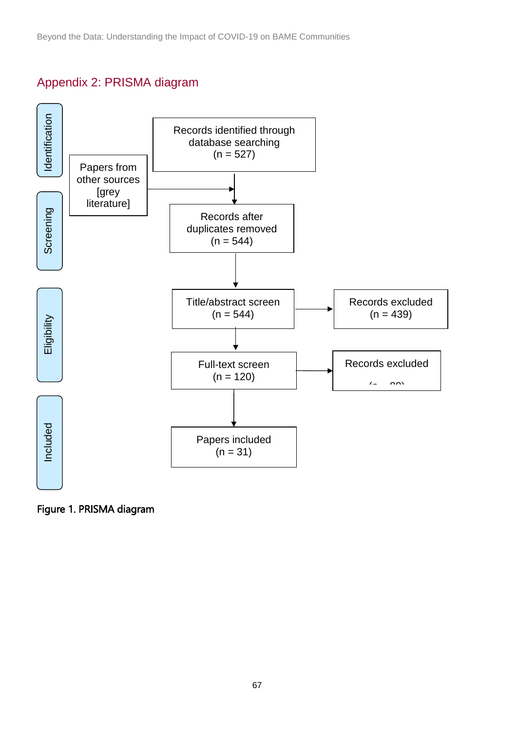# Appendix 2: PRISMA diagram

**Identification**

Records identified through database searching (n = 527)

Papers from other sources [grey literature]

**Screening**

Records after duplicates removed (n = 544)

**Eligibility**

Title/abstract screen (n = 544) → Records excluded (n = 439)

Full-text screen (n = 120) → Records excluded (n = 89)

**Included**

Papers included (n = 31)

Figure 1. PRISMA diagram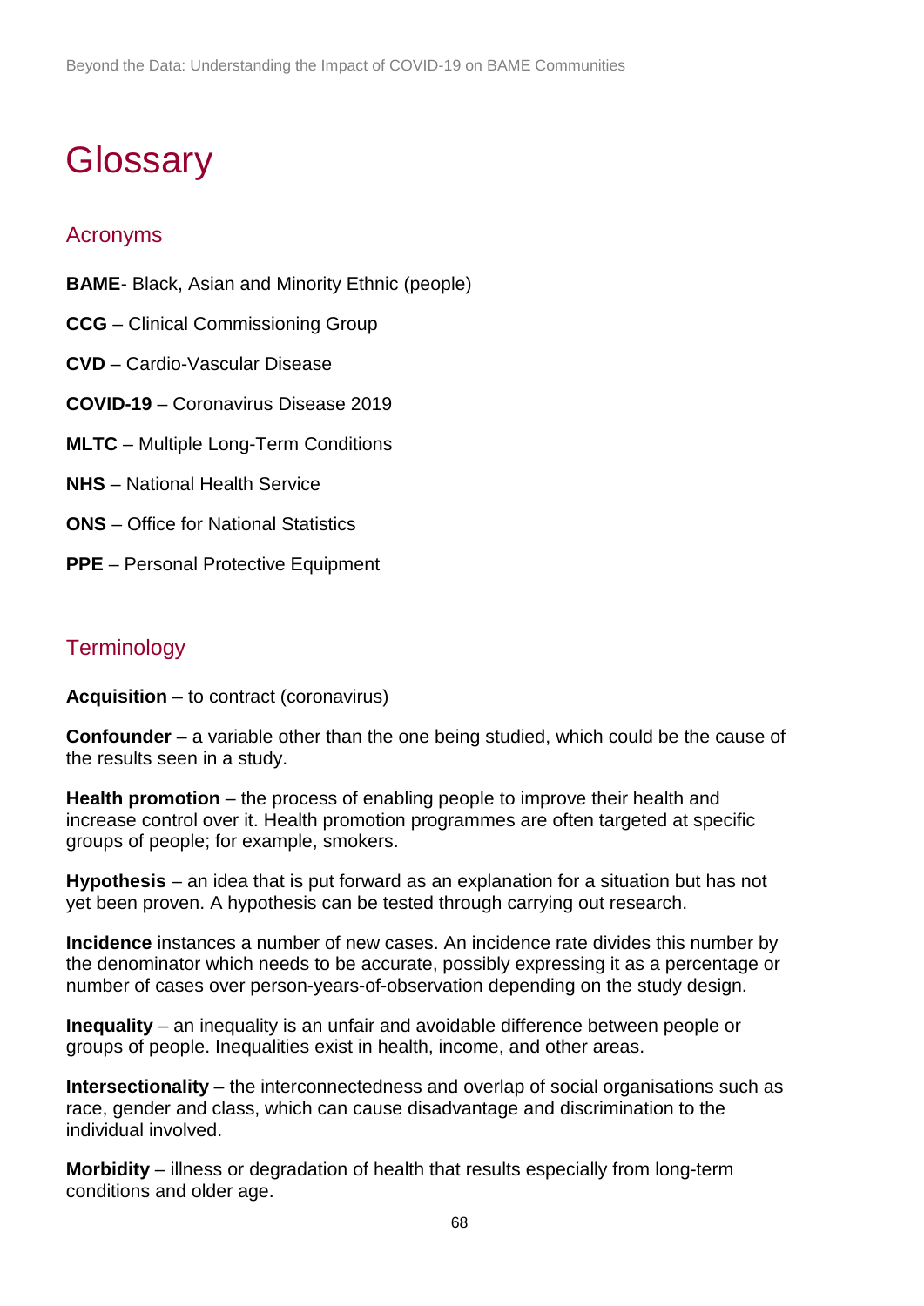# Glossary

## Acronyms

**BAME**- Black, Asian and Minority Ethnic (people)

**CCG** – Clinical Commissioning Group

**CVD** – Cardio-Vascular Disease

**COVID-19** – Coronavirus Disease 2019

**MLTC** – Multiple Long-Term Conditions

**NHS** – National Health Service

**ONS** – Office for National Statistics

**PPE** – Personal Protective Equipment

## Terminology

**Acquisition** – to contract (coronavirus)

**Confounder** – a variable other than the one being studied, which could be the cause of the results seen in a study.

**Health promotion** – the process of enabling people to improve their health and increase control over it. Health promotion programmes are often targeted at specific groups of people; for example, smokers.

**Hypothesis** – an idea that is put forward as an explanation for a situation but has not yet been proven. A hypothesis can be tested through carrying out research.

**Incidence** instances a number of new cases. An incidence rate divides this number by the denominator which needs to be accurate, possibly expressing it as a percentage or number of cases over person-years-of-observation depending on the study design.

**Inequality** – an inequality is an unfair and avoidable difference between people or groups of people. Inequalities exist in health, income, and other areas.

**Intersectionality** – the interconnectedness and overlap of social organisations such as race, gender and class, which can cause disadvantage and discrimination to the individual involved.

**Morbidity** – illness or degradation of health that results especially from long-term conditions and older age.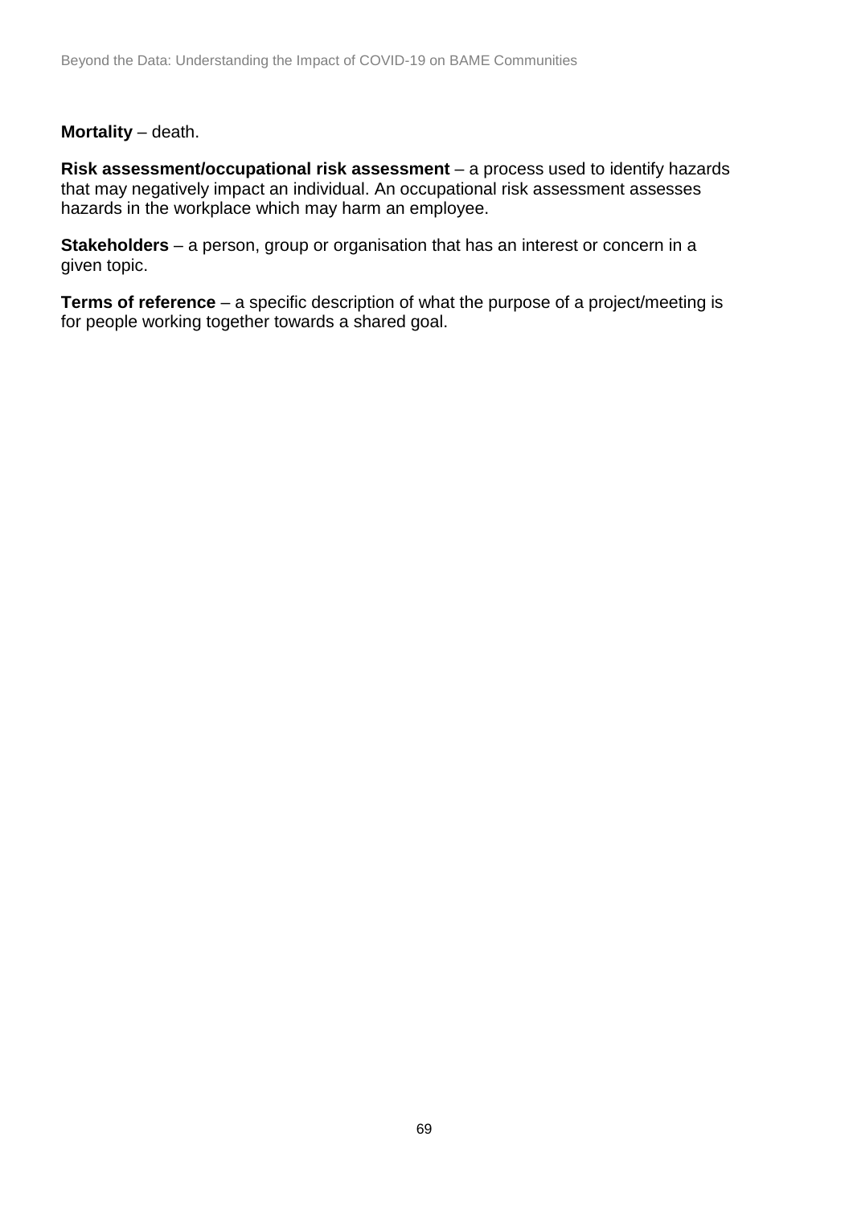**Mortality** – death.

**Risk assessment/occupational risk assessment** – a process used to identify hazards that may negatively impact an individual. An occupational risk assessment assesses hazards in the workplace which may harm an employee.

**Stakeholders** – a person, group or organisation that has an interest or concern in a given topic.

**Terms of reference** – a specific description of what the purpose of a project/meeting is for people working together towards a shared goal.